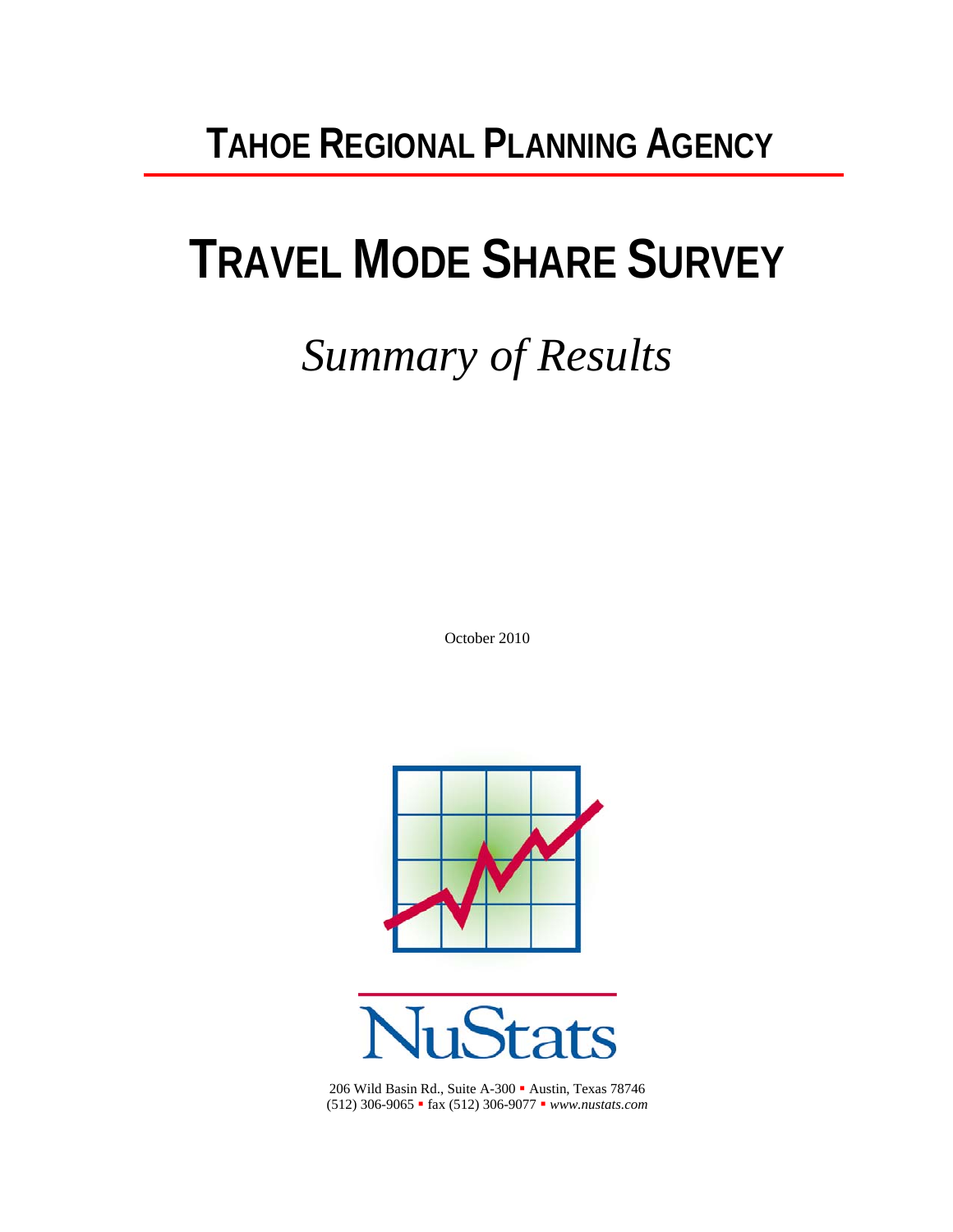# TAHOE REGIONAL PLANNING AGENCY

# TRAVEL MODE SHARE SURVEY

## *Summary of Results*

October 2010

NuStats

206 Wild Basin Rd., Suite A-300 ▪ Austin, Texas 78746
(512) 306-9065 ▪ fax (512) 306-9077 ▪ *www.nustats.com*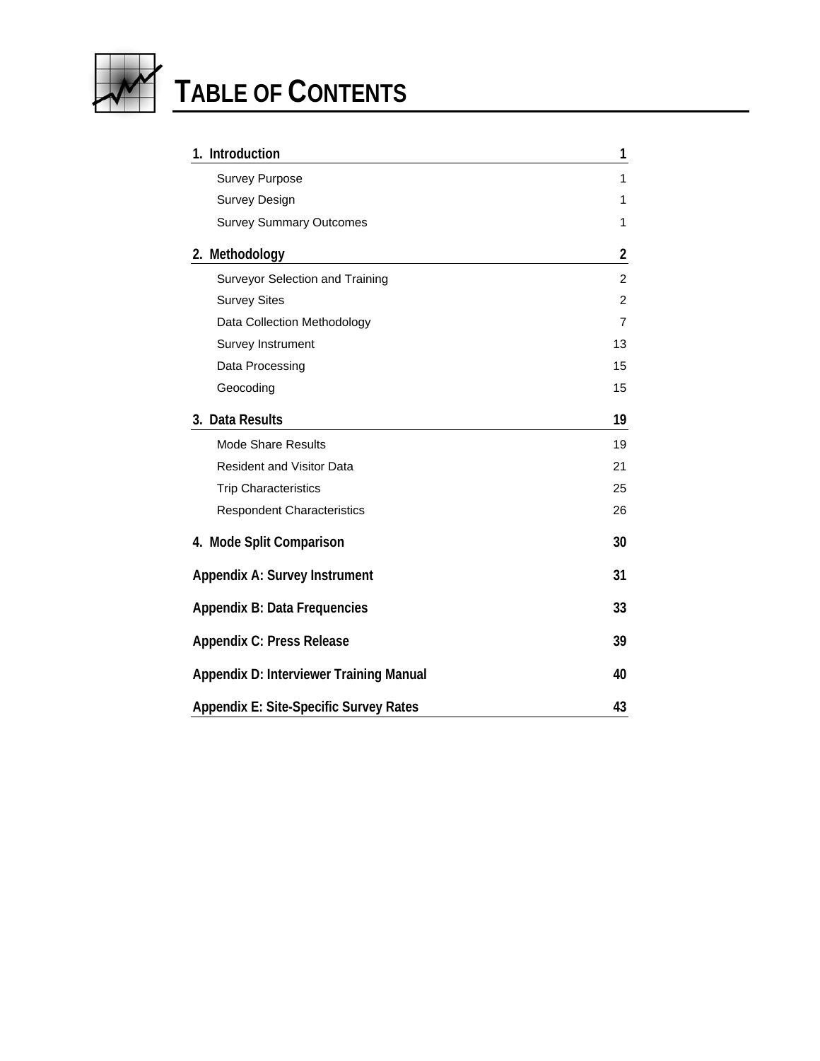# TABLE OF CONTENTS

| | |
|---|---|
| **1. Introduction** | **1** |
| Survey Purpose | 1 |
| Survey Design | 1 |
| Survey Summary Outcomes | 1 |
| **2. Methodology** | **2** |
| Surveyor Selection and Training | 2 |
| Survey Sites | 2 |
| Data Collection Methodology | 7 |
| Survey Instrument | 13 |
| Data Processing | 15 |
| Geocoding | 15 |
| **3. Data Results** | **19** |
| Mode Share Results | 19 |
| Resident and Visitor Data | 21 |
| Trip Characteristics | 25 |
| Respondent Characteristics | 26 |
| **4. Mode Split Comparison** | **30** |
| **Appendix A: Survey Instrument** | **31** |
| **Appendix B: Data Frequencies** | **33** |
| **Appendix C: Press Release** | **39** |
| **Appendix D: Interviewer Training Manual** | **40** |
| **Appendix E: Site-Specific Survey Rates** | **43** |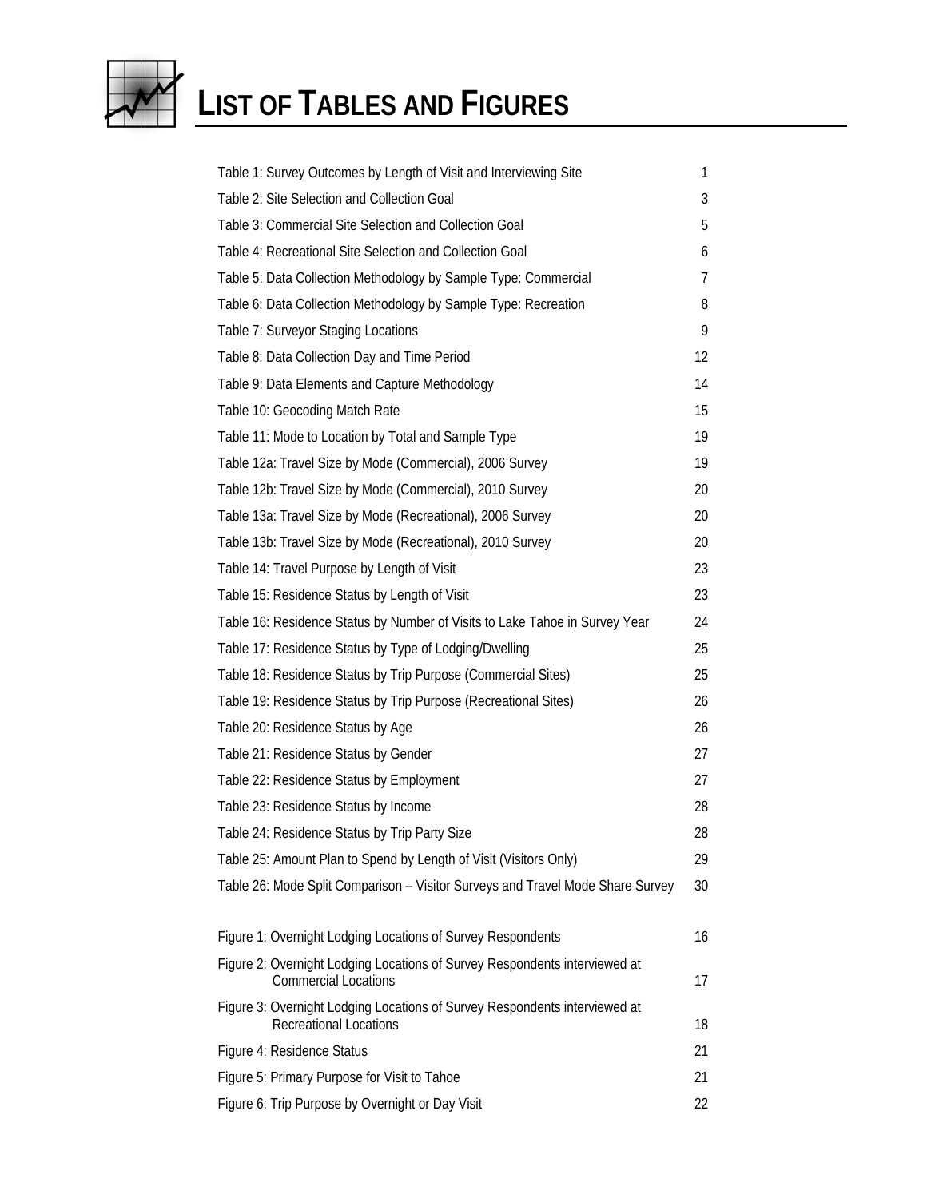# LIST OF TABLES AND FIGURES

| | |
|---|---|
| Table 1: Survey Outcomes by Length of Visit and Interviewing Site | 1 |
| Table 2: Site Selection and Collection Goal | 3 |
| Table 3: Commercial Site Selection and Collection Goal | 5 |
| Table 4: Recreational Site Selection and Collection Goal | 6 |
| Table 5: Data Collection Methodology by Sample Type: Commercial | 7 |
| Table 6: Data Collection Methodology by Sample Type: Recreation | 8 |
| Table 7: Surveyor Staging Locations | 9 |
| Table 8: Data Collection Day and Time Period | 12 |
| Table 9: Data Elements and Capture Methodology | 14 |
| Table 10: Geocoding Match Rate | 15 |
| Table 11: Mode to Location by Total and Sample Type | 19 |
| Table 12a: Travel Size by Mode (Commercial), 2006 Survey | 19 |
| Table 12b: Travel Size by Mode (Commercial), 2010 Survey | 20 |
| Table 13a: Travel Size by Mode (Recreational), 2006 Survey | 20 |
| Table 13b: Travel Size by Mode (Recreational), 2010 Survey | 20 |
| Table 14: Travel Purpose by Length of Visit | 23 |
| Table 15: Residence Status by Length of Visit | 23 |
| Table 16: Residence Status by Number of Visits to Lake Tahoe in Survey Year | 24 |
| Table 17: Residence Status by Type of Lodging/Dwelling | 25 |
| Table 18: Residence Status by Trip Purpose (Commercial Sites) | 25 |
| Table 19: Residence Status by Trip Purpose (Recreational Sites) | 26 |
| Table 20: Residence Status by Age | 26 |
| Table 21: Residence Status by Gender | 27 |
| Table 22: Residence Status by Employment | 27 |
| Table 23: Residence Status by Income | 28 |
| Table 24: Residence Status by Trip Party Size | 28 |
| Table 25: Amount Plan to Spend by Length of Visit (Visitors Only) | 29 |
| Table 26: Mode Split Comparison – Visitor Surveys and Travel Mode Share Survey | 30 |
| | |
| Figure 1: Overnight Lodging Locations of Survey Respondents | 16 |
| Figure 2: Overnight Lodging Locations of Survey Respondents interviewed at Commercial Locations | 17 |
| Figure 3: Overnight Lodging Locations of Survey Respondents interviewed at Recreational Locations | 18 |
| Figure 4: Residence Status | 21 |
| Figure 5: Primary Purpose for Visit to Tahoe | 21 |
| Figure 6: Trip Purpose by Overnight or Day Visit | 22 |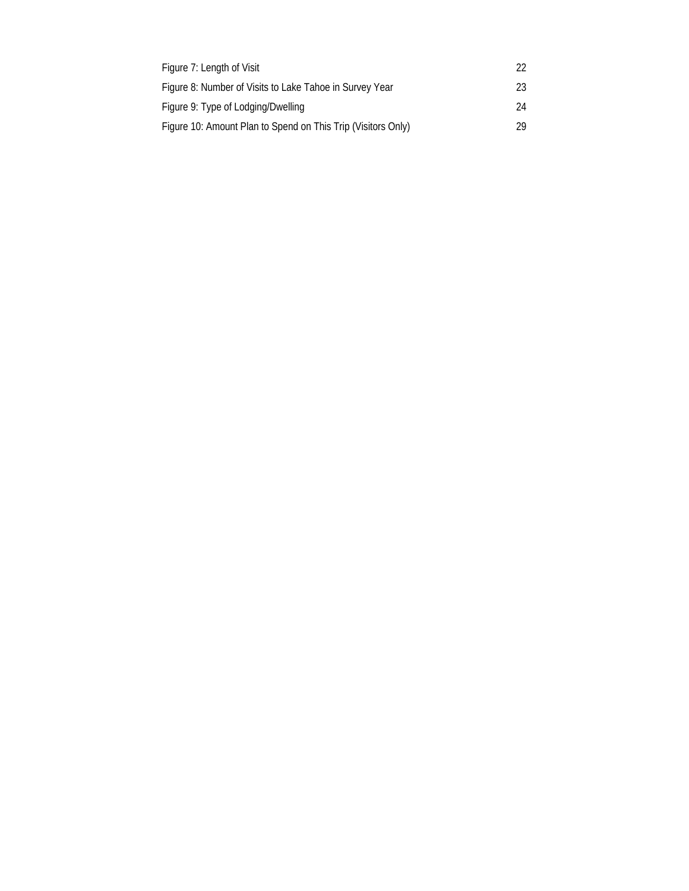| | |
|---|---|
| Figure 7: Length of Visit | 22 |
| Figure 8: Number of Visits to Lake Tahoe in Survey Year | 23 |
| Figure 9: Type of Lodging/Dwelling | 24 |
| Figure 10: Amount Plan to Spend on This Trip (Visitors Only) | 29 |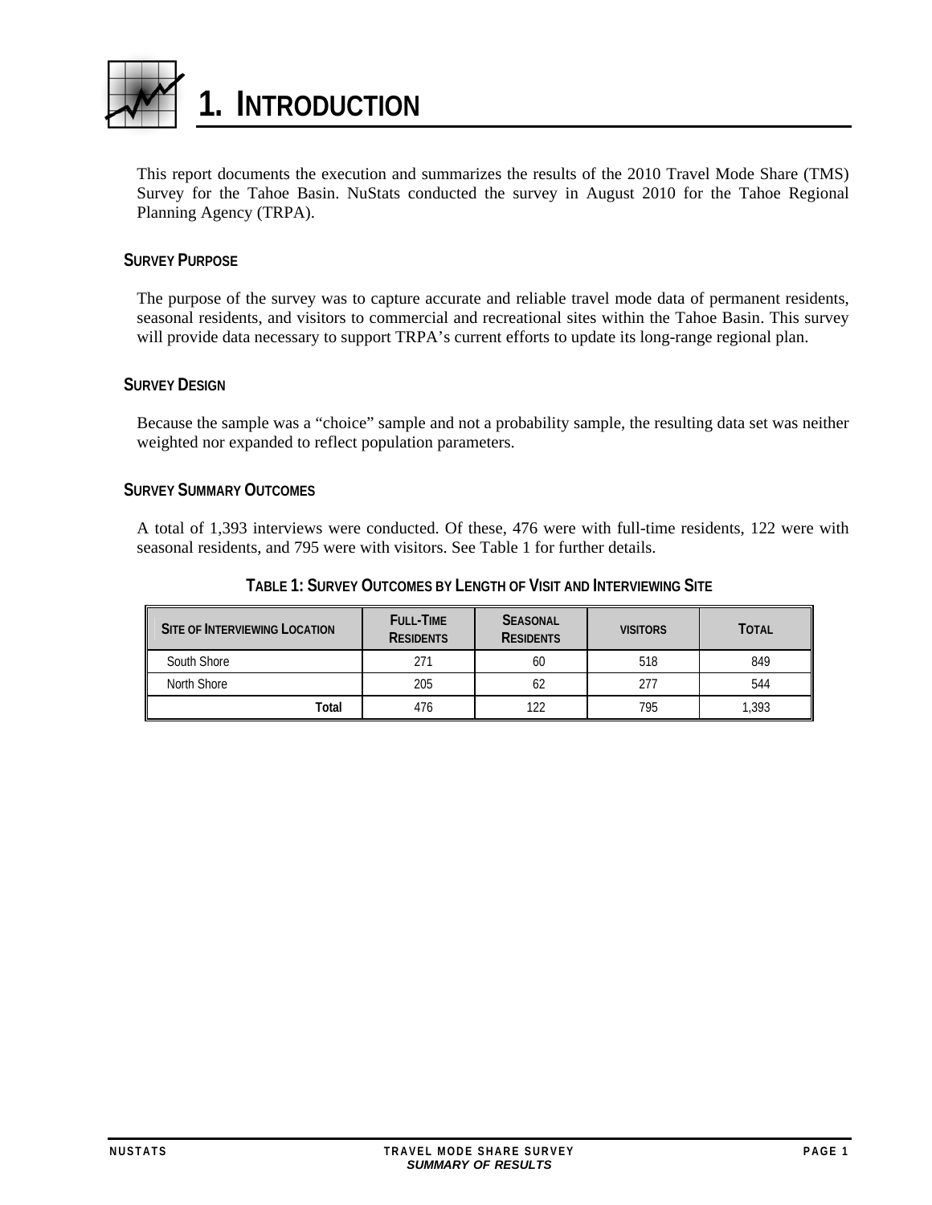# 1. INTRODUCTION

This report documents the execution and summarizes the results of the 2010 Travel Mode Share (TMS) Survey for the Tahoe Basin. NuStats conducted the survey in August 2010 for the Tahoe Regional Planning Agency (TRPA).

## SURVEY PURPOSE

The purpose of the survey was to capture accurate and reliable travel mode data of permanent residents, seasonal residents, and visitors to commercial and recreational sites within the Tahoe Basin. This survey will provide data necessary to support TRPA's current efforts to update its long-range regional plan.

## SURVEY DESIGN

Because the sample was a "choice" sample and not a probability sample, the resulting data set was neither weighted nor expanded to reflect population parameters.

## SURVEY SUMMARY OUTCOMES

A total of 1,393 interviews were conducted. Of these, 476 were with full-time residents, 122 were with seasonal residents, and 795 were with visitors. See Table 1 for further details.

**TABLE 1: SURVEY OUTCOMES BY LENGTH OF VISIT AND INTERVIEWING SITE**

| SITE OF INTERVIEWING LOCATION | FULL-TIME RESIDENTS | SEASONAL RESIDENTS | VISITORS | TOTAL |
|---|---|---|---|---|
| South Shore | 271 | 60 | 518 | 849 |
| North Shore | 205 | 62 | 277 | 544 |
| **Total** | 476 | 122 | 795 | 1,393 |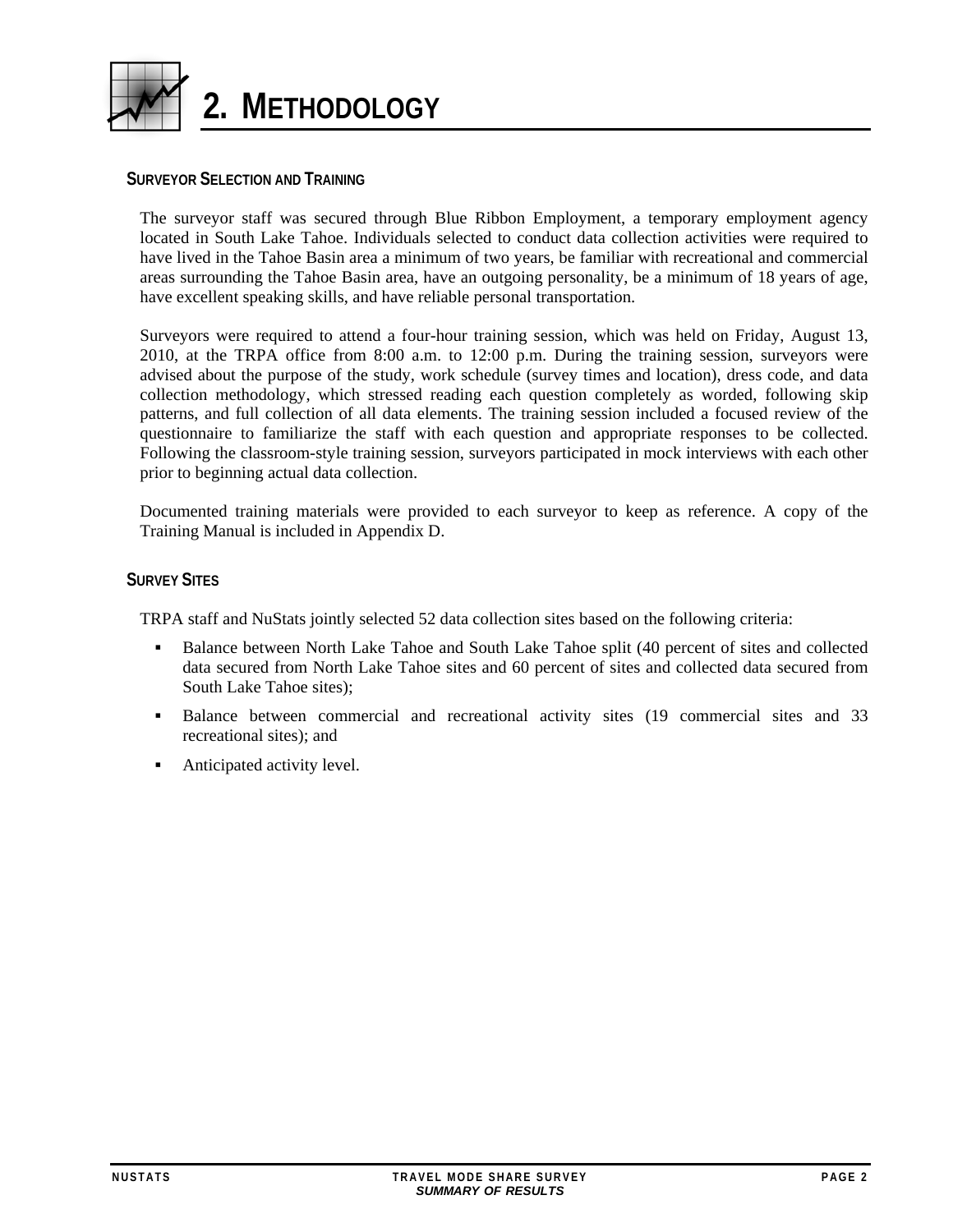# 2. METHODOLOGY

### SURVEYOR SELECTION AND TRAINING

The surveyor staff was secured through Blue Ribbon Employment, a temporary employment agency located in South Lake Tahoe. Individuals selected to conduct data collection activities were required to have lived in the Tahoe Basin area a minimum of two years, be familiar with recreational and commercial areas surrounding the Tahoe Basin area, have an outgoing personality, be a minimum of 18 years of age, have excellent speaking skills, and have reliable personal transportation.

Surveyors were required to attend a four-hour training session, which was held on Friday, August 13, 2010, at the TRPA office from 8:00 a.m. to 12:00 p.m. During the training session, surveyors were advised about the purpose of the study, work schedule (survey times and location), dress code, and data collection methodology, which stressed reading each question completely as worded, following skip patterns, and full collection of all data elements. The training session included a focused review of the questionnaire to familiarize the staff with each question and appropriate responses to be collected. Following the classroom-style training session, surveyors participated in mock interviews with each other prior to beginning actual data collection.

Documented training materials were provided to each surveyor to keep as reference. A copy of the Training Manual is included in Appendix D.

### SURVEY SITES

TRPA staff and NuStats jointly selected 52 data collection sites based on the following criteria:

- Balance between North Lake Tahoe and South Lake Tahoe split (40 percent of sites and collected data secured from North Lake Tahoe sites and 60 percent of sites and collected data secured from South Lake Tahoe sites);
- Balance between commercial and recreational activity sites (19 commercial sites and 33 recreational sites); and
- Anticipated activity level.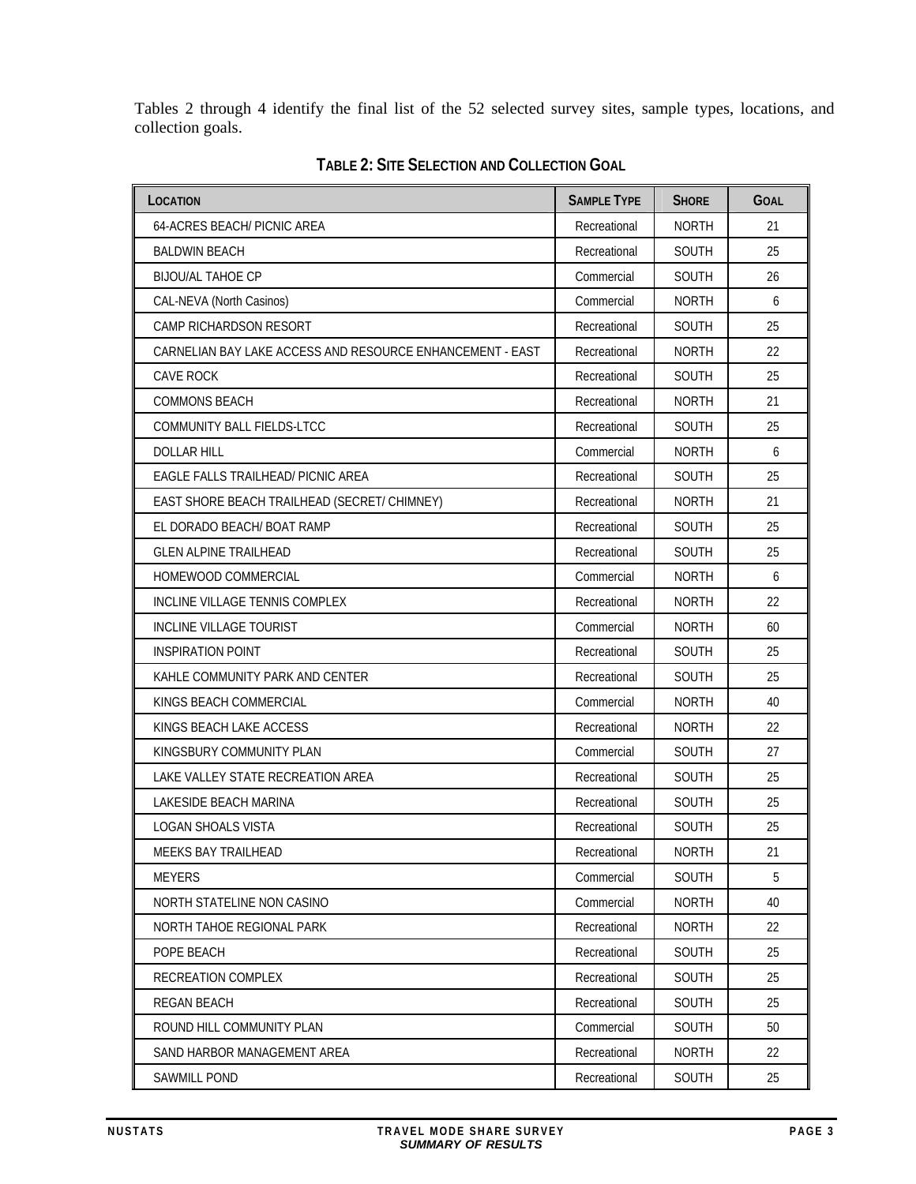Tables 2 through 4 identify the final list of the 52 selected survey sites, sample types, locations, and collection goals.

**TABLE 2: SITE SELECTION AND COLLECTION GOAL**

| LOCATION | SAMPLE TYPE | SHORE | GOAL |
|---|---|---|---|
| 64-ACRES BEACH/ PICNIC AREA | Recreational | NORTH | 21 |
| BALDWIN BEACH | Recreational | SOUTH | 25 |
| BIJOU/AL TAHOE CP | Commercial | SOUTH | 26 |
| CAL-NEVA (North Casinos) | Commercial | NORTH | 6 |
| CAMP RICHARDSON RESORT | Recreational | SOUTH | 25 |
| CARNELIAN BAY LAKE ACCESS AND RESOURCE ENHANCEMENT - EAST | Recreational | NORTH | 22 |
| CAVE ROCK | Recreational | SOUTH | 25 |
| COMMONS BEACH | Recreational | NORTH | 21 |
| COMMUNITY BALL FIELDS-LTCC | Recreational | SOUTH | 25 |
| DOLLAR HILL | Commercial | NORTH | 6 |
| EAGLE FALLS TRAILHEAD/ PICNIC AREA | Recreational | SOUTH | 25 |
| EAST SHORE BEACH TRAILHEAD (SECRET/ CHIMNEY) | Recreational | NORTH | 21 |
| EL DORADO BEACH/ BOAT RAMP | Recreational | SOUTH | 25 |
| GLEN ALPINE TRAILHEAD | Recreational | SOUTH | 25 |
| HOMEWOOD COMMERCIAL | Commercial | NORTH | 6 |
| INCLINE VILLAGE TENNIS COMPLEX | Recreational | NORTH | 22 |
| INCLINE VILLAGE TOURIST | Commercial | NORTH | 60 |
| INSPIRATION POINT | Recreational | SOUTH | 25 |
| KAHLE COMMUNITY PARK AND CENTER | Recreational | SOUTH | 25 |
| KINGS BEACH COMMERCIAL | Commercial | NORTH | 40 |
| KINGS BEACH LAKE ACCESS | Recreational | NORTH | 22 |
| KINGSBURY COMMUNITY PLAN | Commercial | SOUTH | 27 |
| LAKE VALLEY STATE RECREATION AREA | Recreational | SOUTH | 25 |
| LAKESIDE BEACH MARINA | Recreational | SOUTH | 25 |
| LOGAN SHOALS VISTA | Recreational | SOUTH | 25 |
| MEEKS BAY TRAILHEAD | Recreational | NORTH | 21 |
| MEYERS | Commercial | SOUTH | 5 |
| NORTH STATELINE NON CASINO | Commercial | NORTH | 40 |
| NORTH TAHOE REGIONAL PARK | Recreational | NORTH | 22 |
| POPE BEACH | Recreational | SOUTH | 25 |
| RECREATION COMPLEX | Recreational | SOUTH | 25 |
| REGAN BEACH | Recreational | SOUTH | 25 |
| ROUND HILL COMMUNITY PLAN | Commercial | SOUTH | 50 |
| SAND HARBOR MANAGEMENT AREA | Recreational | NORTH | 22 |
| SAWMILL POND | Recreational | SOUTH | 25 |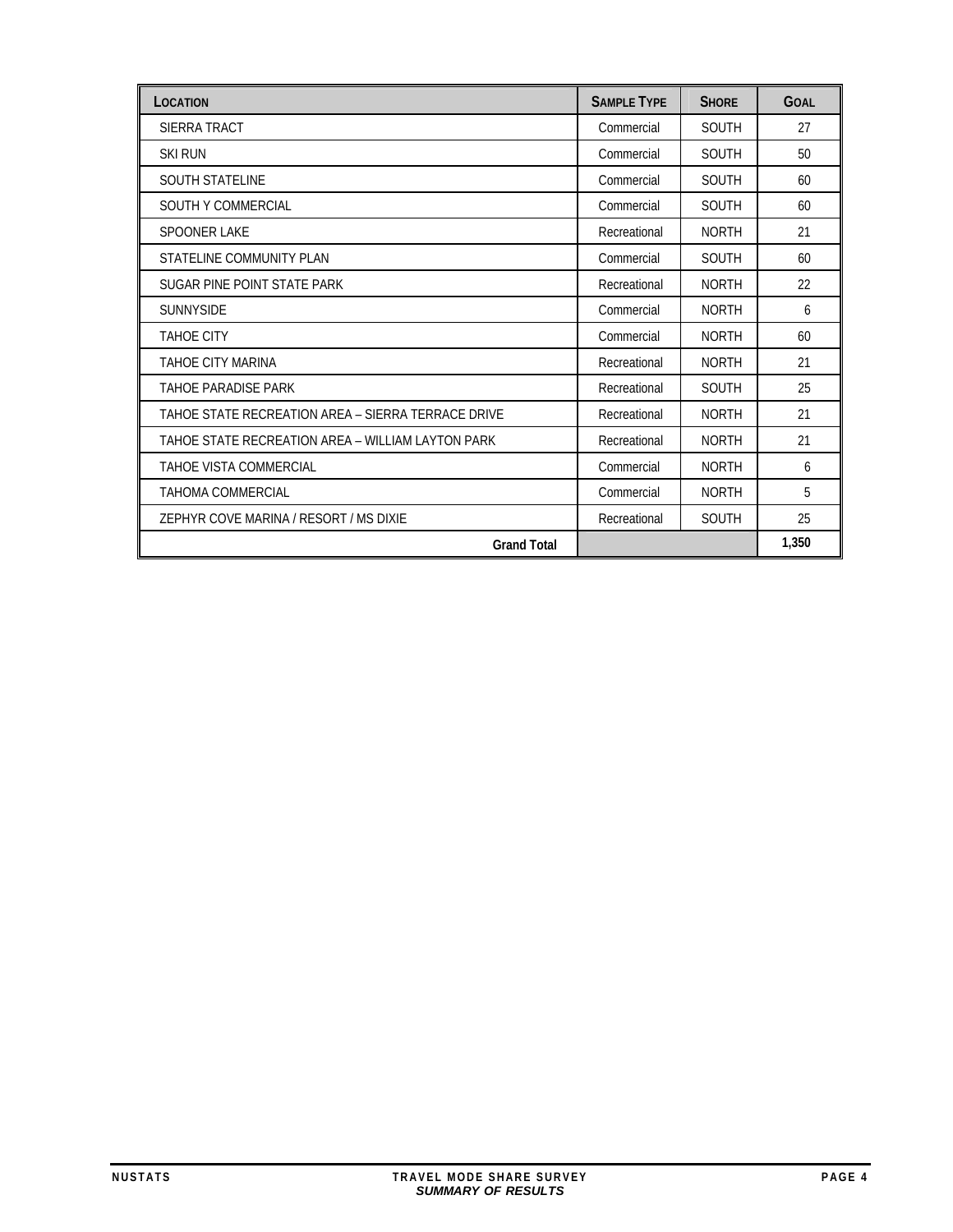| LOCATION | SAMPLE TYPE | SHORE | GOAL |
|---|---|---|---|
| SIERRA TRACT | Commercial | SOUTH | 27 |
| SKI RUN | Commercial | SOUTH | 50 |
| SOUTH STATELINE | Commercial | SOUTH | 60 |
| SOUTH Y COMMERCIAL | Commercial | SOUTH | 60 |
| SPOONER LAKE | Recreational | NORTH | 21 |
| STATELINE COMMUNITY PLAN | Commercial | SOUTH | 60 |
| SUGAR PINE POINT STATE PARK | Recreational | NORTH | 22 |
| SUNNYSIDE | Commercial | NORTH | 6 |
| TAHOE CITY | Commercial | NORTH | 60 |
| TAHOE CITY MARINA | Recreational | NORTH | 21 |
| TAHOE PARADISE PARK | Recreational | SOUTH | 25 |
| TAHOE STATE RECREATION AREA – SIERRA TERRACE DRIVE | Recreational | NORTH | 21 |
| TAHOE STATE RECREATION AREA – WILLIAM LAYTON PARK | Recreational | NORTH | 21 |
| TAHOE VISTA COMMERCIAL | Commercial | NORTH | 6 |
| TAHOMA COMMERCIAL | Commercial | NORTH | 5 |
| ZEPHYR COVE MARINA / RESORT / MS DIXIE | Recreational | SOUTH | 25 |
| **Grand Total** | | | **1,350** |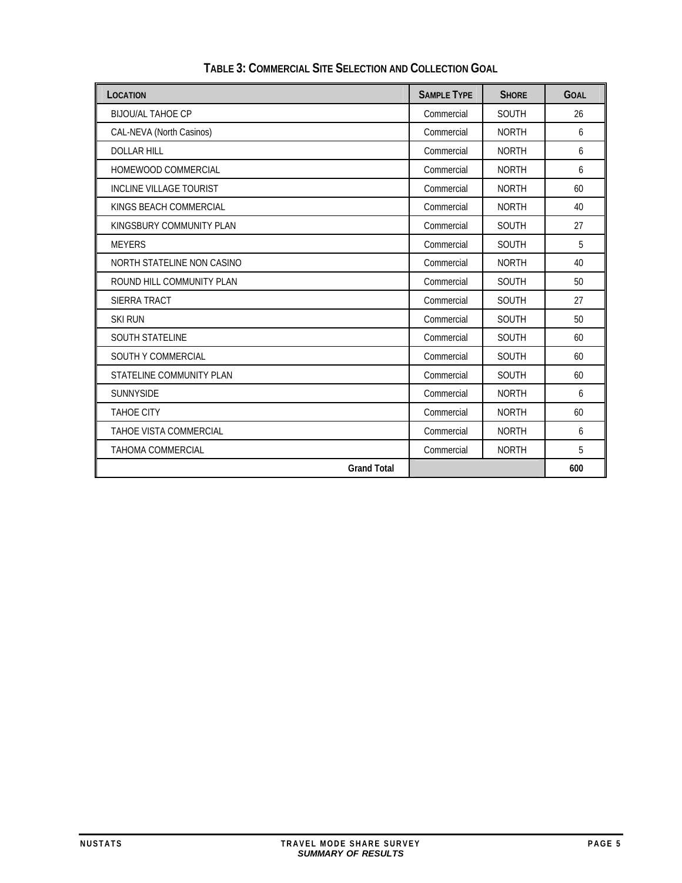## TABLE 3: COMMERCIAL SITE SELECTION AND COLLECTION GOAL

| LOCATION | SAMPLE TYPE | SHORE | GOAL |
|---|---|---|---|
| BIJOU/AL TAHOE CP | Commercial | SOUTH | 26 |
| CAL-NEVA (North Casinos) | Commercial | NORTH | 6 |
| DOLLAR HILL | Commercial | NORTH | 6 |
| HOMEWOOD COMMERCIAL | Commercial | NORTH | 6 |
| INCLINE VILLAGE TOURIST | Commercial | NORTH | 60 |
| KINGS BEACH COMMERCIAL | Commercial | NORTH | 40 |
| KINGSBURY COMMUNITY PLAN | Commercial | SOUTH | 27 |
| MEYERS | Commercial | SOUTH | 5 |
| NORTH STATELINE NON CASINO | Commercial | NORTH | 40 |
| ROUND HILL COMMUNITY PLAN | Commercial | SOUTH | 50 |
| SIERRA TRACT | Commercial | SOUTH | 27 |
| SKI RUN | Commercial | SOUTH | 50 |
| SOUTH STATELINE | Commercial | SOUTH | 60 |
| SOUTH Y COMMERCIAL | Commercial | SOUTH | 60 |
| STATELINE COMMUNITY PLAN | Commercial | SOUTH | 60 |
| SUNNYSIDE | Commercial | NORTH | 6 |
| TAHOE CITY | Commercial | NORTH | 60 |
| TAHOE VISTA COMMERCIAL | Commercial | NORTH | 6 |
| TAHOMA COMMERCIAL | Commercial | NORTH | 5 |
| **Grand Total** | | | **600** |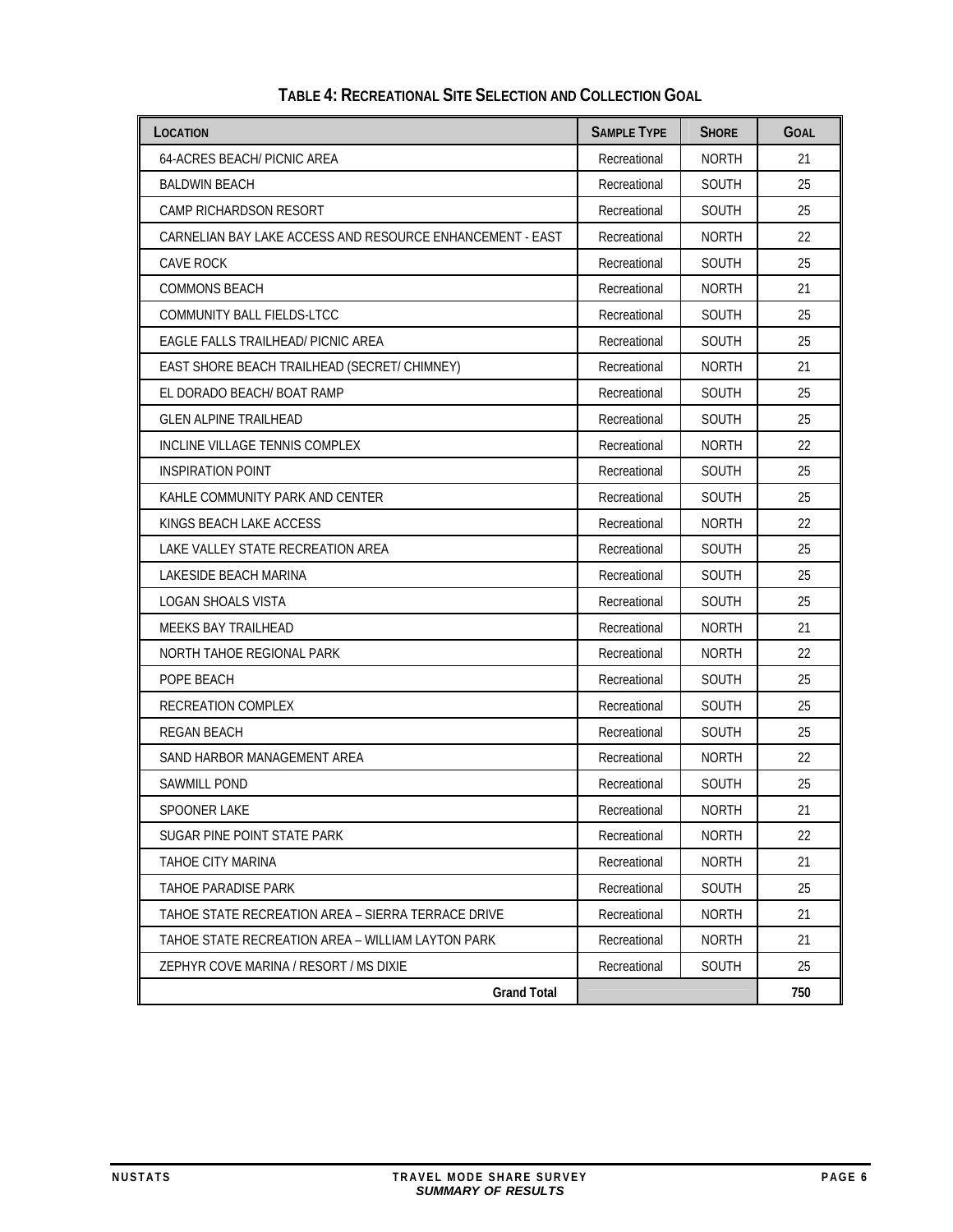**TABLE 4: RECREATIONAL SITE SELECTION AND COLLECTION GOAL**

| LOCATION | SAMPLE TYPE | SHORE | GOAL |
|---|---|---|---|
| 64-ACRES BEACH/ PICNIC AREA | Recreational | NORTH | 21 |
| BALDWIN BEACH | Recreational | SOUTH | 25 |
| CAMP RICHARDSON RESORT | Recreational | SOUTH | 25 |
| CARNELIAN BAY LAKE ACCESS AND RESOURCE ENHANCEMENT - EAST | Recreational | NORTH | 22 |
| CAVE ROCK | Recreational | SOUTH | 25 |
| COMMONS BEACH | Recreational | NORTH | 21 |
| COMMUNITY BALL FIELDS-LTCC | Recreational | SOUTH | 25 |
| EAGLE FALLS TRAILHEAD/ PICNIC AREA | Recreational | SOUTH | 25 |
| EAST SHORE BEACH TRAILHEAD (SECRET/ CHIMNEY) | Recreational | NORTH | 21 |
| EL DORADO BEACH/ BOAT RAMP | Recreational | SOUTH | 25 |
| GLEN ALPINE TRAILHEAD | Recreational | SOUTH | 25 |
| INCLINE VILLAGE TENNIS COMPLEX | Recreational | NORTH | 22 |
| INSPIRATION POINT | Recreational | SOUTH | 25 |
| KAHLE COMMUNITY PARK AND CENTER | Recreational | SOUTH | 25 |
| KINGS BEACH LAKE ACCESS | Recreational | NORTH | 22 |
| LAKE VALLEY STATE RECREATION AREA | Recreational | SOUTH | 25 |
| LAKESIDE BEACH MARINA | Recreational | SOUTH | 25 |
| LOGAN SHOALS VISTA | Recreational | SOUTH | 25 |
| MEEKS BAY TRAILHEAD | Recreational | NORTH | 21 |
| NORTH TAHOE REGIONAL PARK | Recreational | NORTH | 22 |
| POPE BEACH | Recreational | SOUTH | 25 |
| RECREATION COMPLEX | Recreational | SOUTH | 25 |
| REGAN BEACH | Recreational | SOUTH | 25 |
| SAND HARBOR MANAGEMENT AREA | Recreational | NORTH | 22 |
| SAWMILL POND | Recreational | SOUTH | 25 |
| SPOONER LAKE | Recreational | NORTH | 21 |
| SUGAR PINE POINT STATE PARK | Recreational | NORTH | 22 |
| TAHOE CITY MARINA | Recreational | NORTH | 21 |
| TAHOE PARADISE PARK | Recreational | SOUTH | 25 |
| TAHOE STATE RECREATION AREA – SIERRA TERRACE DRIVE | Recreational | NORTH | 21 |
| TAHOE STATE RECREATION AREA – WILLIAM LAYTON PARK | Recreational | NORTH | 21 |
| ZEPHYR COVE MARINA / RESORT / MS DIXIE | Recreational | SOUTH | 25 |
| **Grand Total** | | | **750** |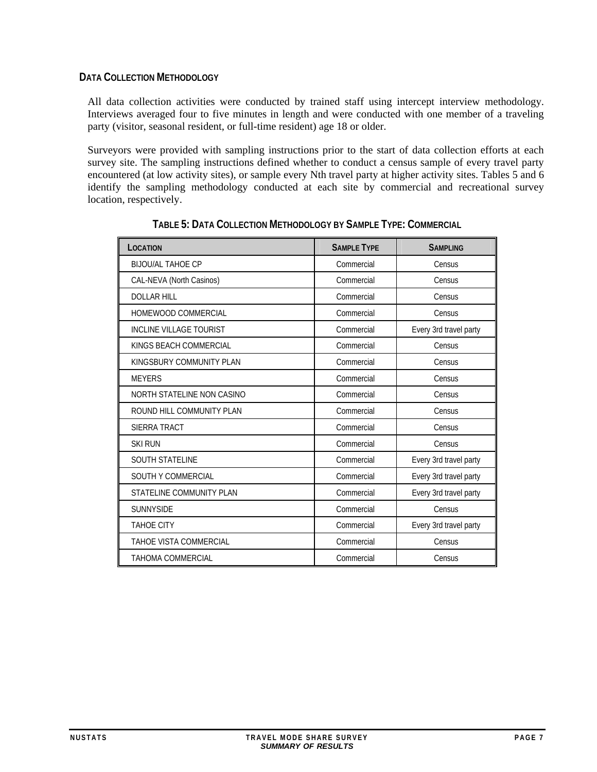## DATA COLLECTION METHODOLOGY

All data collection activities were conducted by trained staff using intercept interview methodology. Interviews averaged four to five minutes in length and were conducted with one member of a traveling party (visitor, seasonal resident, or full-time resident) age 18 or older.

Surveyors were provided with sampling instructions prior to the start of data collection efforts at each survey site. The sampling instructions defined whether to conduct a census sample of every travel party encountered (at low activity sites), or sample every Nth travel party at higher activity sites. Tables 5 and 6 identify the sampling methodology conducted at each site by commercial and recreational survey location, respectively.

**TABLE 5: DATA COLLECTION METHODOLOGY BY SAMPLE TYPE: COMMERCIAL**

| LOCATION | SAMPLE TYPE | SAMPLING |
|---|---|---|
| BIJOU/AL TAHOE CP | Commercial | Census |
| CAL-NEVA (North Casinos) | Commercial | Census |
| DOLLAR HILL | Commercial | Census |
| HOMEWOOD COMMERCIAL | Commercial | Census |
| INCLINE VILLAGE TOURIST | Commercial | Every 3rd travel party |
| KINGS BEACH COMMERCIAL | Commercial | Census |
| KINGSBURY COMMUNITY PLAN | Commercial | Census |
| MEYERS | Commercial | Census |
| NORTH STATELINE NON CASINO | Commercial | Census |
| ROUND HILL COMMUNITY PLAN | Commercial | Census |
| SIERRA TRACT | Commercial | Census |
| SKI RUN | Commercial | Census |
| SOUTH STATELINE | Commercial | Every 3rd travel party |
| SOUTH Y COMMERCIAL | Commercial | Every 3rd travel party |
| STATELINE COMMUNITY PLAN | Commercial | Every 3rd travel party |
| SUNNYSIDE | Commercial | Census |
| TAHOE CITY | Commercial | Every 3rd travel party |
| TAHOE VISTA COMMERCIAL | Commercial | Census |
| TAHOMA COMMERCIAL | Commercial | Census |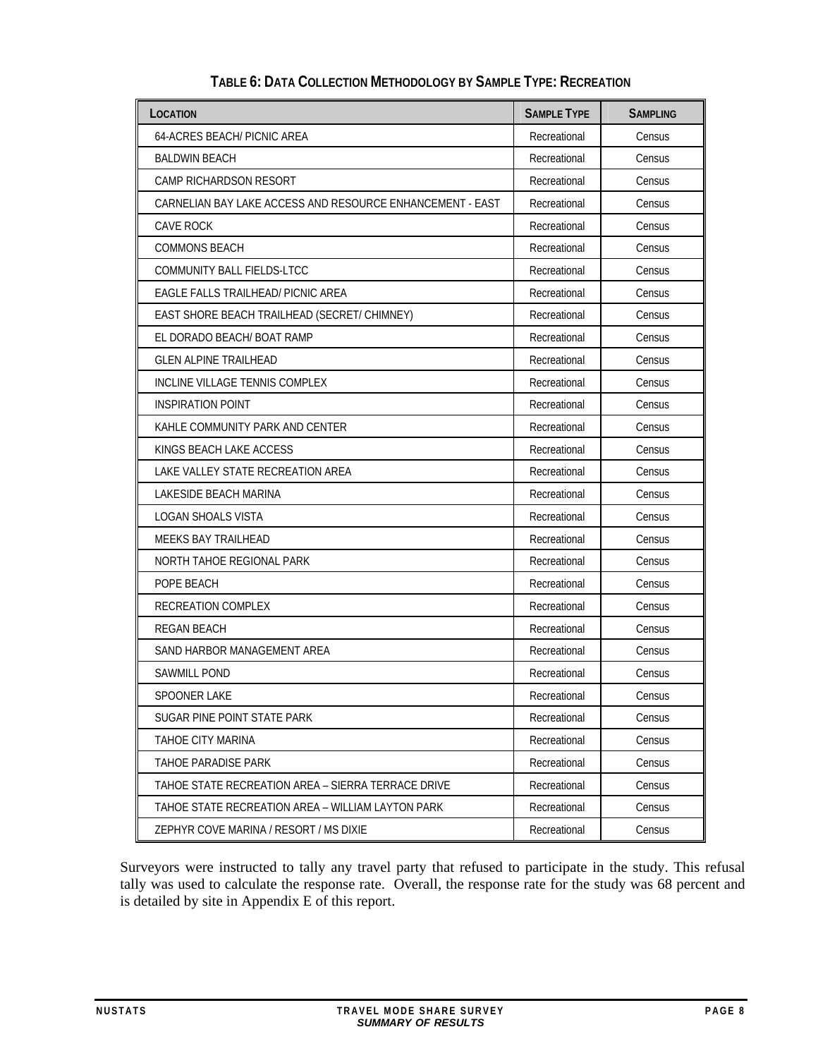**TABLE 6: DATA COLLECTION METHODOLOGY BY SAMPLE TYPE: RECREATION**

| LOCATION | SAMPLE TYPE | SAMPLING |
|---|---|---|
| 64-ACRES BEACH/ PICNIC AREA | Recreational | Census |
| BALDWIN BEACH | Recreational | Census |
| CAMP RICHARDSON RESORT | Recreational | Census |
| CARNELIAN BAY LAKE ACCESS AND RESOURCE ENHANCEMENT - EAST | Recreational | Census |
| CAVE ROCK | Recreational | Census |
| COMMONS BEACH | Recreational | Census |
| COMMUNITY BALL FIELDS-LTCC | Recreational | Census |
| EAGLE FALLS TRAILHEAD/ PICNIC AREA | Recreational | Census |
| EAST SHORE BEACH TRAILHEAD (SECRET/ CHIMNEY) | Recreational | Census |
| EL DORADO BEACH/ BOAT RAMP | Recreational | Census |
| GLEN ALPINE TRAILHEAD | Recreational | Census |
| INCLINE VILLAGE TENNIS COMPLEX | Recreational | Census |
| INSPIRATION POINT | Recreational | Census |
| KAHLE COMMUNITY PARK AND CENTER | Recreational | Census |
| KINGS BEACH LAKE ACCESS | Recreational | Census |
| LAKE VALLEY STATE RECREATION AREA | Recreational | Census |
| LAKESIDE BEACH MARINA | Recreational | Census |
| LOGAN SHOALS VISTA | Recreational | Census |
| MEEKS BAY TRAILHEAD | Recreational | Census |
| NORTH TAHOE REGIONAL PARK | Recreational | Census |
| POPE BEACH | Recreational | Census |
| RECREATION COMPLEX | Recreational | Census |
| REGAN BEACH | Recreational | Census |
| SAND HARBOR MANAGEMENT AREA | Recreational | Census |
| SAWMILL POND | Recreational | Census |
| SPOONER LAKE | Recreational | Census |
| SUGAR PINE POINT STATE PARK | Recreational | Census |
| TAHOE CITY MARINA | Recreational | Census |
| TAHOE PARADISE PARK | Recreational | Census |
| TAHOE STATE RECREATION AREA – SIERRA TERRACE DRIVE | Recreational | Census |
| TAHOE STATE RECREATION AREA – WILLIAM LAYTON PARK | Recreational | Census |
| ZEPHYR COVE MARINA / RESORT / MS DIXIE | Recreational | Census |

Surveyors were instructed to tally any travel party that refused to participate in the study. This refusal tally was used to calculate the response rate. Overall, the response rate for the study was 68 percent and is detailed by site in Appendix E of this report.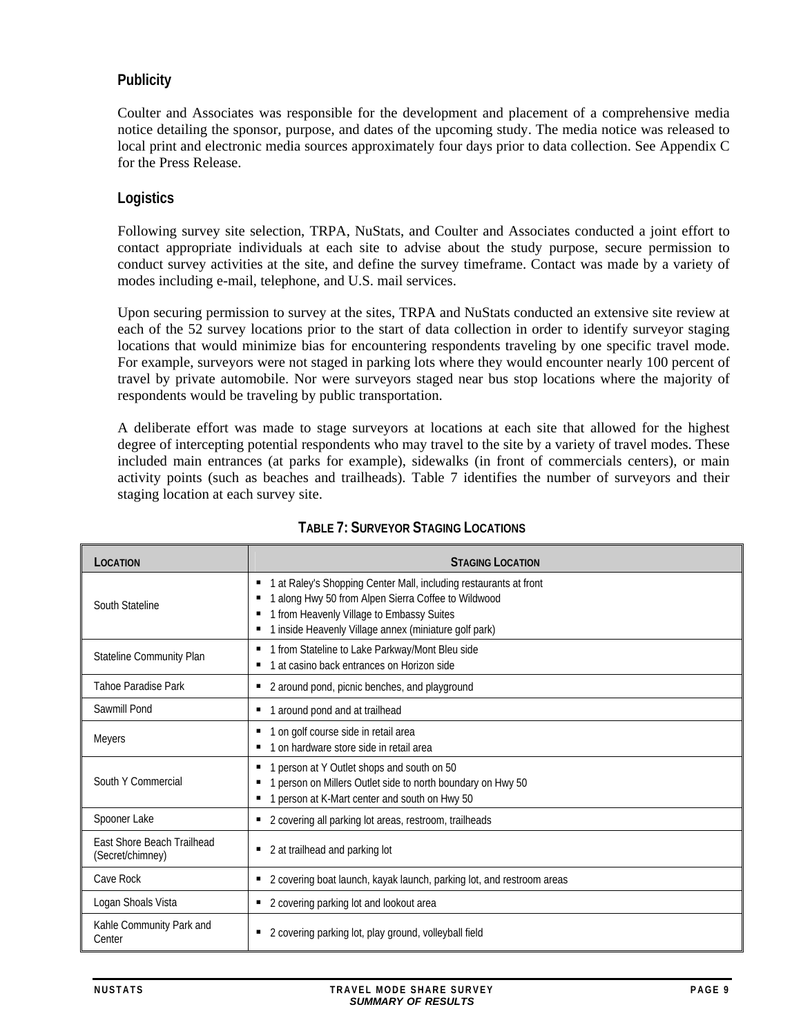### Publicity

Coulter and Associates was responsible for the development and placement of a comprehensive media notice detailing the sponsor, purpose, and dates of the upcoming study. The media notice was released to local print and electronic media sources approximately four days prior to data collection. See Appendix C for the Press Release.

### Logistics

Following survey site selection, TRPA, NuStats, and Coulter and Associates conducted a joint effort to contact appropriate individuals at each site to advise about the study purpose, secure permission to conduct survey activities at the site, and define the survey timeframe. Contact was made by a variety of modes including e-mail, telephone, and U.S. mail services.

Upon securing permission to survey at the sites, TRPA and NuStats conducted an extensive site review at each of the 52 survey locations prior to the start of data collection in order to identify surveyor staging locations that would minimize bias for encountering respondents traveling by one specific travel mode. For example, surveyors were not staged in parking lots where they would encounter nearly 100 percent of travel by private automobile. Nor were surveyors staged near bus stop locations where the majority of respondents would be traveling by public transportation.

A deliberate effort was made to stage surveyors at locations at each site that allowed for the highest degree of intercepting potential respondents who may travel to the site by a variety of travel modes. These included main entrances (at parks for example), sidewalks (in front of commercials centers), or main activity points (such as beaches and trailheads). Table 7 identifies the number of surveyors and their staging location at each survey site.

**TABLE 7: SURVEYOR STAGING LOCATIONS**

| LOCATION | STAGING LOCATION |
|---|---|
| South Stateline | ▪ 1 at Raley's Shopping Center Mall, including restaurants at front<br>▪ 1 along Hwy 50 from Alpen Sierra Coffee to Wildwood<br>▪ 1 from Heavenly Village to Embassy Suites<br>▪ 1 inside Heavenly Village annex (miniature golf park) |
| Stateline Community Plan | ▪ 1 from Stateline to Lake Parkway/Mont Bleu side<br>▪ 1 at casino back entrances on Horizon side |
| Tahoe Paradise Park | ▪ 2 around pond, picnic benches, and playground |
| Sawmill Pond | ▪ 1 around pond and at trailhead |
| Meyers | ▪ 1 on golf course side in retail area<br>▪ 1 on hardware store side in retail area |
| South Y Commercial | ▪ 1 person at Y Outlet shops and south on 50<br>▪ 1 person on Millers Outlet side to north boundary on Hwy 50<br>▪ 1 person at K-Mart center and south on Hwy 50 |
| Spooner Lake | ▪ 2 covering all parking lot areas, restroom, trailheads |
| East Shore Beach Trailhead (Secret/chimney) | ▪ 2 at trailhead and parking lot |
| Cave Rock | ▪ 2 covering boat launch, kayak launch, parking lot, and restroom areas |
| Logan Shoals Vista | ▪ 2 covering parking lot and lookout area |
| Kahle Community Park and Center | ▪ 2 covering parking lot, play ground, volleyball field |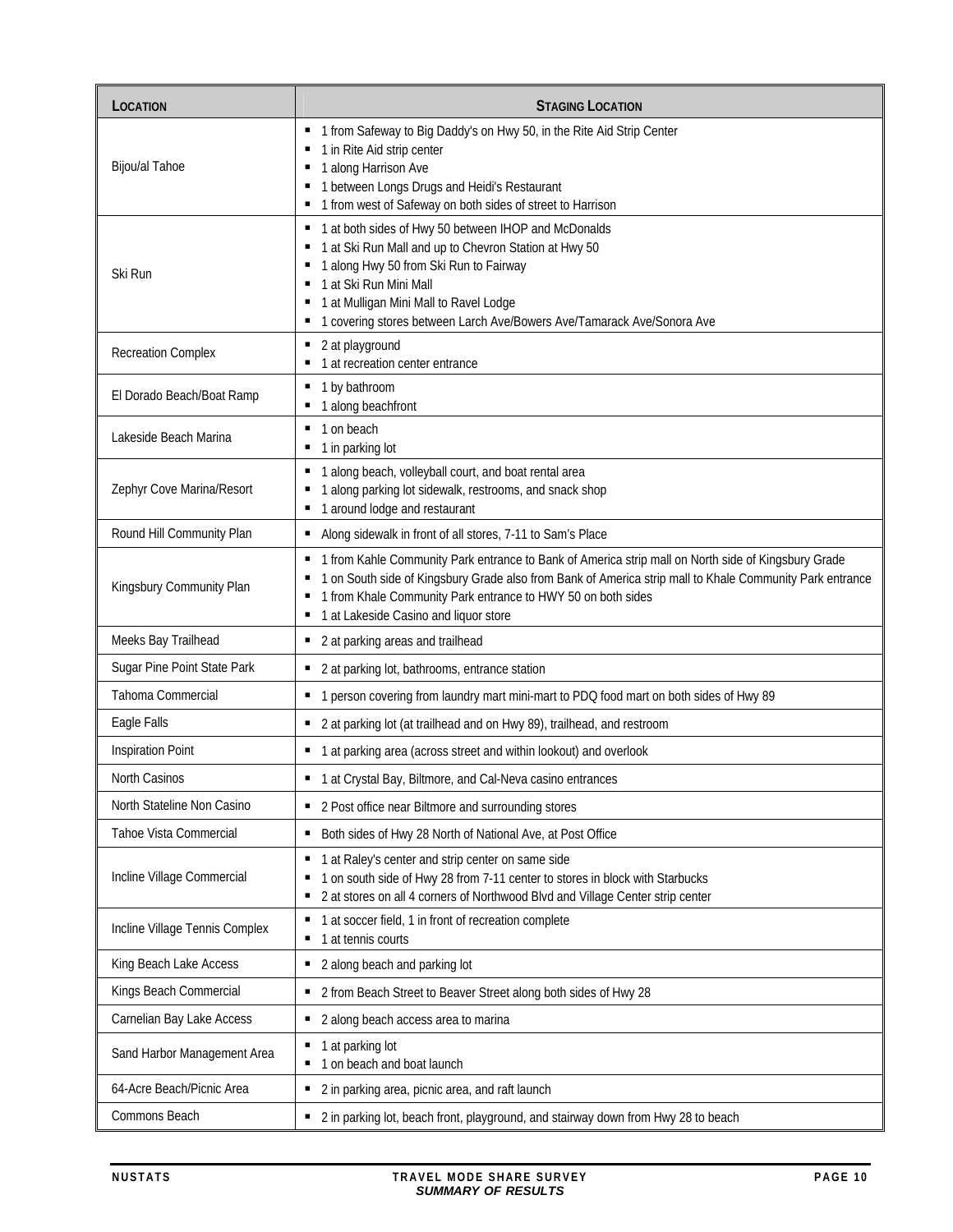| LOCATION | STAGING LOCATION |
|---|---|
| Bijou/al Tahoe | ▪ 1 from Safeway to Big Daddy's on Hwy 50, in the Rite Aid Strip Center<br>▪ 1 in Rite Aid strip center<br>▪ 1 along Harrison Ave<br>▪ 1 between Longs Drugs and Heidi's Restaurant<br>▪ 1 from west of Safeway on both sides of street to Harrison |
| Ski Run | ▪ 1 at both sides of Hwy 50 between IHOP and McDonalds<br>▪ 1 at Ski Run Mall and up to Chevron Station at Hwy 50<br>▪ 1 along Hwy 50 from Ski Run to Fairway<br>▪ 1 at Ski Run Mini Mall<br>▪ 1 at Mulligan Mini Mall to Ravel Lodge<br>▪ 1 covering stores between Larch Ave/Bowers Ave/Tamarack Ave/Sonora Ave |
| Recreation Complex | ▪ 2 at playground<br>▪ 1 at recreation center entrance |
| El Dorado Beach/Boat Ramp | ▪ 1 by bathroom<br>▪ 1 along beachfront |
| Lakeside Beach Marina | ▪ 1 on beach<br>▪ 1 in parking lot |
| Zephyr Cove Marina/Resort | ▪ 1 along beach, volleyball court, and boat rental area<br>▪ 1 along parking lot sidewalk, restrooms, and snack shop<br>▪ 1 around lodge and restaurant |
| Round Hill Community Plan | ▪ Along sidewalk in front of all stores, 7-11 to Sam's Place |
| Kingsbury Community Plan | ▪ 1 from Kahle Community Park entrance to Bank of America strip mall on North side of Kingsbury Grade<br>▪ 1 on South side of Kingsbury Grade also from Bank of America strip mall to Khale Community Park entrance<br>▪ 1 from Khale Community Park entrance to HWY 50 on both sides<br>▪ 1 at Lakeside Casino and liquor store |
| Meeks Bay Trailhead | ▪ 2 at parking areas and trailhead |
| Sugar Pine Point State Park | ▪ 2 at parking lot, bathrooms, entrance station |
| Tahoma Commercial | ▪ 1 person covering from laundry mart mini-mart to PDQ food mart on both sides of Hwy 89 |
| Eagle Falls | ▪ 2 at parking lot (at trailhead and on Hwy 89), trailhead, and restroom |
| Inspiration Point | ▪ 1 at parking area (across street and within lookout) and overlook |
| North Casinos | ▪ 1 at Crystal Bay, Biltmore, and Cal-Neva casino entrances |
| North Stateline Non Casino | ▪ 2 Post office near Biltmore and surrounding stores |
| Tahoe Vista Commercial | ▪ Both sides of Hwy 28 North of National Ave, at Post Office |
| Incline Village Commercial | ▪ 1 at Raley's center and strip center on same side<br>▪ 1 on south side of Hwy 28 from 7-11 center to stores in block with Starbucks<br>▪ 2 at stores on all 4 corners of Northwood Blvd and Village Center strip center |
| Incline Village Tennis Complex | ▪ 1 at soccer field, 1 in front of recreation complete<br>▪ 1 at tennis courts |
| King Beach Lake Access | ▪ 2 along beach and parking lot |
| Kings Beach Commercial | ▪ 2 from Beach Street to Beaver Street along both sides of Hwy 28 |
| Carnelian Bay Lake Access | ▪ 2 along beach access area to marina |
| Sand Harbor Management Area | ▪ 1 at parking lot<br>▪ 1 on beach and boat launch |
| 64-Acre Beach/Picnic Area | ▪ 2 in parking area, picnic area, and raft launch |
| Commons Beach | ▪ 2 in parking lot, beach front, playground, and stairway down from Hwy 28 to beach |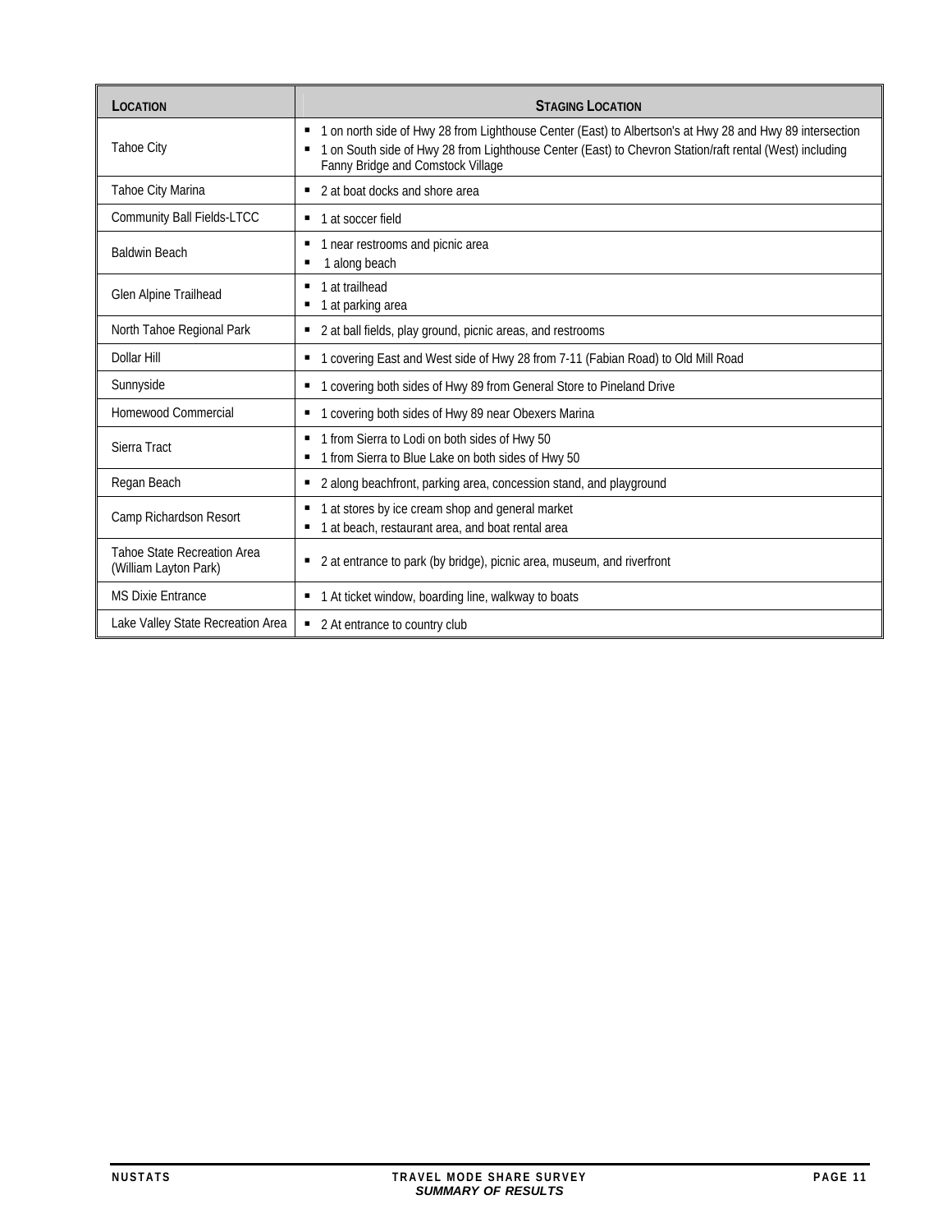| LOCATION | STAGING LOCATION |
|---|---|
| Tahoe City | ▪ 1 on north side of Hwy 28 from Lighthouse Center (East) to Albertson's at Hwy 28 and Hwy 89 intersection<br>▪ 1 on South side of Hwy 28 from Lighthouse Center (East) to Chevron Station/raft rental (West) including Fanny Bridge and Comstock Village |
| Tahoe City Marina | ▪ 2 at boat docks and shore area |
| Community Ball Fields-LTCC | ▪ 1 at soccer field |
| Baldwin Beach | ▪ 1 near restrooms and picnic area<br>▪ 1 along beach |
| Glen Alpine Trailhead | ▪ 1 at trailhead<br>▪ 1 at parking area |
| North Tahoe Regional Park | ▪ 2 at ball fields, play ground, picnic areas, and restrooms |
| Dollar Hill | ▪ 1 covering East and West side of Hwy 28 from 7-11 (Fabian Road) to Old Mill Road |
| Sunnyside | ▪ 1 covering both sides of Hwy 89 from General Store to Pineland Drive |
| Homewood Commercial | ▪ 1 covering both sides of Hwy 89 near Obexers Marina |
| Sierra Tract | ▪ 1 from Sierra to Lodi on both sides of Hwy 50<br>▪ 1 from Sierra to Blue Lake on both sides of Hwy 50 |
| Regan Beach | ▪ 2 along beachfront, parking area, concession stand, and playground |
| Camp Richardson Resort | ▪ 1 at stores by ice cream shop and general market<br>▪ 1 at beach, restaurant area, and boat rental area |
| Tahoe State Recreation Area (William Layton Park) | ▪ 2 at entrance to park (by bridge), picnic area, museum, and riverfront |
| MS Dixie Entrance | ▪ 1 At ticket window, boarding line, walkway to boats |
| Lake Valley State Recreation Area | ▪ 2 At entrance to country club |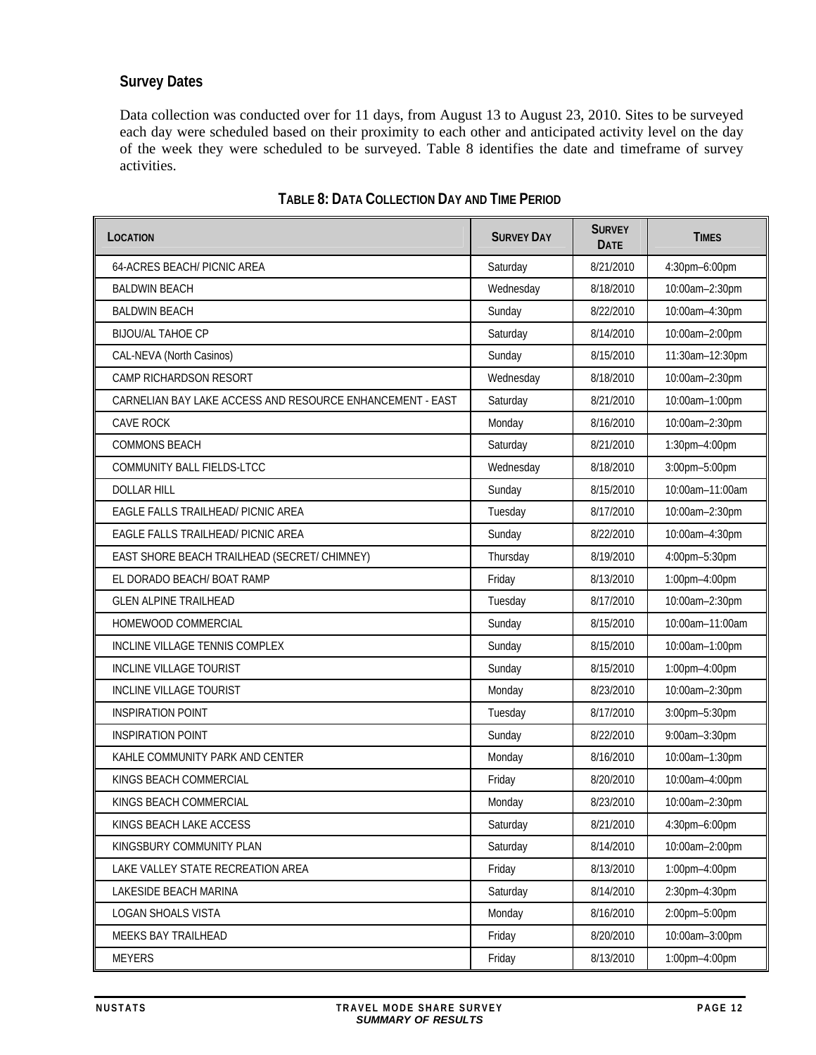### Survey Dates

Data collection was conducted over for 11 days, from August 13 to August 23, 2010. Sites to be surveyed each day were scheduled based on their proximity to each other and anticipated activity level on the day of the week they were scheduled to be surveyed. Table 8 identifies the date and timeframe of survey activities.

**TABLE 8: DATA COLLECTION DAY AND TIME PERIOD**

| LOCATION | SURVEY DAY | SURVEY DATE | TIMES |
|---|---|---|---|
| 64-ACRES BEACH/ PICNIC AREA | Saturday | 8/21/2010 | 4:30pm–6:00pm |
| BALDWIN BEACH | Wednesday | 8/18/2010 | 10:00am–2:30pm |
| BALDWIN BEACH | Sunday | 8/22/2010 | 10:00am–4:30pm |
| BIJOU/AL TAHOE CP | Saturday | 8/14/2010 | 10:00am–2:00pm |
| CAL-NEVA (North Casinos) | Sunday | 8/15/2010 | 11:30am–12:30pm |
| CAMP RICHARDSON RESORT | Wednesday | 8/18/2010 | 10:00am–2:30pm |
| CARNELIAN BAY LAKE ACCESS AND RESOURCE ENHANCEMENT - EAST | Saturday | 8/21/2010 | 10:00am–1:00pm |
| CAVE ROCK | Monday | 8/16/2010 | 10:00am–2:30pm |
| COMMONS BEACH | Saturday | 8/21/2010 | 1:30pm–4:00pm |
| COMMUNITY BALL FIELDS-LTCC | Wednesday | 8/18/2010 | 3:00pm–5:00pm |
| DOLLAR HILL | Sunday | 8/15/2010 | 10:00am–11:00am |
| EAGLE FALLS TRAILHEAD/ PICNIC AREA | Tuesday | 8/17/2010 | 10:00am–2:30pm |
| EAGLE FALLS TRAILHEAD/ PICNIC AREA | Sunday | 8/22/2010 | 10:00am–4:30pm |
| EAST SHORE BEACH TRAILHEAD (SECRET/ CHIMNEY) | Thursday | 8/19/2010 | 4:00pm–5:30pm |
| EL DORADO BEACH/ BOAT RAMP | Friday | 8/13/2010 | 1:00pm–4:00pm |
| GLEN ALPINE TRAILHEAD | Tuesday | 8/17/2010 | 10:00am–2:30pm |
| HOMEWOOD COMMERCIAL | Sunday | 8/15/2010 | 10:00am–11:00am |
| INCLINE VILLAGE TENNIS COMPLEX | Sunday | 8/15/2010 | 10:00am–1:00pm |
| INCLINE VILLAGE TOURIST | Sunday | 8/15/2010 | 1:00pm–4:00pm |
| INCLINE VILLAGE TOURIST | Monday | 8/23/2010 | 10:00am–2:30pm |
| INSPIRATION POINT | Tuesday | 8/17/2010 | 3:00pm–5:30pm |
| INSPIRATION POINT | Sunday | 8/22/2010 | 9:00am–3:30pm |
| KAHLE COMMUNITY PARK AND CENTER | Monday | 8/16/2010 | 10:00am–1:30pm |
| KINGS BEACH COMMERCIAL | Friday | 8/20/2010 | 10:00am–4:00pm |
| KINGS BEACH COMMERCIAL | Monday | 8/23/2010 | 10:00am–2:30pm |
| KINGS BEACH LAKE ACCESS | Saturday | 8/21/2010 | 4:30pm–6:00pm |
| KINGSBURY COMMUNITY PLAN | Saturday | 8/14/2010 | 10:00am–2:00pm |
| LAKE VALLEY STATE RECREATION AREA | Friday | 8/13/2010 | 1:00pm–4:00pm |
| LAKESIDE BEACH MARINA | Saturday | 8/14/2010 | 2:30pm–4:30pm |
| LOGAN SHOALS VISTA | Monday | 8/16/2010 | 2:00pm–5:00pm |
| MEEKS BAY TRAILHEAD | Friday | 8/20/2010 | 10:00am–3:00pm |
| MEYERS | Friday | 8/13/2010 | 1:00pm–4:00pm |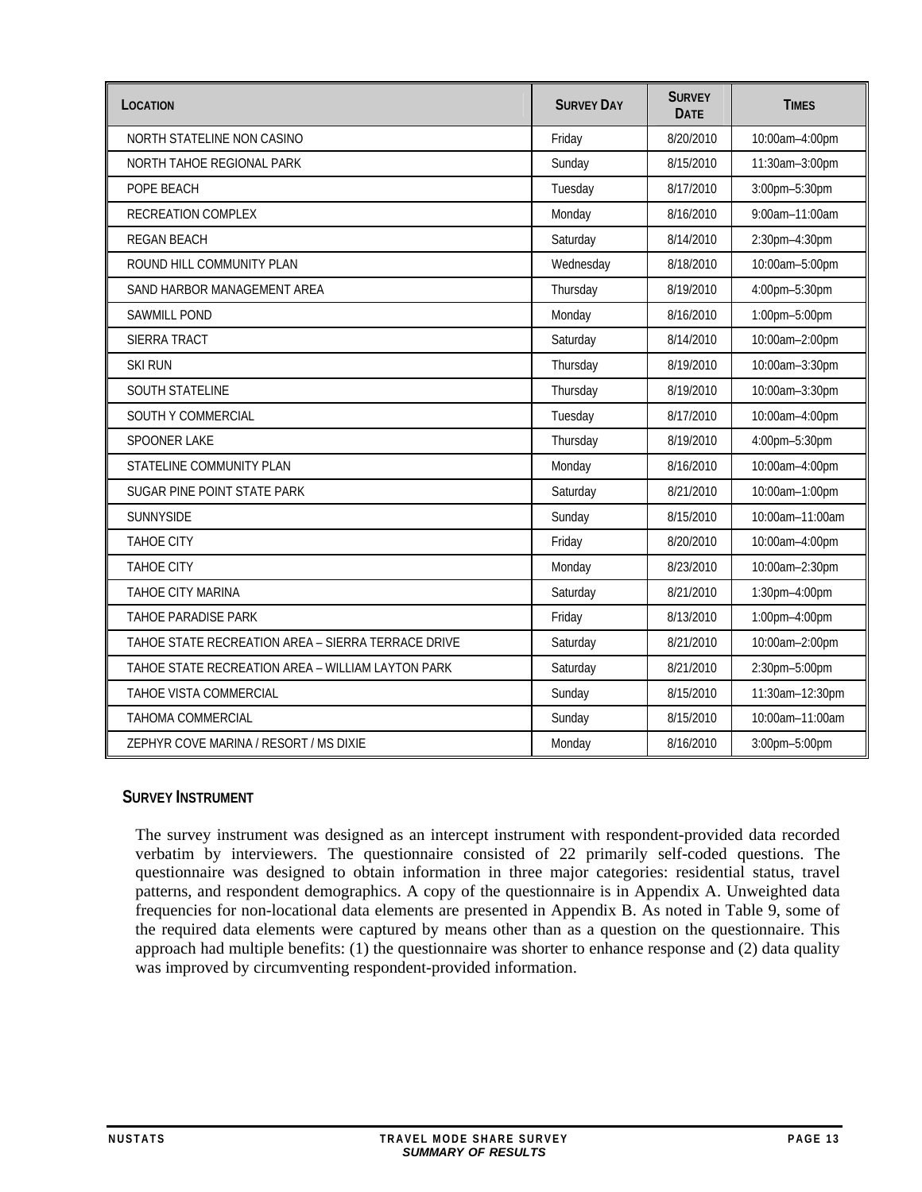| Location | Survey Day | Survey Date | Times |
|---|---|---|---|
| NORTH STATELINE NON CASINO | Friday | 8/20/2010 | 10:00am–4:00pm |
| NORTH TAHOE REGIONAL PARK | Sunday | 8/15/2010 | 11:30am–3:00pm |
| POPE BEACH | Tuesday | 8/17/2010 | 3:00pm–5:30pm |
| RECREATION COMPLEX | Monday | 8/16/2010 | 9:00am–11:00am |
| REGAN BEACH | Saturday | 8/14/2010 | 2:30pm–4:30pm |
| ROUND HILL COMMUNITY PLAN | Wednesday | 8/18/2010 | 10:00am–5:00pm |
| SAND HARBOR MANAGEMENT AREA | Thursday | 8/19/2010 | 4:00pm–5:30pm |
| SAWMILL POND | Monday | 8/16/2010 | 1:00pm–5:00pm |
| SIERRA TRACT | Saturday | 8/14/2010 | 10:00am–2:00pm |
| SKI RUN | Thursday | 8/19/2010 | 10:00am–3:30pm |
| SOUTH STATELINE | Thursday | 8/19/2010 | 10:00am–3:30pm |
| SOUTH Y COMMERCIAL | Tuesday | 8/17/2010 | 10:00am–4:00pm |
| SPOONER LAKE | Thursday | 8/19/2010 | 4:00pm–5:30pm |
| STATELINE COMMUNITY PLAN | Monday | 8/16/2010 | 10:00am–4:00pm |
| SUGAR PINE POINT STATE PARK | Saturday | 8/21/2010 | 10:00am–1:00pm |
| SUNNYSIDE | Sunday | 8/15/2010 | 10:00am–11:00am |
| TAHOE CITY | Friday | 8/20/2010 | 10:00am–4:00pm |
| TAHOE CITY | Monday | 8/23/2010 | 10:00am–2:30pm |
| TAHOE CITY MARINA | Saturday | 8/21/2010 | 1:30pm–4:00pm |
| TAHOE PARADISE PARK | Friday | 8/13/2010 | 1:00pm–4:00pm |
| TAHOE STATE RECREATION AREA – SIERRA TERRACE DRIVE | Saturday | 8/21/2010 | 10:00am–2:00pm |
| TAHOE STATE RECREATION AREA – WILLIAM LAYTON PARK | Saturday | 8/21/2010 | 2:30pm–5:00pm |
| TAHOE VISTA COMMERCIAL | Sunday | 8/15/2010 | 11:30am–12:30pm |
| TAHOMA COMMERCIAL | Sunday | 8/15/2010 | 10:00am–11:00am |
| ZEPHYR COVE MARINA / RESORT / MS DIXIE | Monday | 8/16/2010 | 3:00pm–5:00pm |

## Survey Instrument

The survey instrument was designed as an intercept instrument with respondent-provided data recorded verbatim by interviewers. The questionnaire consisted of 22 primarily self-coded questions. The questionnaire was designed to obtain information in three major categories: residential status, travel patterns, and respondent demographics. A copy of the questionnaire is in Appendix A. Unweighted data frequencies for non-locational data elements are presented in Appendix B. As noted in Table 9, some of the required data elements were captured by means other than as a question on the questionnaire. This approach had multiple benefits: (1) the questionnaire was shorter to enhance response and (2) data quality was improved by circumventing respondent-provided information.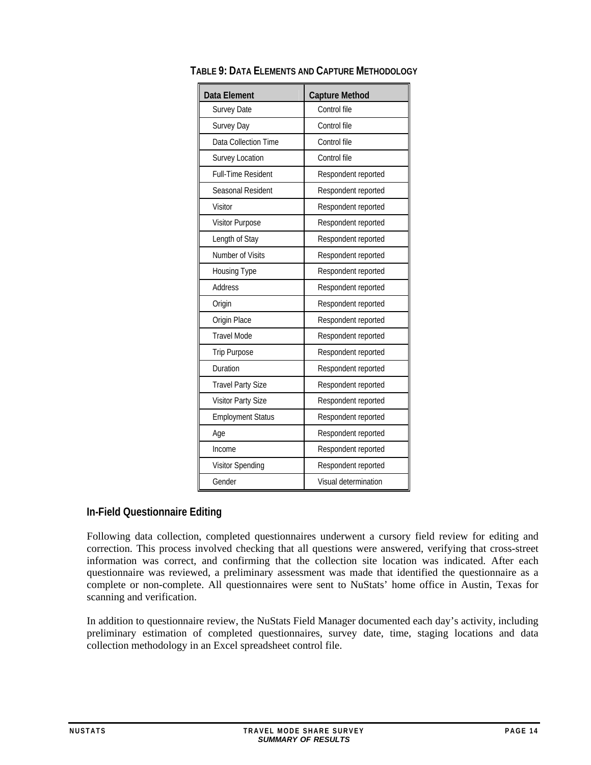**TABLE 9: DATA ELEMENTS AND CAPTURE METHODOLOGY**

| Data Element | Capture Method |
|---|---|
| Survey Date | Control file |
| Survey Day | Control file |
| Data Collection Time | Control file |
| Survey Location | Control file |
| Full-Time Resident | Respondent reported |
| Seasonal Resident | Respondent reported |
| Visitor | Respondent reported |
| Visitor Purpose | Respondent reported |
| Length of Stay | Respondent reported |
| Number of Visits | Respondent reported |
| Housing Type | Respondent reported |
| Address | Respondent reported |
| Origin | Respondent reported |
| Origin Place | Respondent reported |
| Travel Mode | Respondent reported |
| Trip Purpose | Respondent reported |
| Duration | Respondent reported |
| Travel Party Size | Respondent reported |
| Visitor Party Size | Respondent reported |
| Employment Status | Respondent reported |
| Age | Respondent reported |
| Income | Respondent reported |
| Visitor Spending | Respondent reported |
| Gender | Visual determination |

### In-Field Questionnaire Editing

Following data collection, completed questionnaires underwent a cursory field review for editing and correction. This process involved checking that all questions were answered, verifying that cross-street information was correct, and confirming that the collection site location was indicated. After each questionnaire was reviewed, a preliminary assessment was made that identified the questionnaire as a complete or non-complete. All questionnaires were sent to NuStats' home office in Austin, Texas for scanning and verification.

In addition to questionnaire review, the NuStats Field Manager documented each day's activity, including preliminary estimation of completed questionnaires, survey date, time, staging locations and data collection methodology in an Excel spreadsheet control file.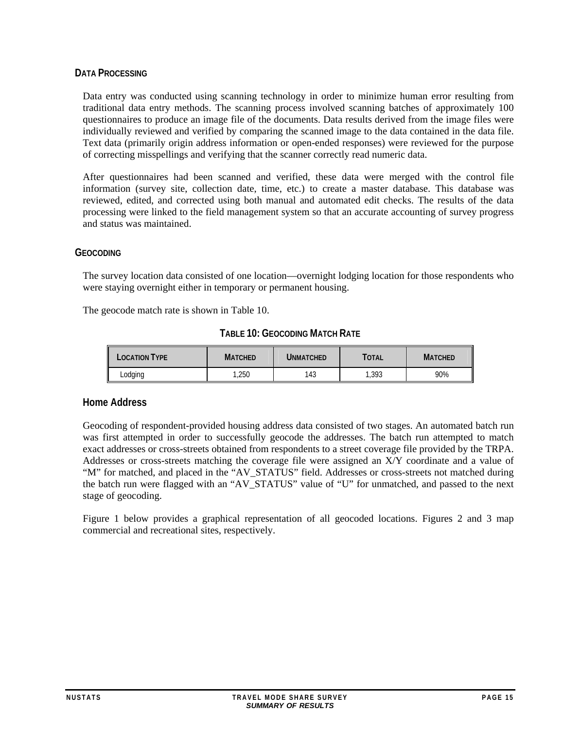## DATA PROCESSING

Data entry was conducted using scanning technology in order to minimize human error resulting from traditional data entry methods. The scanning process involved scanning batches of approximately 100 questionnaires to produce an image file of the documents. Data results derived from the image files were individually reviewed and verified by comparing the scanned image to the data contained in the data file. Text data (primarily origin address information or open-ended responses) were reviewed for the purpose of correcting misspellings and verifying that the scanner correctly read numeric data.

After questionnaires had been scanned and verified, these data were merged with the control file information (survey site, collection date, time, etc.) to create a master database. This database was reviewed, edited, and corrected using both manual and automated edit checks. The results of the data processing were linked to the field management system so that an accurate accounting of survey progress and status was maintained.

## GEOCODING

The survey location data consisted of one location—overnight lodging location for those respondents who were staying overnight either in temporary or permanent housing.

The geocode match rate is shown in Table 10.

**TABLE 10: GEOCODING MATCH RATE**

| LOCATION TYPE | MATCHED | UNMATCHED | TOTAL | MATCHED |
|---|---|---|---|---|
| Lodging | 1,250 | 143 | 1,393 | 90% |

### Home Address

Geocoding of respondent-provided housing address data consisted of two stages. An automated batch run was first attempted in order to successfully geocode the addresses. The batch run attempted to match exact addresses or cross-streets obtained from respondents to a street coverage file provided by the TRPA. Addresses or cross-streets matching the coverage file were assigned an X/Y coordinate and a value of "M" for matched, and placed in the "AV_STATUS" field. Addresses or cross-streets not matched during the batch run were flagged with an "AV_STATUS" value of "U" for unmatched, and passed to the next stage of geocoding.

Figure 1 below provides a graphical representation of all geocoded locations. Figures 2 and 3 map commercial and recreational sites, respectively.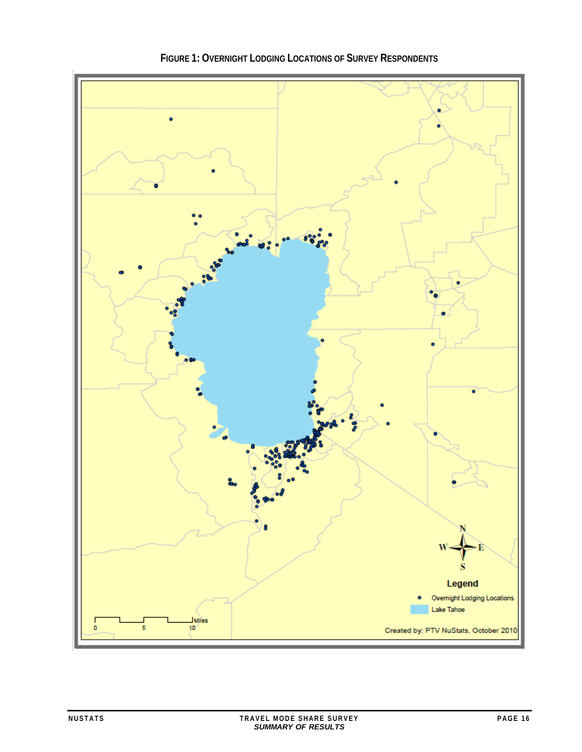**FIGURE 1: OVERNIGHT LODGING LOCATIONS OF SURVEY RESPONDENTS**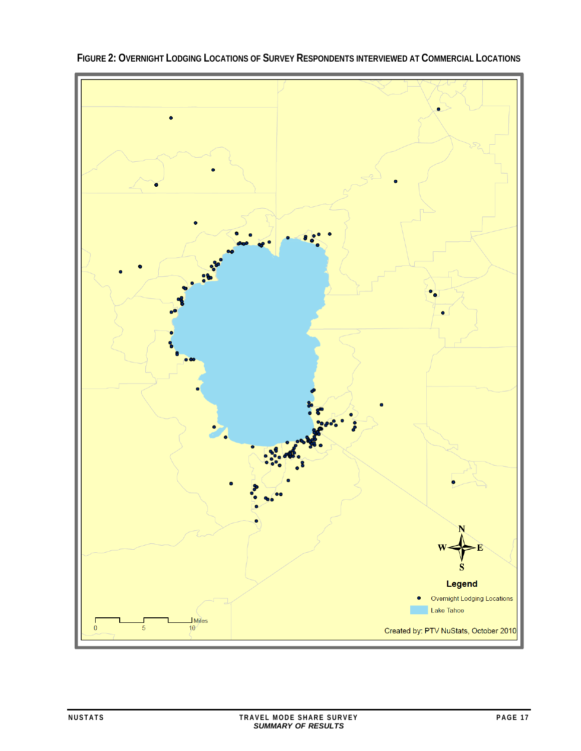**FIGURE 2: OVERNIGHT LODGING LOCATIONS OF SURVEY RESPONDENTS INTERVIEWED AT COMMERCIAL LOCATIONS**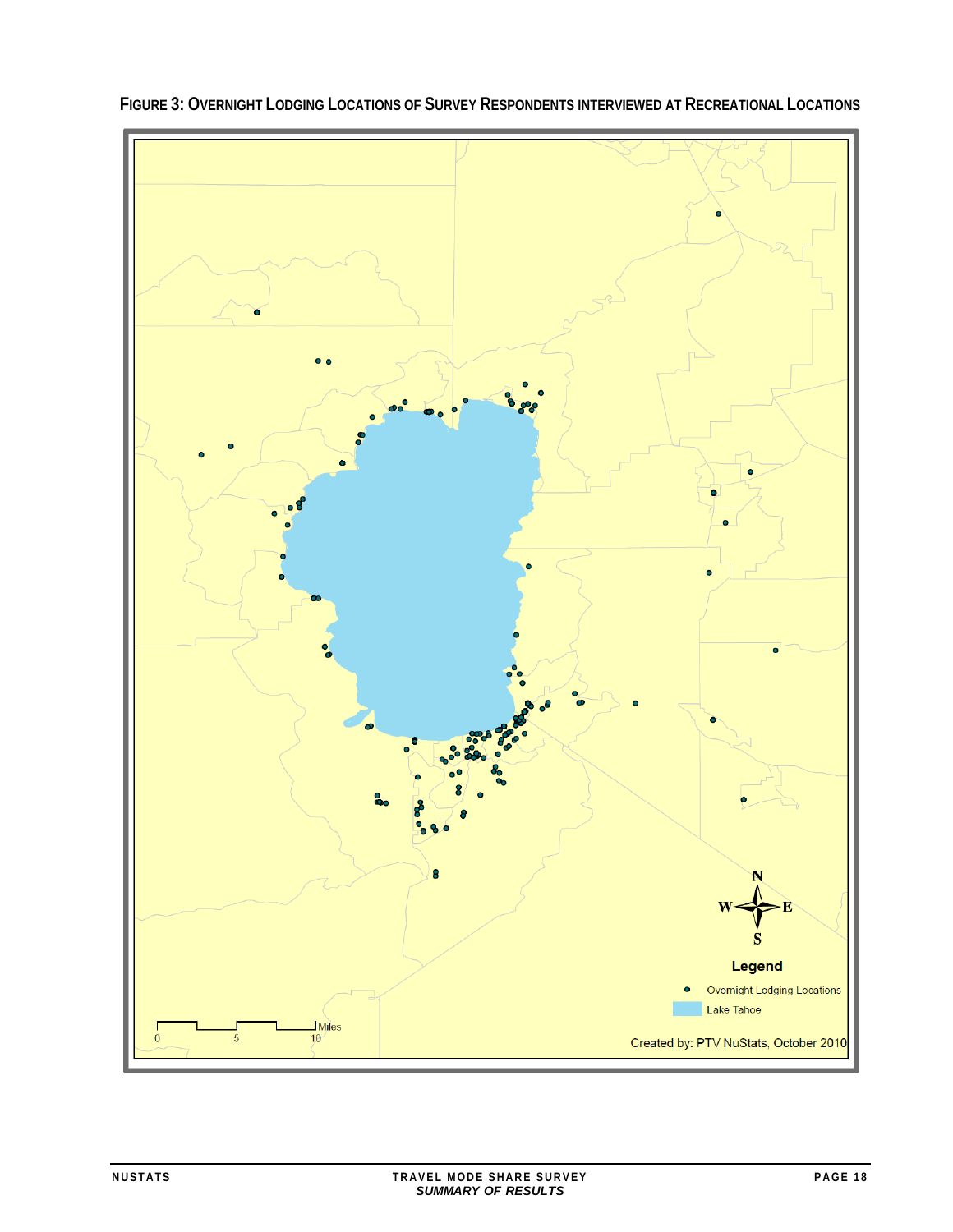**FIGURE 3: OVERNIGHT LODGING LOCATIONS OF SURVEY RESPONDENTS INTERVIEWED AT RECREATIONAL LOCATIONS**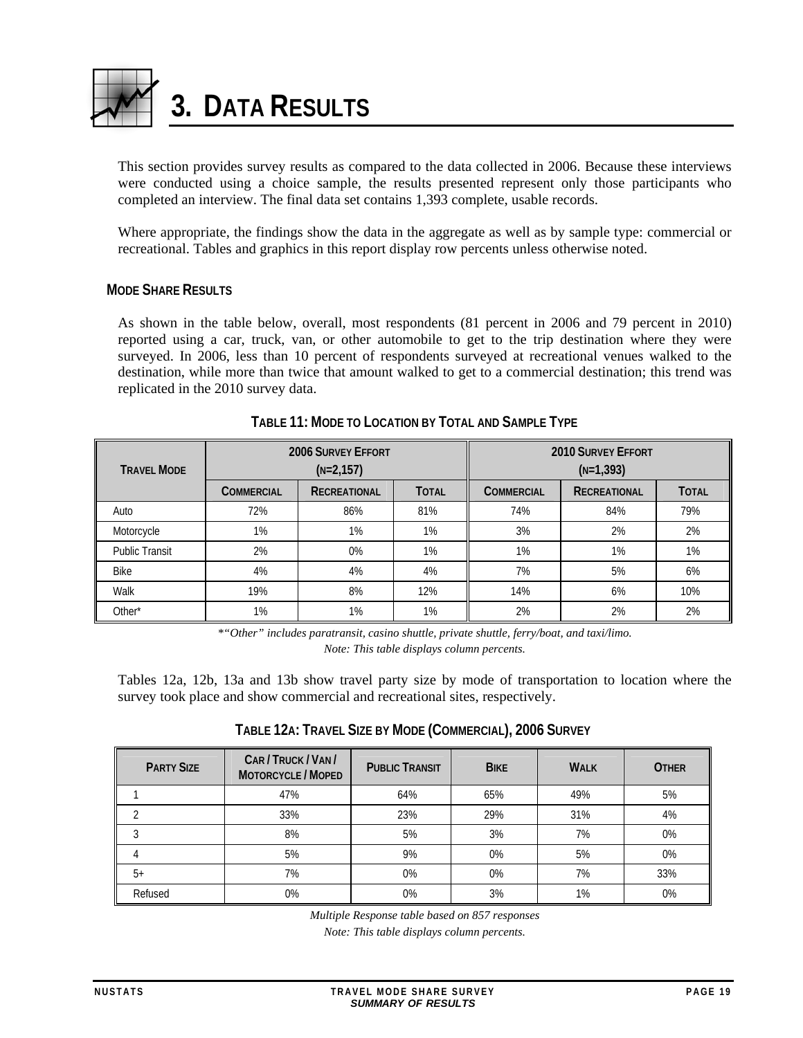# 3. DATA RESULTS

This section provides survey results as compared to the data collected in 2006. Because these interviews were conducted using a choice sample, the results presented represent only those participants who completed an interview. The final data set contains 1,393 complete, usable records.

Where appropriate, the findings show the data in the aggregate as well as by sample type: commercial or recreational. Tables and graphics in this report display row percents unless otherwise noted.

## MODE SHARE RESULTS

As shown in the table below, overall, most respondents (81 percent in 2006 and 79 percent in 2010) reported using a car, truck, van, or other automobile to get to the trip destination where they were surveyed. In 2006, less than 10 percent of respondents surveyed at recreational venues walked to the destination, while more than twice that amount walked to get to a commercial destination; this trend was replicated in the 2010 survey data.

**TABLE 11: MODE TO LOCATION BY TOTAL AND SAMPLE TYPE**

| TRAVEL MODE | 2006 SURVEY EFFORT (N=2,157) | | | 2010 SURVEY EFFORT (N=1,393) | | |
|---|---|---|---|---|---|---|
| | COMMERCIAL | RECREATIONAL | TOTAL | COMMERCIAL | RECREATIONAL | TOTAL |
| Auto | 72% | 86% | 81% | 74% | 84% | 79% |
| Motorcycle | 1% | 1% | 1% | 3% | 2% | 2% |
| Public Transit | 2% | 0% | 1% | 1% | 1% | 1% |
| Bike | 4% | 4% | 4% | 7% | 5% | 6% |
| Walk | 19% | 8% | 12% | 14% | 6% | 10% |
| Other* | 1% | 1% | 1% | 2% | 2% | 2% |

*\*"Other" includes paratransit, casino shuttle, private shuttle, ferry/boat, and taxi/limo.*

*Note: This table displays column percents.*

Tables 12a, 12b, 13a and 13b show travel party size by mode of transportation to location where the survey took place and show commercial and recreational sites, respectively.

**TABLE 12A: TRAVEL SIZE BY MODE (COMMERCIAL), 2006 SURVEY**

| PARTY SIZE | CAR / TRUCK / VAN / MOTORCYCLE / MOPED | PUBLIC TRANSIT | BIKE | WALK | OTHER |
|---|---|---|---|---|---|
| 1 | 47% | 64% | 65% | 49% | 5% |
| 2 | 33% | 23% | 29% | 31% | 4% |
| 3 | 8% | 5% | 3% | 7% | 0% |
| 4 | 5% | 9% | 0% | 5% | 0% |
| 5+ | 7% | 0% | 0% | 7% | 33% |
| Refused | 0% | 0% | 3% | 1% | 0% |

*Multiple Response table based on 857 responses*

*Note: This table displays column percents.*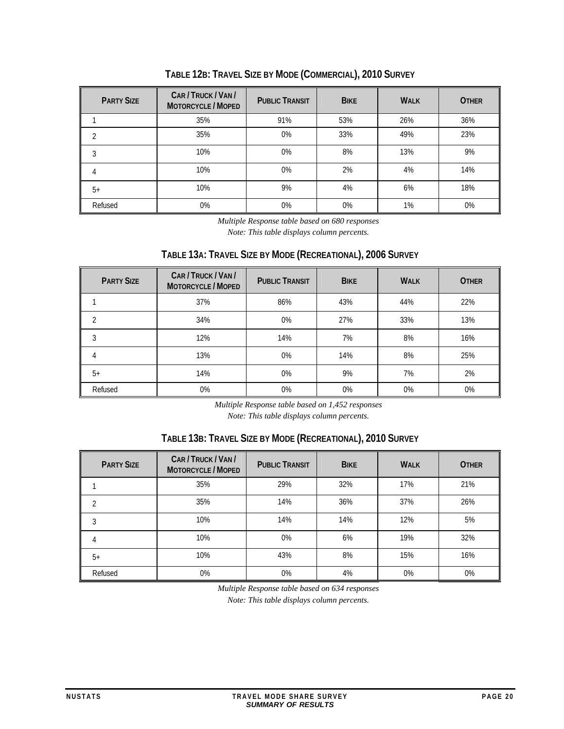### Table 12b: Travel Size by Mode (Commercial), 2010 Survey

| Party Size | Car / Truck / Van / Motorcycle / Moped | Public Transit | Bike | Walk | Other |
|---|---|---|---|---|---|
| 1 | 35% | 91% | 53% | 26% | 36% |
| 2 | 35% | 0% | 33% | 49% | 23% |
| 3 | 10% | 0% | 8% | 13% | 9% |
| 4 | 10% | 0% | 2% | 4% | 14% |
| 5+ | 10% | 9% | 4% | 6% | 18% |
| Refused | 0% | 0% | 0% | 1% | 0% |

*Multiple Response table based on 680 responses*
*Note: This table displays column percents.*

### Table 13a: Travel Size by Mode (Recreational), 2006 Survey

| Party Size | Car / Truck / Van / Motorcycle / Moped | Public Transit | Bike | Walk | Other |
|---|---|---|---|---|---|
| 1 | 37% | 86% | 43% | 44% | 22% |
| 2 | 34% | 0% | 27% | 33% | 13% |
| 3 | 12% | 14% | 7% | 8% | 16% |
| 4 | 13% | 0% | 14% | 8% | 25% |
| 5+ | 14% | 0% | 9% | 7% | 2% |
| Refused | 0% | 0% | 0% | 0% | 0% |

*Multiple Response table based on 1,452 responses*
*Note: This table displays column percents.*

### Table 13b: Travel Size by Mode (Recreational), 2010 Survey

| Party Size | Car / Truck / Van / Motorcycle / Moped | Public Transit | Bike | Walk | Other |
|---|---|---|---|---|---|
| 1 | 35% | 29% | 32% | 17% | 21% |
| 2 | 35% | 14% | 36% | 37% | 26% |
| 3 | 10% | 14% | 14% | 12% | 5% |
| 4 | 10% | 0% | 6% | 19% | 32% |
| 5+ | 10% | 43% | 8% | 15% | 16% |
| Refused | 0% | 0% | 4% | 0% | 0% |

*Multiple Response table based on 634 responses*
*Note: This table displays column percents.*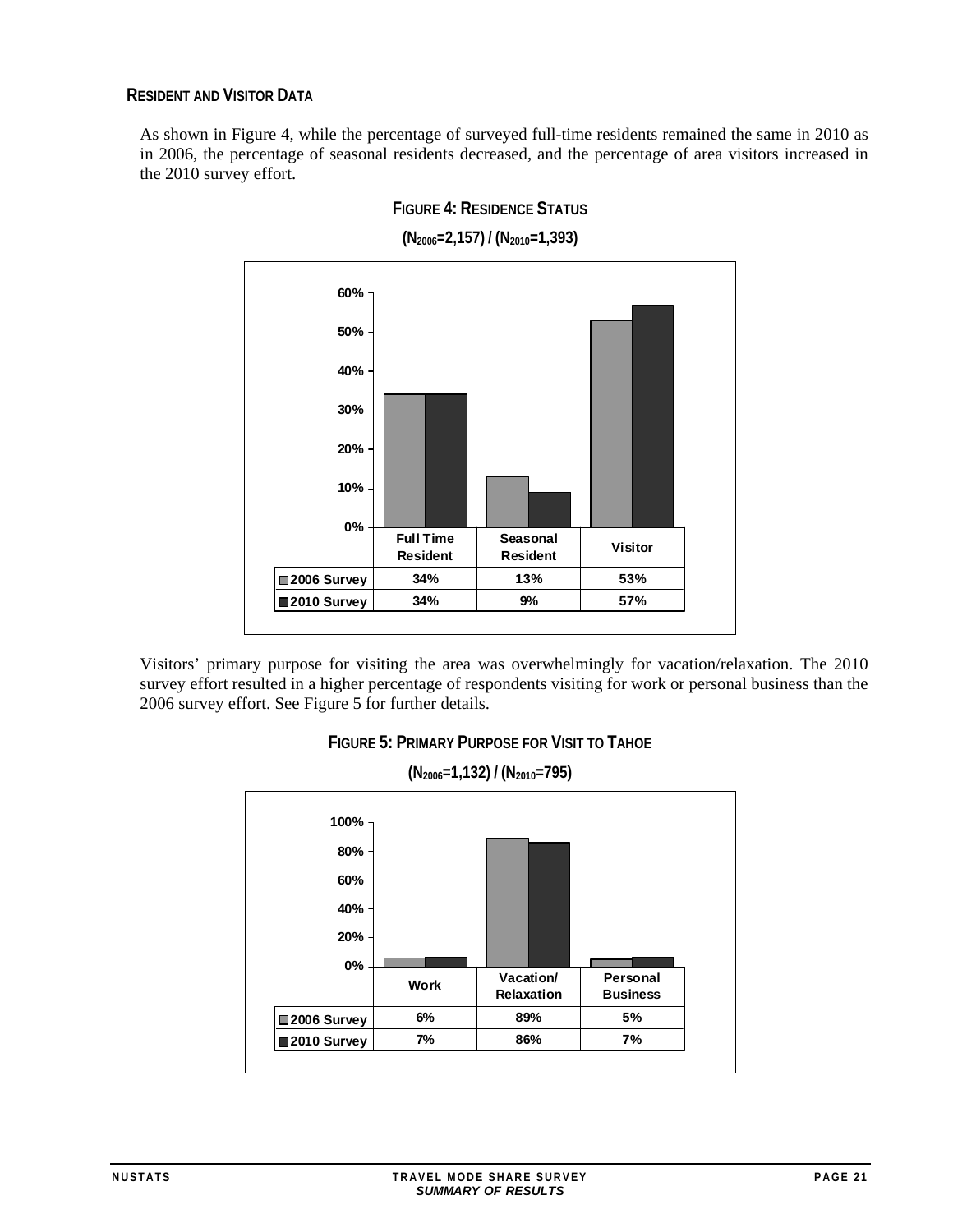## Resident and Visitor Data

As shown in Figure 4, while the percentage of surveyed full-time residents remained the same in 2010 as in 2006, the percentage of seasonal residents decreased, and the percentage of area visitors increased in the 2010 survey effort.

**Figure 4: Residence Status**

**($N_{2006}$=2,157) / ($N_{2010}$=1,393)**

| | Full Time Resident | Seasonal Resident | Visitor |
|---|---|---|---|
| 2006 Survey | 34% | 13% | 53% |
| 2010 Survey | 34% | 9% | 57% |

Visitors' primary purpose for visiting the area was overwhelmingly for vacation/relaxation. The 2010 survey effort resulted in a higher percentage of respondents visiting for work or personal business than the 2006 survey effort. See Figure 5 for further details.

**Figure 5: Primary Purpose for Visit to Tahoe**

**($N_{2006}$=1,132) / ($N_{2010}$=795)**

| | Work | Vacation/ Relaxation | Personal Business |
|---|---|---|---|
| 2006 Survey | 6% | 89% | 5% |
| 2010 Survey | 7% | 86% | 7% |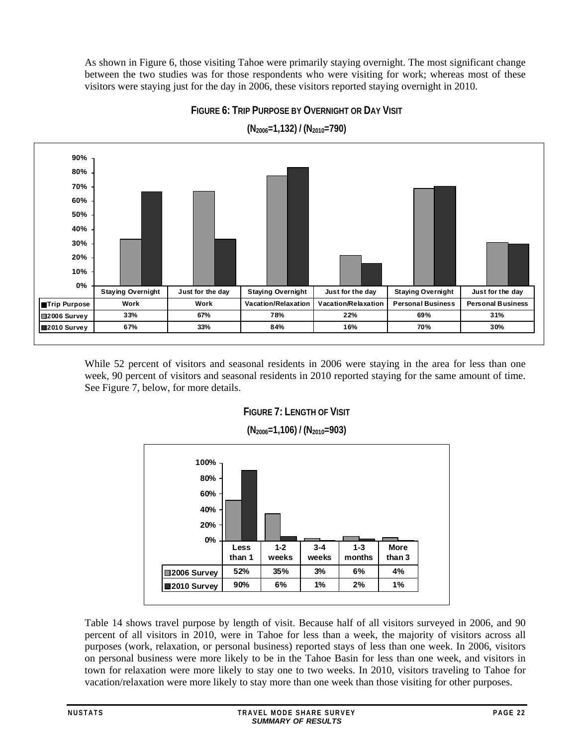As shown in Figure 6, those visiting Tahoe were primarily staying overnight. The most significant change between the two studies was for those respondents who were visiting for work; whereas most of these visitors were staying just for the day in 2006, these visitors reported staying overnight in 2010.

**FIGURE 6: TRIP PURPOSE BY OVERNIGHT OR DAY VISIT**

**($N_{2006}$=1,132) / ($N_{2010}$=790)**

| | Staying Overnight | Just for the day | Staying Overnight | Just for the day | Staying Overnight | Just for the day |
|---|---|---|---|---|---|---|
| Trip Purpose | Work | Work | Vacation/Relaxation | Vacation/Relaxation | Personal Business | Personal Business |
| 2006 Survey | 33% | 67% | 78% | 22% | 69% | 31% |
| 2010 Survey | 67% | 33% | 84% | 16% | 70% | 30% |

While 52 percent of visitors and seasonal residents in 2006 were staying in the area for less than one week, 90 percent of visitors and seasonal residents in 2010 reported staying for the same amount of time. See Figure 7, below, for more details.

**FIGURE 7: LENGTH OF VISIT**

**($N_{2006}$=1,106) / ($N_{2010}$=903)**

| | Less than 1 | 1-2 weeks | 3-4 weeks | 1-3 months | More than 3 |
|---|---|---|---|---|---|
| 2006 Survey | 52% | 35% | 3% | 6% | 4% |
| 2010 Survey | 90% | 6% | 1% | 2% | 1% |

Table 14 shows travel purpose by length of visit. Because half of all visitors surveyed in 2006, and 90 percent of all visitors in 2010, were in Tahoe for less than a week, the majority of visitors across all purposes (work, relaxation, or personal business) reported stays of less than one week. In 2006, visitors on personal business were more likely to be in the Tahoe Basin for less than one week, and visitors in town for relaxation were more likely to stay one to two weeks. In 2010, visitors traveling to Tahoe for vacation/relaxation were more likely to stay more than one week than those visiting for other purposes.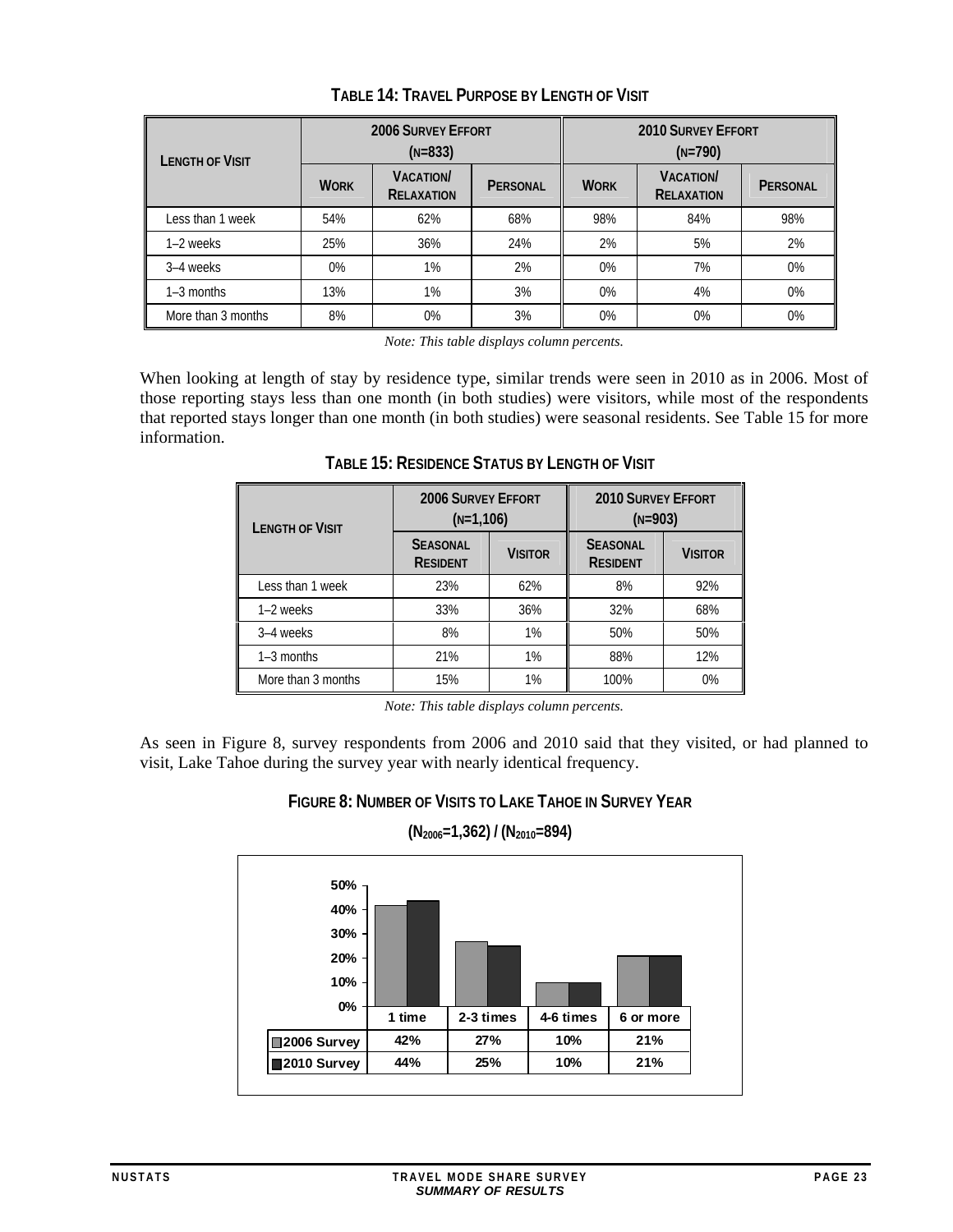**TABLE 14: TRAVEL PURPOSE BY LENGTH OF VISIT**

| LENGTH OF VISIT | 2006 SURVEY EFFORT (N=833) | | | 2010 SURVEY EFFORT (N=790) | | |
|---|---|---|---|---|---|---|
| | WORK | VACATION/ RELAXATION | PERSONAL | WORK | VACATION/ RELAXATION | PERSONAL |
| Less than 1 week | 54% | 62% | 68% | 98% | 84% | 98% |
| 1–2 weeks | 25% | 36% | 24% | 2% | 5% | 2% |
| 3–4 weeks | 0% | 1% | 2% | 0% | 7% | 0% |
| 1–3 months | 13% | 1% | 3% | 0% | 4% | 0% |
| More than 3 months | 8% | 0% | 3% | 0% | 0% | 0% |

*Note: This table displays column percents.*

When looking at length of stay by residence type, similar trends were seen in 2010 as in 2006. Most of those reporting stays less than one month (in both studies) were visitors, while most of the respondents that reported stays longer than one month (in both studies) were seasonal residents. See Table 15 for more information.

**TABLE 15: RESIDENCE STATUS BY LENGTH OF VISIT**

| LENGTH OF VISIT | 2006 SURVEY EFFORT (N=1,106) | | 2010 SURVEY EFFORT (N=903) | |
|---|---|---|---|---|
| | SEASONAL RESIDENT | VISITOR | SEASONAL RESIDENT | VISITOR |
| Less than 1 week | 23% | 62% | 8% | 92% |
| 1–2 weeks | 33% | 36% | 32% | 68% |
| 3–4 weeks | 8% | 1% | 50% | 50% |
| 1–3 months | 21% | 1% | 88% | 12% |
| More than 3 months | 15% | 1% | 100% | 0% |

*Note: This table displays column percents.*

As seen in Figure 8, survey respondents from 2006 and 2010 said that they visited, or had planned to visit, Lake Tahoe during the survey year with nearly identical frequency.

**FIGURE 8: NUMBER OF VISITS TO LAKE TAHOE IN SURVEY YEAR**

**($N_{2006}$=1,362) / ($N_{2010}$=894)**

| | 1 time | 2-3 times | 4-6 times | 6 or more |
|---|---|---|---|---|
| 2006 Survey | 42% | 27% | 10% | 21% |
| 2010 Survey | 44% | 25% | 10% | 21% |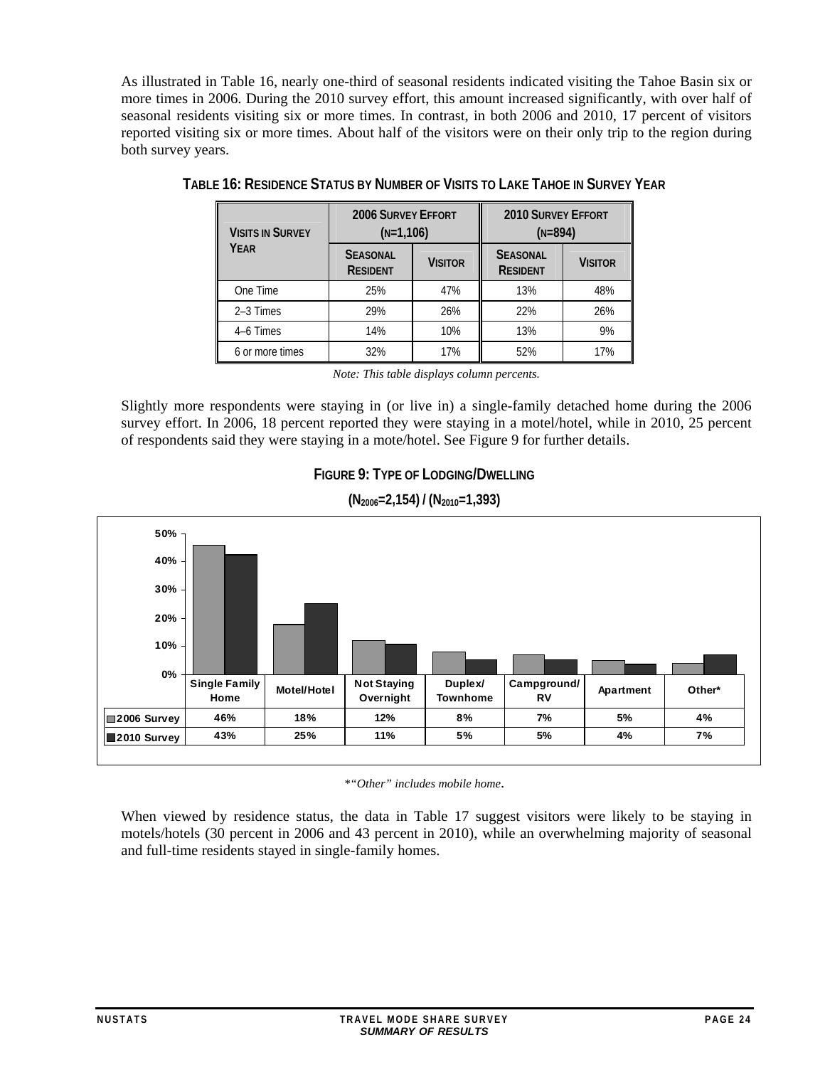As illustrated in Table 16, nearly one-third of seasonal residents indicated visiting the Tahoe Basin six or more times in 2006. During the 2010 survey effort, this amount increased significantly, with over half of seasonal residents visiting six or more times. In contrast, in both 2006 and 2010, 17 percent of visitors reported visiting six or more times. About half of the visitors were on their only trip to the region during both survey years.

**TABLE 16: RESIDENCE STATUS BY NUMBER OF VISITS TO LAKE TAHOE IN SURVEY YEAR**

| VISITS IN SURVEY YEAR | 2006 SURVEY EFFORT (N=1,106) | | 2010 SURVEY EFFORT (N=894) | |
|---|---|---|---|---|
| | SEASONAL RESIDENT | VISITOR | SEASONAL RESIDENT | VISITOR |
| One Time | 25% | 47% | 13% | 48% |
| 2–3 Times | 29% | 26% | 22% | 26% |
| 4–6 Times | 14% | 10% | 13% | 9% |
| 6 or more times | 32% | 17% | 52% | 17% |

*Note: This table displays column percents.*

Slightly more respondents were staying in (or live in) a single-family detached home during the 2006 survey effort. In 2006, 18 percent reported they were staying in a motel/hotel, while in 2010, 25 percent of respondents said they were staying in a mote/hotel. See Figure 9 for further details.

**FIGURE 9: TYPE OF LODGING/DWELLING**

**($N_{2006}$=2,154) / ($N_{2010}$=1,393)**

| | Single Family Home | Motel/Hotel | Not Staying Overnight | Duplex/ Townhome | Campground/ RV | Apartment | Other* |
|---|---|---|---|---|---|---|---|
| 2006 Survey | 46% | 18% | 12% | 8% | 7% | 5% | 4% |
| 2010 Survey | 43% | 25% | 11% | 5% | 5% | 4% | 7% |

*"Other" includes mobile home.*

When viewed by residence status, the data in Table 17 suggest visitors were likely to be staying in motels/hotels (30 percent in 2006 and 43 percent in 2010), while an overwhelming majority of seasonal and full-time residents stayed in single-family homes.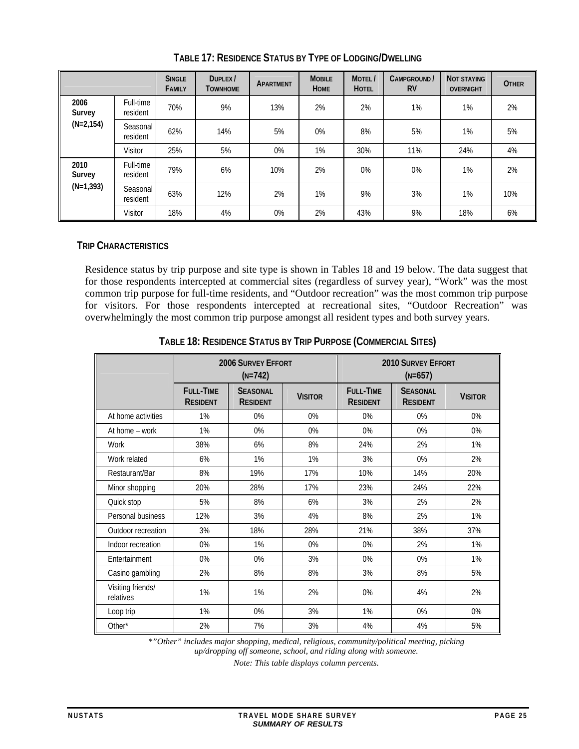**TABLE 17: RESIDENCE STATUS BY TYPE OF LODGING/DWELLING**

| | | SINGLE FAMILY | DUPLEX / TOWNHOME | APARTMENT | MOBILE HOME | MOTEL / HOTEL | CAMPGROUND / RV | NOT STAYING OVERNIGHT | OTHER |
|---|---|---|---|---|---|---|---|---|---|
| 2006 Survey (N=2,154) | Full-time resident | 70% | 9% | 13% | 2% | 2% | 1% | 1% | 2% |
| | Seasonal resident | 62% | 14% | 5% | 0% | 8% | 5% | 1% | 5% |
| | Visitor | 25% | 5% | 0% | 1% | 30% | 11% | 24% | 4% |
| 2010 Survey (N=1,393) | Full-time resident | 79% | 6% | 10% | 2% | 0% | 0% | 1% | 2% |
| | Seasonal resident | 63% | 12% | 2% | 1% | 9% | 3% | 1% | 10% |
| | Visitor | 18% | 4% | 0% | 2% | 43% | 9% | 18% | 6% |

## TRIP CHARACTERISTICS

Residence status by trip purpose and site type is shown in Tables 18 and 19 below. The data suggest that for those respondents intercepted at commercial sites (regardless of survey year), "Work" was the most common trip purpose for full-time residents, and "Outdoor recreation" was the most common trip purpose for visitors. For those respondents intercepted at recreational sites, "Outdoor Recreation" was overwhelmingly the most common trip purpose amongst all resident types and both survey years.

**TABLE 18: RESIDENCE STATUS BY TRIP PURPOSE (COMMERCIAL SITES)**

| | 2006 SURVEY EFFORT (N=742) | | | 2010 SURVEY EFFORT (N=657) | | |
|---|---|---|---|---|---|---|
| | FULL-TIME RESIDENT | SEASONAL RESIDENT | VISITOR | FULL-TIME RESIDENT | SEASONAL RESIDENT | VISITOR |
| At home activities | 1% | 0% | 0% | 0% | 0% | 0% |
| At home – work | 1% | 0% | 0% | 0% | 0% | 0% |
| Work | 38% | 6% | 8% | 24% | 2% | 1% |
| Work related | 6% | 1% | 1% | 3% | 0% | 2% |
| Restaurant/Bar | 8% | 19% | 17% | 10% | 14% | 20% |
| Minor shopping | 20% | 28% | 17% | 23% | 24% | 22% |
| Quick stop | 5% | 8% | 6% | 3% | 2% | 2% |
| Personal business | 12% | 3% | 4% | 8% | 2% | 1% |
| Outdoor recreation | 3% | 18% | 28% | 21% | 38% | 37% |
| Indoor recreation | 0% | 1% | 0% | 0% | 2% | 1% |
| Entertainment | 0% | 0% | 3% | 0% | 0% | 1% |
| Casino gambling | 2% | 8% | 8% | 3% | 8% | 5% |
| Visiting friends/ relatives | 1% | 1% | 2% | 0% | 4% | 2% |
| Loop trip | 1% | 0% | 3% | 1% | 0% | 0% |
| Other* | 2% | 7% | 3% | 4% | 4% | 5% |

*\*"Other" includes major shopping, medical, religious, community/political meeting, picking up/dropping off someone, school, and riding along with someone.*

*Note: This table displays column percents.*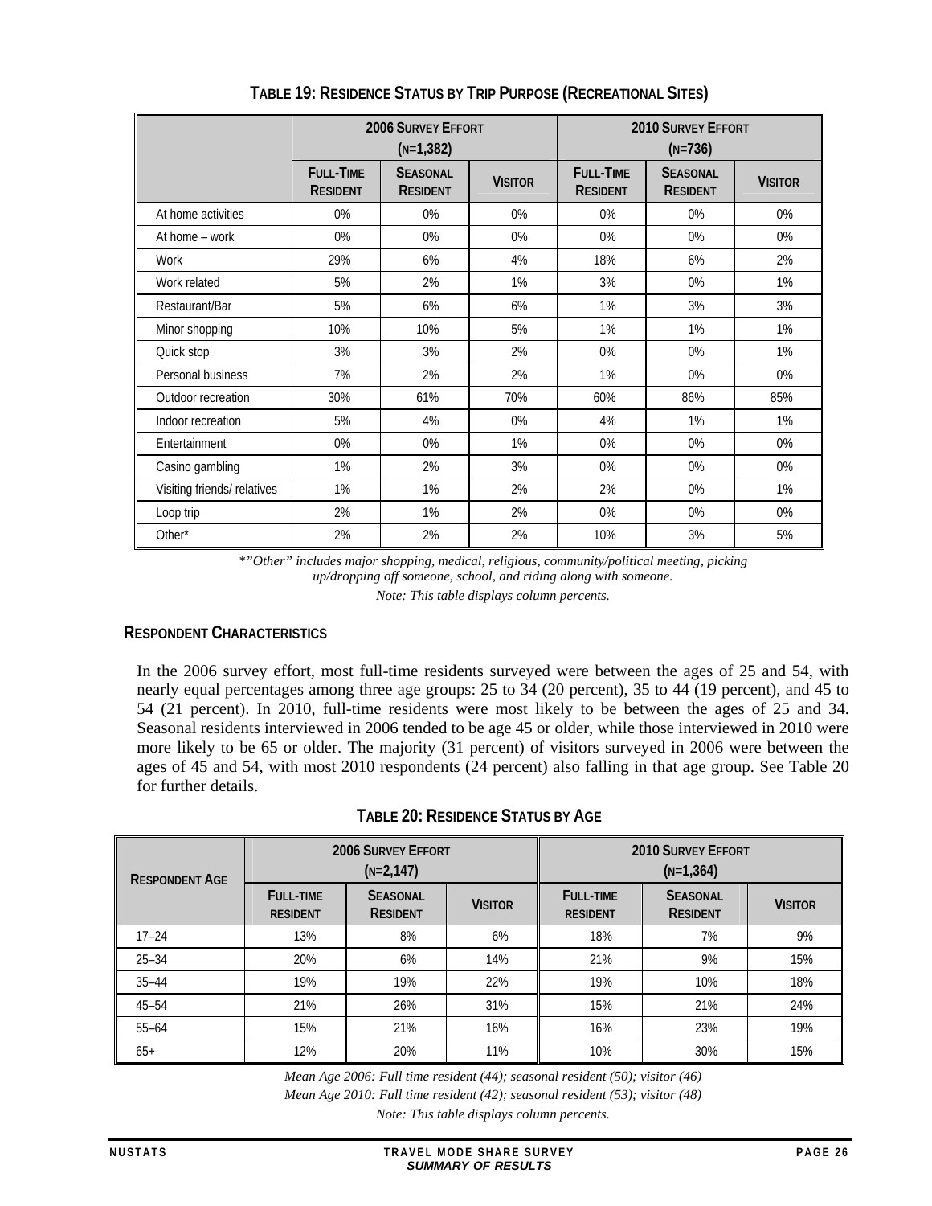### Table 19: Residence Status by Trip Purpose (Recreational Sites)

| | 2006 Survey Effort (n=1,382) | | | 2010 Survey Effort (n=736) | | |
|---|---|---|---|---|---|---|
| | Full-Time Resident | Seasonal Resident | Visitor | Full-Time Resident | Seasonal Resident | Visitor |
| At home activities | 0% | 0% | 0% | 0% | 0% | 0% |
| At home – work | 0% | 0% | 0% | 0% | 0% | 0% |
| Work | 29% | 6% | 4% | 18% | 6% | 2% |
| Work related | 5% | 2% | 1% | 3% | 0% | 1% |
| Restaurant/Bar | 5% | 6% | 6% | 1% | 3% | 3% |
| Minor shopping | 10% | 10% | 5% | 1% | 1% | 1% |
| Quick stop | 3% | 3% | 2% | 0% | 0% | 1% |
| Personal business | 7% | 2% | 2% | 1% | 0% | 0% |
| Outdoor recreation | 30% | 61% | 70% | 60% | 86% | 85% |
| Indoor recreation | 5% | 4% | 0% | 4% | 1% | 1% |
| Entertainment | 0% | 0% | 1% | 0% | 0% | 0% |
| Casino gambling | 1% | 2% | 3% | 0% | 0% | 0% |
| Visiting friends/ relatives | 1% | 1% | 2% | 2% | 0% | 1% |
| Loop trip | 2% | 1% | 2% | 0% | 0% | 0% |
| Other* | 2% | 2% | 2% | 10% | 3% | 5% |

*\*"Other" includes major shopping, medical, religious, community/political meeting, picking up/dropping off someone, school, and riding along with someone.*

*Note: This table displays column percents.*

### Respondent Characteristics

In the 2006 survey effort, most full-time residents surveyed were between the ages of 25 and 54, with nearly equal percentages among three age groups: 25 to 34 (20 percent), 35 to 44 (19 percent), and 45 to 54 (21 percent). In 2010, full-time residents were most likely to be between the ages of 25 and 34. Seasonal residents interviewed in 2006 tended to be age 45 or older, while those interviewed in 2010 were more likely to be 65 or older. The majority (31 percent) of visitors surveyed in 2006 were between the ages of 45 and 54, with most 2010 respondents (24 percent) also falling in that age group. See Table 20 for further details.

### Table 20: Residence Status by Age

| Respondent Age | 2006 Survey Effort (n=2,147) | | | 2010 Survey Effort (n=1,364) | | |
|---|---|---|---|---|---|---|
| | Full-time resident | Seasonal Resident | Visitor | Full-time resident | Seasonal Resident | Visitor |
| 17–24 | 13% | 8% | 6% | 18% | 7% | 9% |
| 25–34 | 20% | 6% | 14% | 21% | 9% | 15% |
| 35–44 | 19% | 19% | 22% | 19% | 10% | 18% |
| 45–54 | 21% | 26% | 31% | 15% | 21% | 24% |
| 55–64 | 15% | 21% | 16% | 16% | 23% | 19% |
| 65+ | 12% | 20% | 11% | 10% | 30% | 15% |

*Mean Age 2006: Full time resident (44); seasonal resident (50); visitor (46)*

*Mean Age 2010: Full time resident (42); seasonal resident (53); visitor (48)*

*Note: This table displays column percents.*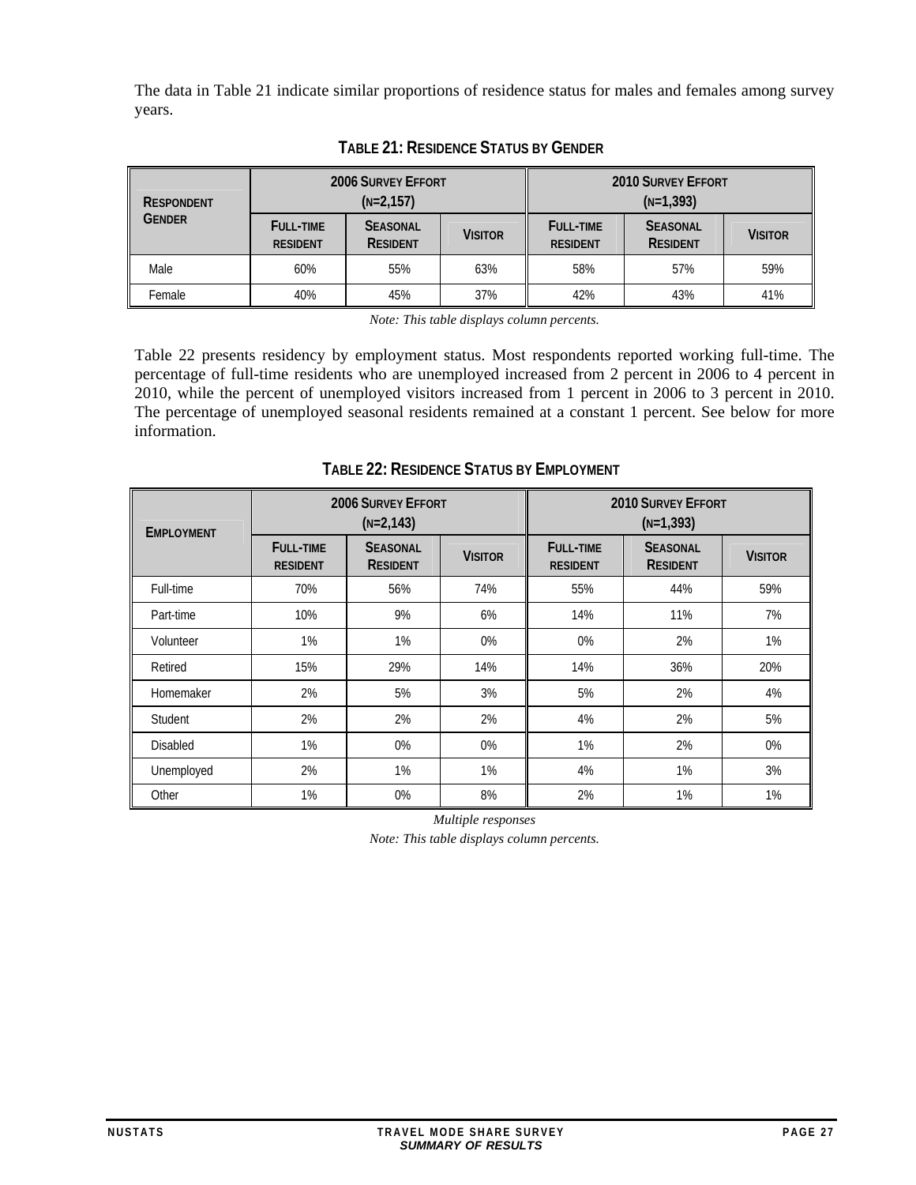The data in Table 21 indicate similar proportions of residence status for males and females among survey years.

**TABLE 21: RESIDENCE STATUS BY GENDER**

| RESPONDENT GENDER | 2006 SURVEY EFFORT (N=2,157) | | | 2010 SURVEY EFFORT (N=1,393) | | |
|---|---|---|---|---|---|---|
| | FULL-TIME RESIDENT | SEASONAL RESIDENT | VISITOR | FULL-TIME RESIDENT | SEASONAL RESIDENT | VISITOR |
| Male | 60% | 55% | 63% | 58% | 57% | 59% |
| Female | 40% | 45% | 37% | 42% | 43% | 41% |

*Note: This table displays column percents.*

Table 22 presents residency by employment status. Most respondents reported working full-time. The percentage of full-time residents who are unemployed increased from 2 percent in 2006 to 4 percent in 2010, while the percent of unemployed visitors increased from 1 percent in 2006 to 3 percent in 2010. The percentage of unemployed seasonal residents remained at a constant 1 percent. See below for more information.

**TABLE 22: RESIDENCE STATUS BY EMPLOYMENT**

| EMPLOYMENT | 2006 SURVEY EFFORT (N=2,143) | | | 2010 SURVEY EFFORT (N=1,393) | | |
|---|---|---|---|---|---|---|
| | FULL-TIME RESIDENT | SEASONAL RESIDENT | VISITOR | FULL-TIME RESIDENT | SEASONAL RESIDENT | VISITOR |
| Full-time | 70% | 56% | 74% | 55% | 44% | 59% |
| Part-time | 10% | 9% | 6% | 14% | 11% | 7% |
| Volunteer | 1% | 1% | 0% | 0% | 2% | 1% |
| Retired | 15% | 29% | 14% | 14% | 36% | 20% |
| Homemaker | 2% | 5% | 3% | 5% | 2% | 4% |
| Student | 2% | 2% | 2% | 4% | 2% | 5% |
| Disabled | 1% | 0% | 0% | 1% | 2% | 0% |
| Unemployed | 2% | 1% | 1% | 4% | 1% | 3% |
| Other | 1% | 0% | 8% | 2% | 1% | 1% |

*Multiple responses*

*Note: This table displays column percents.*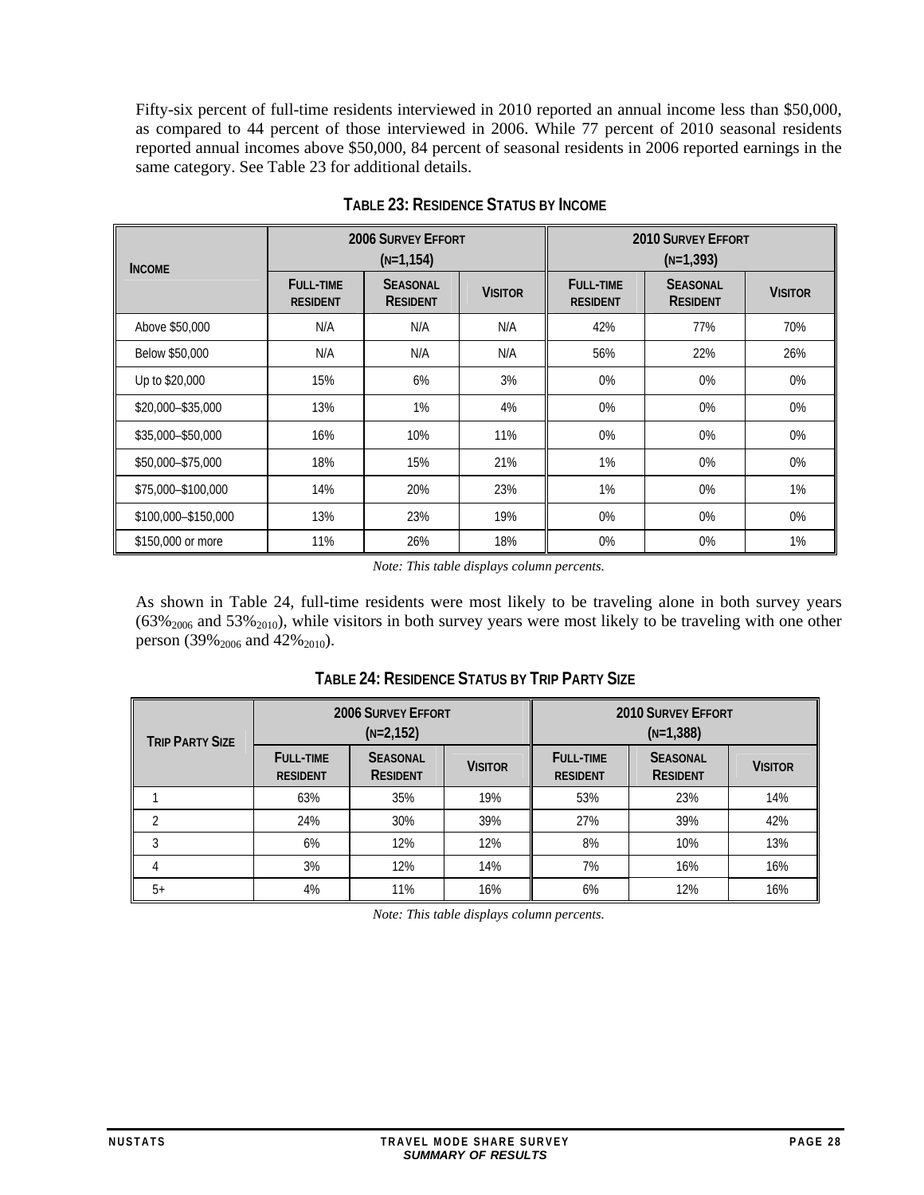Fifty-six percent of full-time residents interviewed in 2010 reported an annual income less than $50,000, as compared to 44 percent of those interviewed in 2006. While 77 percent of 2010 seasonal residents reported annual incomes above $50,000, 84 percent of seasonal residents in 2006 reported earnings in the same category. See Table 23 for additional details.

**TABLE 23: RESIDENCE STATUS BY INCOME**

| INCOME | 2006 SURVEY EFFORT (N=1,154) | | | 2010 SURVEY EFFORT (N=1,393) | | |
|---|---|---|---|---|---|---|
| | FULL-TIME RESIDENT | SEASONAL RESIDENT | VISITOR | FULL-TIME RESIDENT | SEASONAL RESIDENT | VISITOR |
| Above $50,000 | N/A | N/A | N/A | 42% | 77% | 70% |
| Below $50,000 | N/A | N/A | N/A | 56% | 22% | 26% |
| Up to $20,000 | 15% | 6% | 3% | 0% | 0% | 0% |
| $20,000–$35,000 | 13% | 1% | 4% | 0% | 0% | 0% |
| $35,000–$50,000 | 16% | 10% | 11% | 0% | 0% | 0% |
| $50,000–$75,000 | 18% | 15% | 21% | 1% | 0% | 0% |
| $75,000–$100,000 | 14% | 20% | 23% | 1% | 0% | 1% |
| $100,000–$150,000 | 13% | 23% | 19% | 0% | 0% | 0% |
| $150,000 or more | 11% | 26% | 18% | 0% | 0% | 1% |

*Note: This table displays column percents.*

As shown in Table 24, full-time residents were most likely to be traveling alone in both survey years ($63\%_{2006}$ and $53\%_{2010}$), while visitors in both survey years were most likely to be traveling with one other person ($39\%_{2006}$ and $42\%_{2010}$).

**TABLE 24: RESIDENCE STATUS BY TRIP PARTY SIZE**

| TRIP PARTY SIZE | 2006 SURVEY EFFORT (N=2,152) | | | 2010 SURVEY EFFORT (N=1,388) | | |
|---|---|---|---|---|---|---|
| | FULL-TIME RESIDENT | SEASONAL RESIDENT | VISITOR | FULL-TIME RESIDENT | SEASONAL RESIDENT | VISITOR |
| 1 | 63% | 35% | 19% | 53% | 23% | 14% |
| 2 | 24% | 30% | 39% | 27% | 39% | 42% |
| 3 | 6% | 12% | 12% | 8% | 10% | 13% |
| 4 | 3% | 12% | 14% | 7% | 16% | 16% |
| 5+ | 4% | 11% | 16% | 6% | 12% | 16% |

*Note: This table displays column percents.*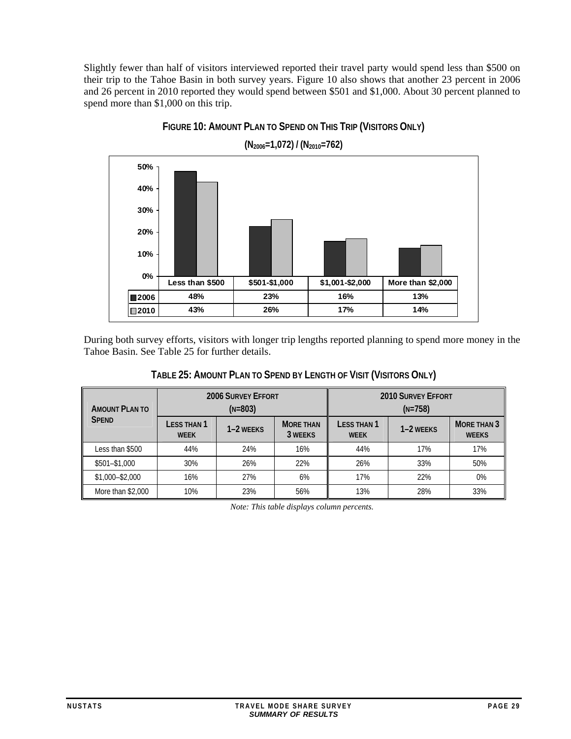Slightly fewer than half of visitors interviewed reported their travel party would spend less than $500 on their trip to the Tahoe Basin in both survey years. Figure 10 also shows that another 23 percent in 2006 and 26 percent in 2010 reported they would spend between $501 and $1,000. About 30 percent planned to spend more than $1,000 on this trip.

**FIGURE 10: AMOUNT PLAN TO SPEND ON THIS TRIP (VISITORS ONLY)**

**($N_{2006}$=1,072) / ($N_{2010}$=762)**

| | Less than $500 | $501-$1,000 | $1,001-$2,000 | More than $2,000 |
|---|---|---|---|---|
| 2006 | 48% | 23% | 16% | 13% |
| 2010 | 43% | 26% | 17% | 14% |

During both survey efforts, visitors with longer trip lengths reported planning to spend more money in the Tahoe Basin. See Table 25 for further details.

**TABLE 25: AMOUNT PLAN TO SPEND BY LENGTH OF VISIT (VISITORS ONLY)**

| AMOUNT PLAN TO SPEND | 2006 SURVEY EFFORT (N=803) | | | 2010 SURVEY EFFORT (N=758) | | |
|---|---|---|---|---|---|---|
| | LESS THAN 1 WEEK | 1–2 WEEKS | MORE THAN 3 WEEKS | LESS THAN 1 WEEK | 1–2 WEEKS | MORE THAN 3 WEEKS |
| Less than $500 | 44% | 24% | 16% | 44% | 17% | 17% |
| $501–$1,000 | 30% | 26% | 22% | 26% | 33% | 50% |
| $1,000–$2,000 | 16% | 27% | 6% | 17% | 22% | 0% |
| More than $2,000 | 10% | 23% | 56% | 13% | 28% | 33% |

*Note: This table displays column percents.*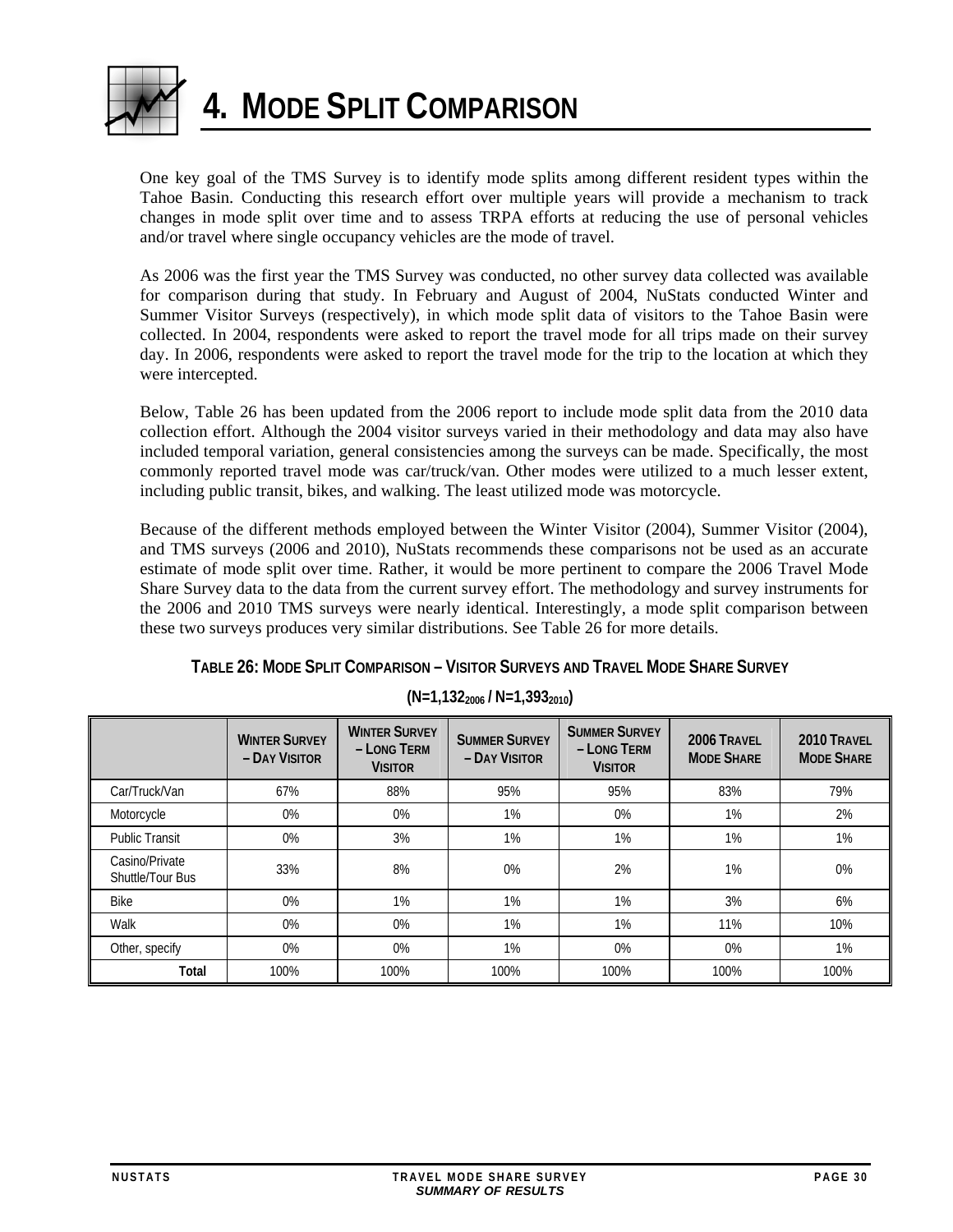# 4. MODE SPLIT COMPARISON

One key goal of the TMS Survey is to identify mode splits among different resident types within the Tahoe Basin. Conducting this research effort over multiple years will provide a mechanism to track changes in mode split over time and to assess TRPA efforts at reducing the use of personal vehicles and/or travel where single occupancy vehicles are the mode of travel.

As 2006 was the first year the TMS Survey was conducted, no other survey data collected was available for comparison during that study. In February and August of 2004, NuStats conducted Winter and Summer Visitor Surveys (respectively), in which mode split data of visitors to the Tahoe Basin were collected. In 2004, respondents were asked to report the travel mode for all trips made on their survey day. In 2006, respondents were asked to report the travel mode for the trip to the location at which they were intercepted.

Below, Table 26 has been updated from the 2006 report to include mode split data from the 2010 data collection effort. Although the 2004 visitor surveys varied in their methodology and data may also have included temporal variation, general consistencies among the surveys can be made. Specifically, the most commonly reported travel mode was car/truck/van. Other modes were utilized to a much lesser extent, including public transit, bikes, and walking. The least utilized mode was motorcycle.

Because of the different methods employed between the Winter Visitor (2004), Summer Visitor (2004), and TMS surveys (2006 and 2010), NuStats recommends these comparisons not be used as an accurate estimate of mode split over time. Rather, it would be more pertinent to compare the 2006 Travel Mode Share Survey data to the data from the current survey effort. The methodology and survey instruments for the 2006 and 2010 TMS surveys were nearly identical. Interestingly, a mode split comparison between these two surveys produces very similar distributions. See Table 26 for more details.

**TABLE 26: MODE SPLIT COMPARISON – VISITOR SURVEYS AND TRAVEL MODE SHARE SURVEY**

**(N=1,132$_{2006}$ / N=1,393$_{2010}$)**

| | Winter Survey – Day Visitor | Winter Survey – Long Term Visitor | Summer Survey – Day Visitor | Summer Survey – Long Term Visitor | 2006 Travel Mode Share | 2010 Travel Mode Share |
|---|---|---|---|---|---|---|
| Car/Truck/Van | 67% | 88% | 95% | 95% | 83% | 79% |
| Motorcycle | 0% | 0% | 1% | 0% | 1% | 2% |
| Public Transit | 0% | 3% | 1% | 1% | 1% | 1% |
| Casino/Private Shuttle/Tour Bus | 33% | 8% | 0% | 2% | 1% | 0% |
| Bike | 0% | 1% | 1% | 1% | 3% | 6% |
| Walk | 0% | 0% | 1% | 1% | 11% | 10% |
| Other, specify | 0% | 0% | 1% | 0% | 0% | 1% |
| **Total** | 100% | 100% | 100% | 100% | 100% | 100% |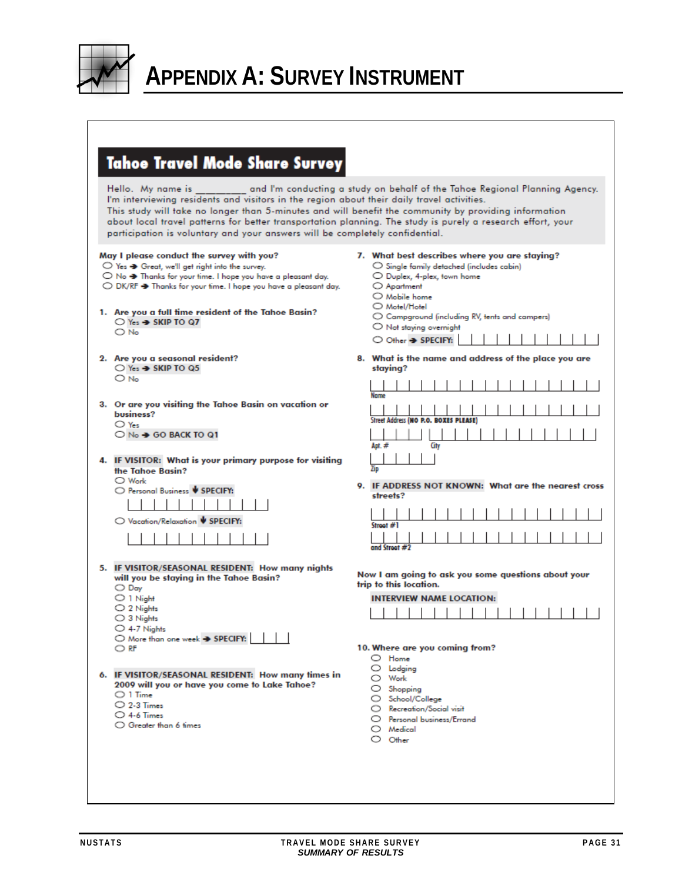# APPENDIX A: SURVEY INSTRUMENT

## Tahoe Travel Mode Share Survey

Hello. My name is ________ and I'm conducting a study on behalf of the Tahoe Regional Planning Agency. I'm interviewing residents and visitors in the region about their daily travel activities.
This study will take no longer than 5-minutes and will benefit the community by providing information about local travel patterns for better transportation planning. The study is purely a research effort, your participation will be completely confidential.

**May I please conduct the survey with you?**
- ○ Yes ➔ Great, we'll get right into the survey.
- ○ No ➔ Thanks for your time. I hope you have a pleasant day.
- ○ DK/RF ➔ Thanks for your time. I hope you have a pleasant day.

**1. Are you a full time resident of the Tahoe Basin?**
- ○ Yes ➔ SKIP TO Q7
- ○ No

**2. Are you a seasonal resident?**
- ○ Yes ➔ SKIP TO Q5
- ○ No

**3. Or are you visiting the Tahoe Basin on vacation or business?**
- ○ Yes
- ○ No ➔ GO BACK TO Q1

**4. IF VISITOR: What is your primary purpose for visiting the Tahoe Basin?**
- ○ Work
- ○ Personal Business ⬇ SPECIFY: |_|_|_|_|_|_|_|_|_|_|_|
- ○ Vacation/Relaxation ⬇ SPECIFY: |_|_|_|_|_|_|_|_|_|_|_|

**5. IF VISITOR/SEASONAL RESIDENT: How many nights will you be staying in the Tahoe Basin?**
- ○ Day
- ○ 1 Night
- ○ 2 Nights
- ○ 3 Nights
- ○ 4-7 Nights
- ○ More than one week ➔ SPECIFY: |_|_|_|
- ○ RF

**6. IF VISITOR/SEASONAL RESIDENT: How many times in 2009 will you or have you come to Lake Tahoe?**
- ○ 1 Time
- ○ 2-3 Times
- ○ 4-6 Times
- ○ Greater than 6 times

**7. What best describes where you are staying?**
- ○ Single family detached (includes cabin)
- ○ Duplex, 4-plex, town home
- ○ Apartment
- ○ Mobile home
- ○ Motel/Hotel
- ○ Campground (including RV, tents and campers)
- ○ Not staying overnight
- ○ Other ➔ SPECIFY: |_|_|_|_|_|_|_|_|_|_|_|

**8. What is the name and address of the place you are staying?**

|_|_|_|_|_|_|_|_|_|_|_|_|_|_|_|_|_|_|
Name

|_|_|_|_|_|_|_|_|_|_|_|_|_|_|_|_|_|_|
Street Address (NO P.O. BOXES PLEASE)

|_|_|_|_| |_|_|_|_|_|_|_|_|_|_|_|_|_|
Apt. # City

|_|_|_|_|_|
Zip

**9. IF ADDRESS NOT KNOWN: What are the nearest cross streets?**

|_|_|_|_|_|_|_|_|_|_|_|_|_|_|_|_|_|_|
Street #1

|_|_|_|_|_|_|_|_|_|_|_|_|_|_|_|_|_|_|
and Street #2

**Now I am going to ask you some questions about your trip to this location.**

**INTERVIEW NAME LOCATION:**

|_|_|_|_|_|_|_|_|_|_|_|_|_|_|_|_|_|_|

**10. Where are you coming from?**
- ○ Home
- ○ Lodging
- ○ Work
- ○ Shopping
- ○ School/College
- ○ Recreation/Social visit
- ○ Personal business/Errand
- ○ Medical
- ○ Other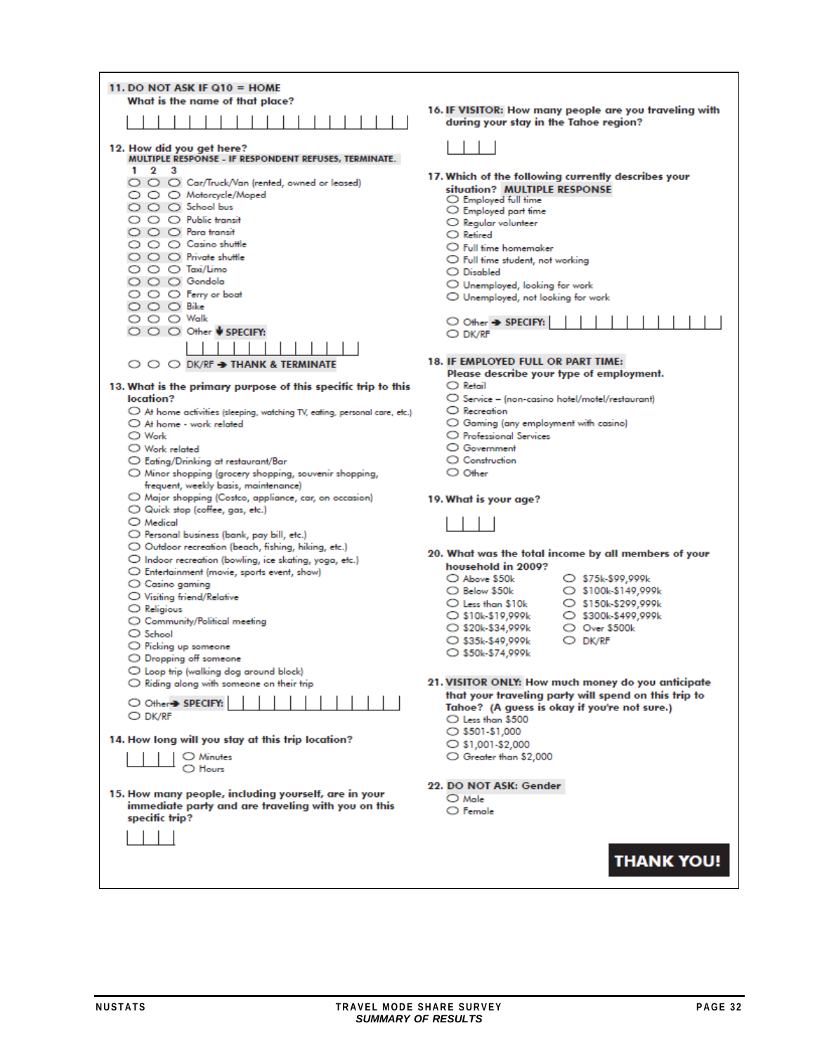**11. DO NOT ASK IF Q10 = HOME**
**What is the name of that place?**

|_|_|_|_|_|_|_|_|_|_|_|_|_|_|_|_|_|_|_|

**12. How did you get here?**
**MULTIPLE RESPONSE - IF RESPONDENT REFUSES, TERMINATE.**

| 1 | 2 | 3 | |
|---|---|---|---|
| ○ | ○ | ○ | Car/Truck/Van (rented, owned or leased) |
| ○ | ○ | ○ | Motorcycle/Moped |
| ○ | ○ | ○ | School bus |
| ○ | ○ | ○ | Public transit |
| ○ | ○ | ○ | Para transit |
| ○ | ○ | ○ | Casino shuttle |
| ○ | ○ | ○ | Private shuttle |
| ○ | ○ | ○ | Taxi/Limo |
| ○ | ○ | ○ | Gondola |
| ○ | ○ | ○ | Ferry or boat |
| ○ | ○ | ○ | Bike |
| ○ | ○ | ○ | Walk |
| ○ | ○ | ○ | Other ↓ **SPECIFY:** |_|_|_|_|_|_|_|_|_|_|_| |
| ○ | ○ | ○ | DK/RF → **THANK & TERMINATE** |

**13. What is the primary purpose of this specific trip to this location?**

- ○ At home activities (sleeping, watching TV, eating, personal care, etc.)
- ○ At home - work related
- ○ Work
- ○ Work related
- ○ Eating/Drinking at restaurant/Bar
- ○ Minor shopping (grocery shopping, souvenir shopping, frequent, weekly basis, maintenance)
- ○ Major shopping (Costco, appliance, car, on occasion)
- ○ Quick stop (coffee, gas, etc.)
- ○ Medical
- ○ Personal business (bank, pay bill, etc.)
- ○ Outdoor recreation (beach, fishing, hiking, etc.)
- ○ Indoor recreation (bowling, ice skating, yoga, etc.)
- ○ Entertainment (movie, sports event, show)
- ○ Casino gaming
- ○ Visiting friend/Relative
- ○ Religious
- ○ Community/Political meeting
- ○ School
- ○ Picking up someone
- ○ Dropping off someone
- ○ Loop trip (walking dog around block)
- ○ Riding along with someone on their trip
- ○ Other → **SPECIFY:** |_|_|_|_|_|_|_|_|_|_|_|
- ○ DK/RF

**14. How long will you stay at this trip location?**

|_|_|_| ○ Minutes
○ Hours

**15. How many people, including yourself, are in your immediate party and are traveling with you on this specific trip?**

|_|_|_|

**16. IF VISITOR: How many people are you traveling with during your stay in the Tahoe region?**

|_|_|_|

**17. Which of the following currently describes your situation? MULTIPLE RESPONSE**

- ○ Employed full time
- ○ Employed part time
- ○ Regular volunteer
- ○ Retired
- ○ Full time homemaker
- ○ Full time student, not working
- ○ Disabled
- ○ Unemployed, looking for work
- ○ Unemployed, not looking for work
- ○ Other → **SPECIFY:** |_|_|_|_|_|_|_|_|_|_|_|
- ○ DK/RF

**18. IF EMPLOYED FULL OR PART TIME:**
**Please describe your type of employment.**

- ○ Retail
- ○ Service – (non-casino hotel/motel/restaurant)
- ○ Recreation
- ○ Gaming (any employment with casino)
- ○ Professional Services
- ○ Government
- ○ Construction
- ○ Other

**19. What is your age?**

|_|_|_|

**20. What was the total income by all members of your household in 2009?**

- ○ Above $50k
- ○ Below $50k
- ○ Less than $10k
- ○ $10k-$19,999k
- ○ $20k-$34,999k
- ○ $35k-$49,999k
- ○ $50k-$74,999k
- ○ $75k-$99,999k
- ○ $100k-$149,999k
- ○ $150k-$299,999k
- ○ $300k-$499,999k
- ○ Over $500k
- ○ DK/RF

**21. VISITOR ONLY: How much money do you anticipate that your traveling party will spend on this trip to Tahoe? (A guess is okay if you're not sure.)**

- ○ Less than $500
- ○ $501-$1,000
- ○ $1,001-$2,000
- ○ Greater than $2,000

**22. DO NOT ASK: Gender**

- ○ Male
- ○ Female

**THANK YOU!**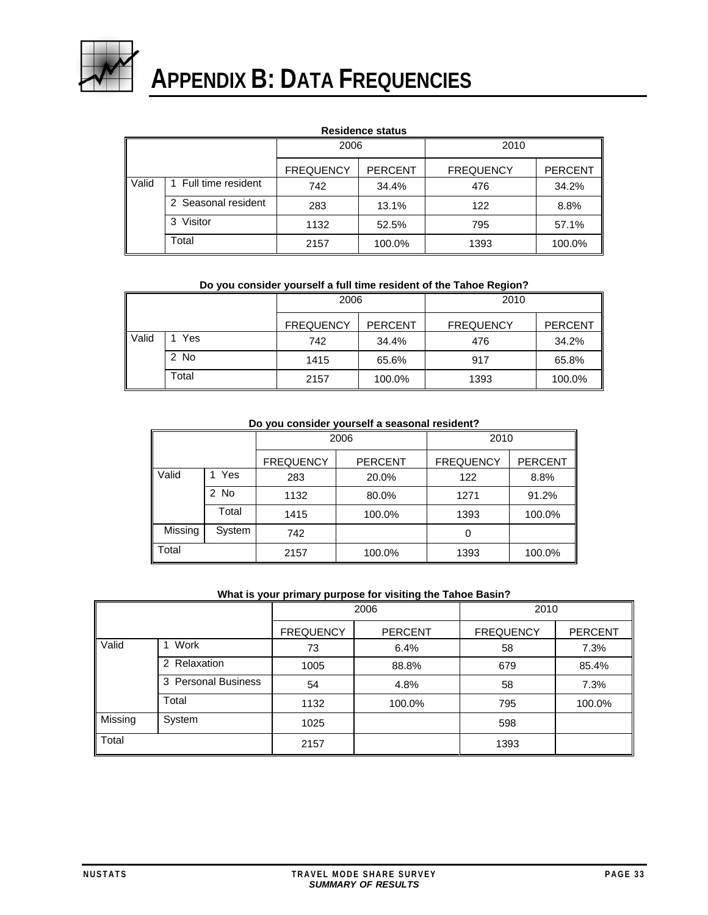# APPENDIX B: DATA FREQUENCIES

**Residence status**

| | | 2006 | | 2010 | |
|---|---|---|---|---|---|
| | | FREQUENCY | PERCENT | FREQUENCY | PERCENT |
| Valid | 1 Full time resident | 742 | 34.4% | 476 | 34.2% |
| | 2 Seasonal resident | 283 | 13.1% | 122 | 8.8% |
| | 3 Visitor | 1132 | 52.5% | 795 | 57.1% |
| | Total | 2157 | 100.0% | 1393 | 100.0% |

**Do you consider yourself a full time resident of the Tahoe Region?**

| | | 2006 | | 2010 | |
|---|---|---|---|---|---|
| | | FREQUENCY | PERCENT | FREQUENCY | PERCENT |
| Valid | 1 Yes | 742 | 34.4% | 476 | 34.2% |
| | 2 No | 1415 | 65.6% | 917 | 65.8% |
| | Total | 2157 | 100.0% | 1393 | 100.0% |

**Do you consider yourself a seasonal resident?**

| | | 2006 | | 2010 | |
|---|---|---|---|---|---|
| | | FREQUENCY | PERCENT | FREQUENCY | PERCENT |
| Valid | 1 Yes | 283 | 20.0% | 122 | 8.8% |
| | 2 No | 1132 | 80.0% | 1271 | 91.2% |
| | Total | 1415 | 100.0% | 1393 | 100.0% |
| Missing | System | 742 | | 0 | |
| Total | | 2157 | 100.0% | 1393 | 100.0% |

**What is your primary purpose for visiting the Tahoe Basin?**

| | | 2006 | | 2010 | |
|---|---|---|---|---|---|
| | | FREQUENCY | PERCENT | FREQUENCY | PERCENT |
| Valid | 1 Work | 73 | 6.4% | 58 | 7.3% |
| | 2 Relaxation | 1005 | 88.8% | 679 | 85.4% |
| | 3 Personal Business | 54 | 4.8% | 58 | 7.3% |
| | Total | 1132 | 100.0% | 795 | 100.0% |
| Missing | System | 1025 | | 598 | |
| Total | | 2157 | | 1393 | |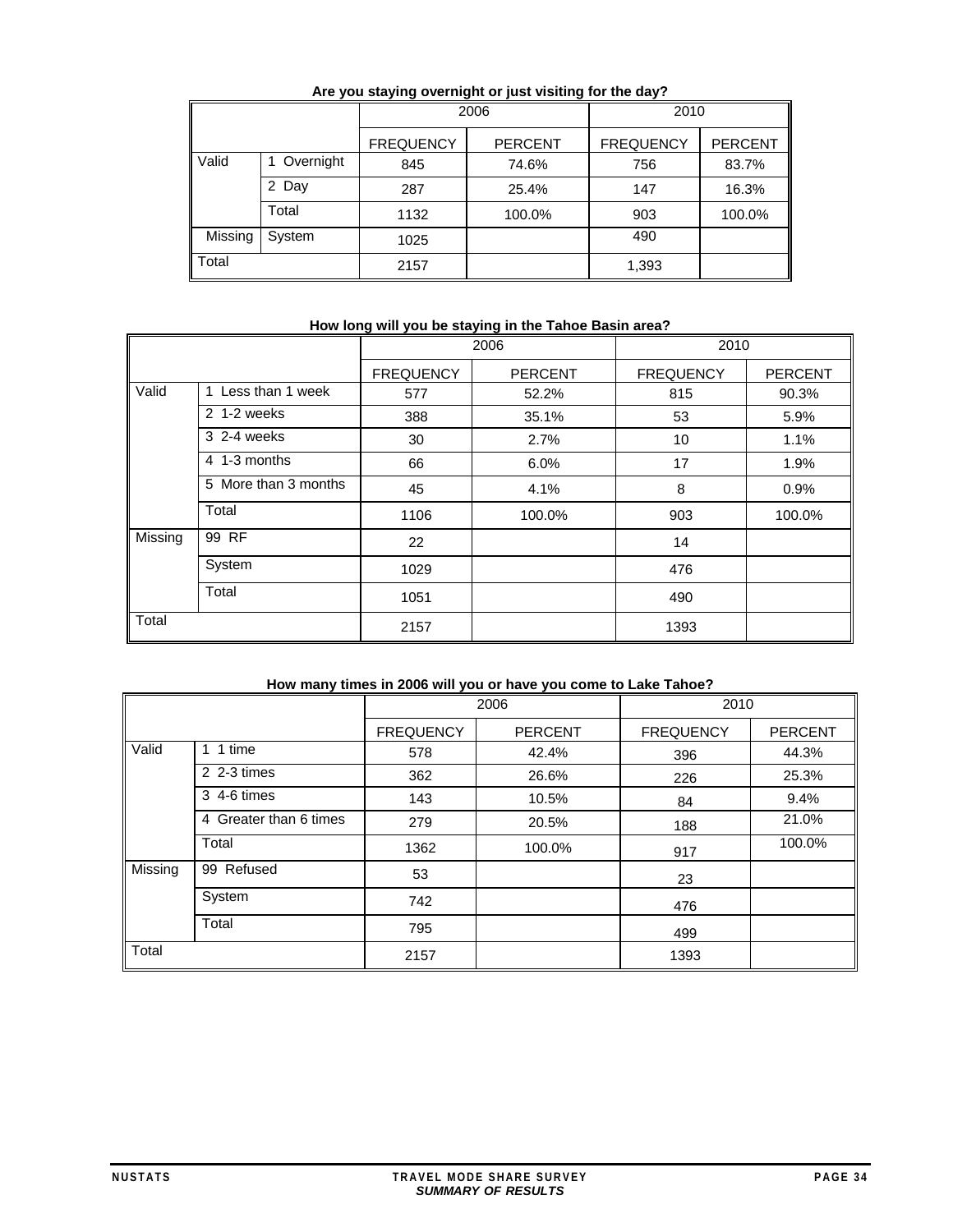**Are you staying overnight or just visiting for the day?**

| | | 2006 | | 2010 | |
|---|---|---|---|---|---|
| | | FREQUENCY | PERCENT | FREQUENCY | PERCENT |
| Valid | 1 Overnight | 845 | 74.6% | 756 | 83.7% |
| | 2 Day | 287 | 25.4% | 147 | 16.3% |
| | Total | 1132 | 100.0% | 903 | 100.0% |
| Missing | System | 1025 | | 490 | |
| Total | | 2157 | | 1,393 | |

**How long will you be staying in the Tahoe Basin area?**

| | | 2006 | | 2010 | |
|---|---|---|---|---|---|
| | | FREQUENCY | PERCENT | FREQUENCY | PERCENT |
| Valid | 1 Less than 1 week | 577 | 52.2% | 815 | 90.3% |
| | 2 1-2 weeks | 388 | 35.1% | 53 | 5.9% |
| | 3 2-4 weeks | 30 | 2.7% | 10 | 1.1% |
| | 4 1-3 months | 66 | 6.0% | 17 | 1.9% |
| | 5 More than 3 months | 45 | 4.1% | 8 | 0.9% |
| | Total | 1106 | 100.0% | 903 | 100.0% |
| Missing | 99 RF | 22 | | 14 | |
| | System | 1029 | | 476 | |
| | Total | 1051 | | 490 | |
| Total | | 2157 | | 1393 | |

**How many times in 2006 will you or have you come to Lake Tahoe?**

| | | 2006 | | 2010 | |
|---|---|---|---|---|---|
| | | FREQUENCY | PERCENT | FREQUENCY | PERCENT |
| Valid | 1 1 time | 578 | 42.4% | 396 | 44.3% |
| | 2 2-3 times | 362 | 26.6% | 226 | 25.3% |
| | 3 4-6 times | 143 | 10.5% | 84 | 9.4% |
| | 4 Greater than 6 times | 279 | 20.5% | 188 | 21.0% |
| | Total | 1362 | 100.0% | 917 | 100.0% |
| Missing | 99 Refused | 53 | | 23 | |
| | System | 742 | | 476 | |
| | Total | 795 | | 499 | |
| Total | | 2157 | | 1393 | |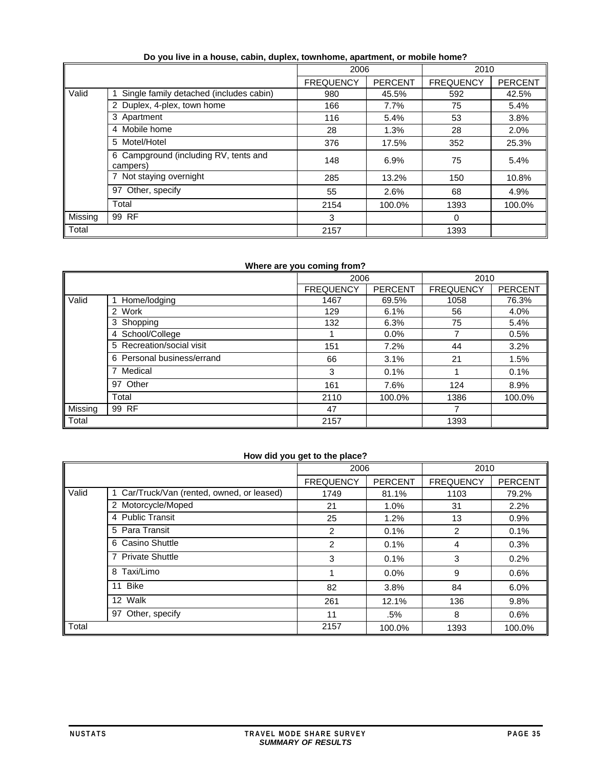**Do you live in a house, cabin, duplex, townhome, apartment, or mobile home?**

| | | 2006 | | 2010 | |
|---|---|---|---|---|---|
| | | FREQUENCY | PERCENT | FREQUENCY | PERCENT |
| Valid | 1 Single family detached (includes cabin) | 980 | 45.5% | 592 | 42.5% |
| | 2 Duplex, 4-plex, town home | 166 | 7.7% | 75 | 5.4% |
| | 3 Apartment | 116 | 5.4% | 53 | 3.8% |
| | 4 Mobile home | 28 | 1.3% | 28 | 2.0% |
| | 5 Motel/Hotel | 376 | 17.5% | 352 | 25.3% |
| | 6 Campground (including RV, tents and campers) | 148 | 6.9% | 75 | 5.4% |
| | 7 Not staying overnight | 285 | 13.2% | 150 | 10.8% |
| | 97 Other, specify | 55 | 2.6% | 68 | 4.9% |
| | Total | 2154 | 100.0% | 1393 | 100.0% |
| Missing | 99 RF | 3 | | 0 | |
| Total | | 2157 | | 1393 | |

**Where are you coming from?**

| | | 2006 | | 2010 | |
|---|---|---|---|---|---|
| | | FREQUENCY | PERCENT | FREQUENCY | PERCENT |
| Valid | 1 Home/lodging | 1467 | 69.5% | 1058 | 76.3% |
| | 2 Work | 129 | 6.1% | 56 | 4.0% |
| | 3 Shopping | 132 | 6.3% | 75 | 5.4% |
| | 4 School/College | 1 | 0.0% | 7 | 0.5% |
| | 5 Recreation/social visit | 151 | 7.2% | 44 | 3.2% |
| | 6 Personal business/errand | 66 | 3.1% | 21 | 1.5% |
| | 7 Medical | 3 | 0.1% | 1 | 0.1% |
| | 97 Other | 161 | 7.6% | 124 | 8.9% |
| | Total | 2110 | 100.0% | 1386 | 100.0% |
| Missing | 99 RF | 47 | | 7 | |
| Total | | 2157 | | 1393 | |

**How did you get to the place?**

| | | 2006 | | 2010 | |
|---|---|---|---|---|---|
| | | FREQUENCY | PERCENT | FREQUENCY | PERCENT |
| Valid | 1 Car/Truck/Van (rented, owned, or leased) | 1749 | 81.1% | 1103 | 79.2% |
| | 2 Motorcycle/Moped | 21 | 1.0% | 31 | 2.2% |
| | 4 Public Transit | 25 | 1.2% | 13 | 0.9% |
| | 5 Para Transit | 2 | 0.1% | 2 | 0.1% |
| | 6 Casino Shuttle | 2 | 0.1% | 4 | 0.3% |
| | 7 Private Shuttle | 3 | 0.1% | 3 | 0.2% |
| | 8 Taxi/Limo | 1 | 0.0% | 9 | 0.6% |
| | 11 Bike | 82 | 3.8% | 84 | 6.0% |
| | 12 Walk | 261 | 12.1% | 136 | 9.8% |
| | 97 Other, specify | 11 | .5% | 8 | 0.6% |
| Total | | 2157 | 100.0% | 1393 | 100.0% |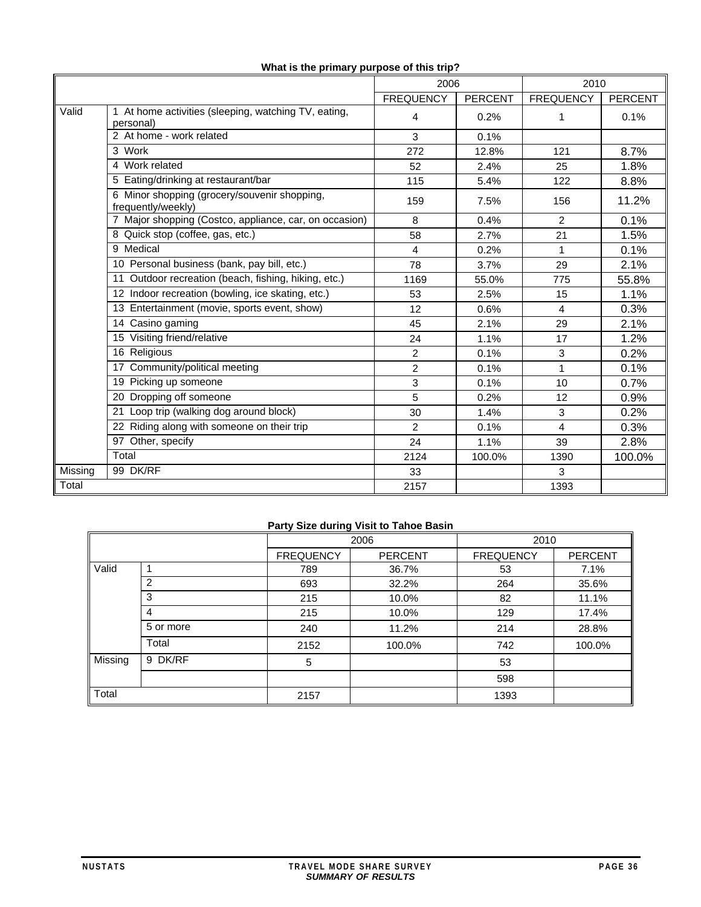**What is the primary purpose of this trip?**

| | | 2006 | | 2010 | |
|---|---|---|---|---|---|
| | | FREQUENCY | PERCENT | FREQUENCY | PERCENT |
| Valid | 1 At home activities (sleeping, watching TV, eating, personal) | 4 | 0.2% | 1 | 0.1% |
| | 2 At home - work related | 3 | 0.1% | | |
| | 3 Work | 272 | 12.8% | 121 | 8.7% |
| | 4 Work related | 52 | 2.4% | 25 | 1.8% |
| | 5 Eating/drinking at restaurant/bar | 115 | 5.4% | 122 | 8.8% |
| | 6 Minor shopping (grocery/souvenir shopping, frequently/weekly) | 159 | 7.5% | 156 | 11.2% |
| | 7 Major shopping (Costco, appliance, car, on occasion) | 8 | 0.4% | 2 | 0.1% |
| | 8 Quick stop (coffee, gas, etc.) | 58 | 2.7% | 21 | 1.5% |
| | 9 Medical | 4 | 0.2% | 1 | 0.1% |
| | 10 Personal business (bank, pay bill, etc.) | 78 | 3.7% | 29 | 2.1% |
| | 11 Outdoor recreation (beach, fishing, hiking, etc.) | 1169 | 55.0% | 775 | 55.8% |
| | 12 Indoor recreation (bowling, ice skating, etc.) | 53 | 2.5% | 15 | 1.1% |
| | 13 Entertainment (movie, sports event, show) | 12 | 0.6% | 4 | 0.3% |
| | 14 Casino gaming | 45 | 2.1% | 29 | 2.1% |
| | 15 Visiting friend/relative | 24 | 1.1% | 17 | 1.2% |
| | 16 Religious | 2 | 0.1% | 3 | 0.2% |
| | 17 Community/political meeting | 2 | 0.1% | 1 | 0.1% |
| | 19 Picking up someone | 3 | 0.1% | 10 | 0.7% |
| | 20 Dropping off someone | 5 | 0.2% | 12 | 0.9% |
| | 21 Loop trip (walking dog around block) | 30 | 1.4% | 3 | 0.2% |
| | 22 Riding along with someone on their trip | 2 | 0.1% | 4 | 0.3% |
| | 97 Other, specify | 24 | 1.1% | 39 | 2.8% |
| | Total | 2124 | 100.0% | 1390 | 100.0% |
| Missing | 99 DK/RF | 33 | | 3 | |
| Total | | 2157 | | 1393 | |

**Party Size during Visit to Tahoe Basin**

| | | 2006 | | 2010 | |
|---|---|---|---|---|---|
| | | FREQUENCY | PERCENT | FREQUENCY | PERCENT |
| Valid | 1 | 789 | 36.7% | 53 | 7.1% |
| | 2 | 693 | 32.2% | 264 | 35.6% |
| | 3 | 215 | 10.0% | 82 | 11.1% |
| | 4 | 215 | 10.0% | 129 | 17.4% |
| | 5 or more | 240 | 11.2% | 214 | 28.8% |
| | Total | 2152 | 100.0% | 742 | 100.0% |
| Missing | 9 DK/RF | 5 | | 53 | |
| | | | | 598 | |
| Total | | 2157 | | 1393 | |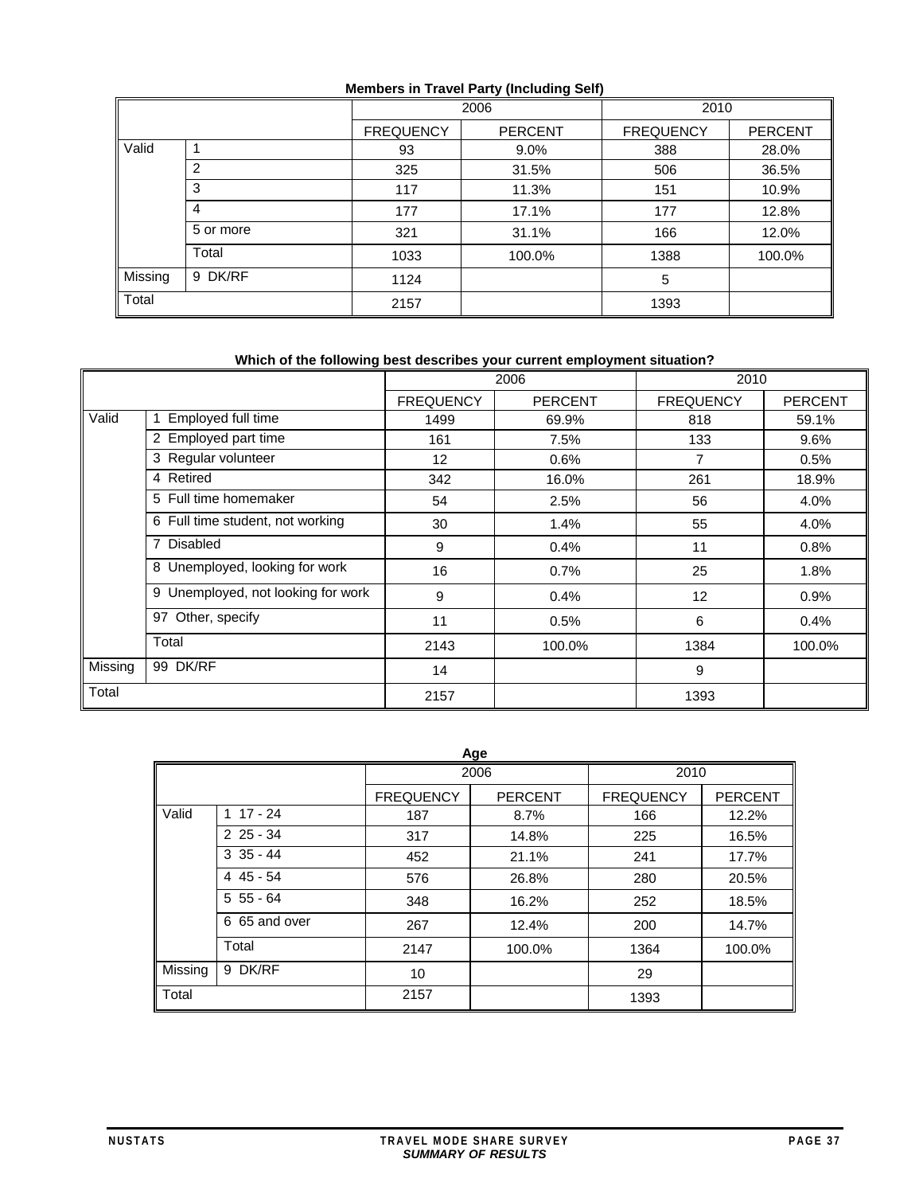**Members in Travel Party (Including Self)**

| | | 2006 | | 2010 | |
|---|---|---|---|---|---|
| | | FREQUENCY | PERCENT | FREQUENCY | PERCENT |
| Valid | 1 | 93 | 9.0% | 388 | 28.0% |
| | 2 | 325 | 31.5% | 506 | 36.5% |
| | 3 | 117 | 11.3% | 151 | 10.9% |
| | 4 | 177 | 17.1% | 177 | 12.8% |
| | 5 or more | 321 | 31.1% | 166 | 12.0% |
| | Total | 1033 | 100.0% | 1388 | 100.0% |
| Missing | 9 DK/RF | 1124 | | 5 | |
| Total | | 2157 | | 1393 | |

**Which of the following best describes your current employment situation?**

| | | 2006 | | 2010 | |
|---|---|---|---|---|---|
| | | FREQUENCY | PERCENT | FREQUENCY | PERCENT |
| Valid | 1 Employed full time | 1499 | 69.9% | 818 | 59.1% |
| | 2 Employed part time | 161 | 7.5% | 133 | 9.6% |
| | 3 Regular volunteer | 12 | 0.6% | 7 | 0.5% |
| | 4 Retired | 342 | 16.0% | 261 | 18.9% |
| | 5 Full time homemaker | 54 | 2.5% | 56 | 4.0% |
| | 6 Full time student, not working | 30 | 1.4% | 55 | 4.0% |
| | 7 Disabled | 9 | 0.4% | 11 | 0.8% |
| | 8 Unemployed, looking for work | 16 | 0.7% | 25 | 1.8% |
| | 9 Unemployed, not looking for work | 9 | 0.4% | 12 | 0.9% |
| | 97 Other, specify | 11 | 0.5% | 6 | 0.4% |
| | Total | 2143 | 100.0% | 1384 | 100.0% |
| Missing | 99 DK/RF | 14 | | 9 | |
| Total | | 2157 | | 1393 | |

**Age**

| | | 2006 | | 2010 | |
|---|---|---|---|---|---|
| | | FREQUENCY | PERCENT | FREQUENCY | PERCENT |
| Valid | 1 17 - 24 | 187 | 8.7% | 166 | 12.2% |
| | 2 25 - 34 | 317 | 14.8% | 225 | 16.5% |
| | 3 35 - 44 | 452 | 21.1% | 241 | 17.7% |
| | 4 45 - 54 | 576 | 26.8% | 280 | 20.5% |
| | 5 55 - 64 | 348 | 16.2% | 252 | 18.5% |
| | 6 65 and over | 267 | 12.4% | 200 | 14.7% |
| | Total | 2147 | 100.0% | 1364 | 100.0% |
| Missing | 9 DK/RF | 10 | | 29 | |
| Total | | 2157 | | 1393 | |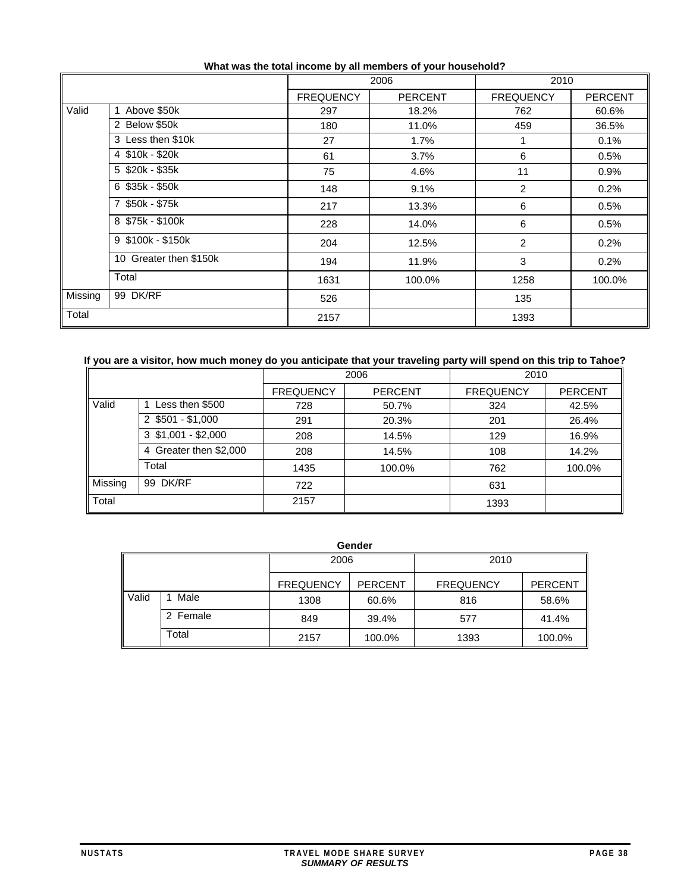**What was the total income by all members of your household?**

| | | 2006 | | 2010 | |
|---|---|---|---|---|---|
| | | FREQUENCY | PERCENT | FREQUENCY | PERCENT |
| Valid | 1 Above $50k | 297 | 18.2% | 762 | 60.6% |
| | 2 Below $50k | 180 | 11.0% | 459 | 36.5% |
| | 3 Less then $10k | 27 | 1.7% | 1 | 0.1% |
| | 4 $10k - $20k | 61 | 3.7% | 6 | 0.5% |
| | 5 $20k - $35k | 75 | 4.6% | 11 | 0.9% |
| | 6 $35k - $50k | 148 | 9.1% | 2 | 0.2% |
| | 7 $50k - $75k | 217 | 13.3% | 6 | 0.5% |
| | 8 $75k - $100k | 228 | 14.0% | 6 | 0.5% |
| | 9 $100k - $150k | 204 | 12.5% | 2 | 0.2% |
| | 10 Greater then $150k | 194 | 11.9% | 3 | 0.2% |
| | Total | 1631 | 100.0% | 1258 | 100.0% |
| Missing | 99 DK/RF | 526 | | 135 | |
| Total | | 2157 | | 1393 | |

**If you are a visitor, how much money do you anticipate that your traveling party will spend on this trip to Tahoe?**

| | | 2006 | | 2010 | |
|---|---|---|---|---|---|
| | | FREQUENCY | PERCENT | FREQUENCY | PERCENT |
| Valid | 1 Less then $500 | 728 | 50.7% | 324 | 42.5% |
| | 2 $501 - $1,000 | 291 | 20.3% | 201 | 26.4% |
| | 3 $1,001 - $2,000 | 208 | 14.5% | 129 | 16.9% |
| | 4 Greater then $2,000 | 208 | 14.5% | 108 | 14.2% |
| | Total | 1435 | 100.0% | 762 | 100.0% |
| Missing | 99 DK/RF | 722 | | 631 | |
| Total | | 2157 | | 1393 | |

**Gender**

| | | 2006 | | 2010 | |
|---|---|---|---|---|---|
| | | FREQUENCY | PERCENT | FREQUENCY | PERCENT |
| Valid | 1 Male | 1308 | 60.6% | 816 | 58.6% |
| | 2 Female | 849 | 39.4% | 577 | 41.4% |
| | Total | 2157 | 100.0% | 1393 | 100.0% |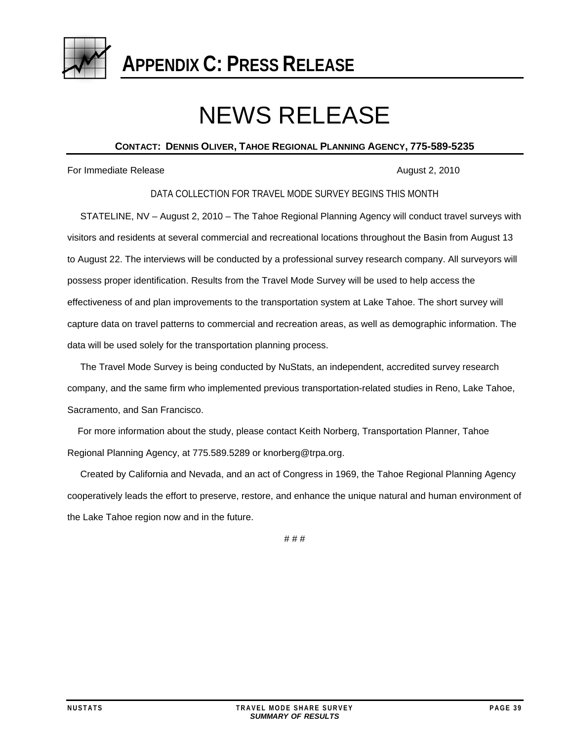# APPENDIX C: PRESS RELEASE

## NEWS RELEASE

**CONTACT: DENNIS OLIVER, TAHOE REGIONAL PLANNING AGENCY, 775-589-5235**

For Immediate Release August 2, 2010

DATA COLLECTION FOR TRAVEL MODE SURVEY BEGINS THIS MONTH

STATELINE, NV – August 2, 2010 – The Tahoe Regional Planning Agency will conduct travel surveys with visitors and residents at several commercial and recreational locations throughout the Basin from August 13 to August 22. The interviews will be conducted by a professional survey research company. All surveyors will possess proper identification. Results from the Travel Mode Survey will be used to help access the effectiveness of and plan improvements to the transportation system at Lake Tahoe. The short survey will capture data on travel patterns to commercial and recreation areas, as well as demographic information. The data will be used solely for the transportation planning process.

The Travel Mode Survey is being conducted by NuStats, an independent, accredited survey research company, and the same firm who implemented previous transportation-related studies in Reno, Lake Tahoe, Sacramento, and San Francisco.

For more information about the study, please contact Keith Norberg, Transportation Planner, Tahoe Regional Planning Agency, at 775.589.5289 or knorberg@trpa.org.

Created by California and Nevada, and an act of Congress in 1969, the Tahoe Regional Planning Agency cooperatively leads the effort to preserve, restore, and enhance the unique natural and human environment of the Lake Tahoe region now and in the future.

# # #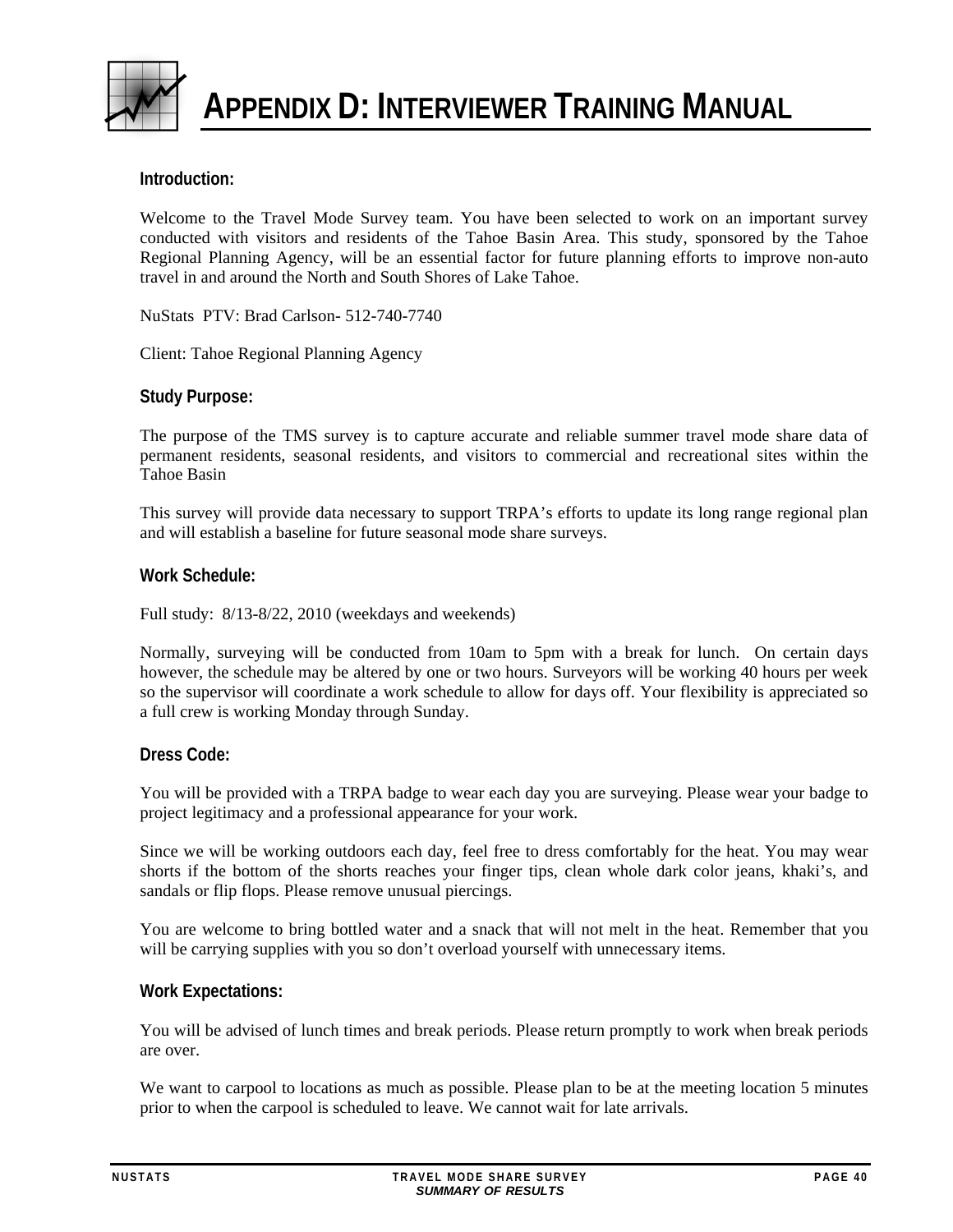# APPENDIX D: INTERVIEWER TRAINING MANUAL

### Introduction:

Welcome to the Travel Mode Survey team. You have been selected to work on an important survey conducted with visitors and residents of the Tahoe Basin Area. This study, sponsored by the Tahoe Regional Planning Agency, will be an essential factor for future planning efforts to improve non-auto travel in and around the North and South Shores of Lake Tahoe.

NuStats PTV: Brad Carlson- 512-740-7740

Client: Tahoe Regional Planning Agency

### Study Purpose:

The purpose of the TMS survey is to capture accurate and reliable summer travel mode share data of permanent residents, seasonal residents, and visitors to commercial and recreational sites within the Tahoe Basin

This survey will provide data necessary to support TRPA's efforts to update its long range regional plan and will establish a baseline for future seasonal mode share surveys.

### Work Schedule:

Full study: 8/13-8/22, 2010 (weekdays and weekends)

Normally, surveying will be conducted from 10am to 5pm with a break for lunch. On certain days however, the schedule may be altered by one or two hours. Surveyors will be working 40 hours per week so the supervisor will coordinate a work schedule to allow for days off. Your flexibility is appreciated so a full crew is working Monday through Sunday.

### Dress Code:

You will be provided with a TRPA badge to wear each day you are surveying. Please wear your badge to project legitimacy and a professional appearance for your work.

Since we will be working outdoors each day, feel free to dress comfortably for the heat. You may wear shorts if the bottom of the shorts reaches your finger tips, clean whole dark color jeans, khaki's, and sandals or flip flops. Please remove unusual piercings.

You are welcome to bring bottled water and a snack that will not melt in the heat. Remember that you will be carrying supplies with you so don't overload yourself with unnecessary items.

### Work Expectations:

You will be advised of lunch times and break periods. Please return promptly to work when break periods are over.

We want to carpool to locations as much as possible. Please plan to be at the meeting location 5 minutes prior to when the carpool is scheduled to leave. We cannot wait for late arrivals.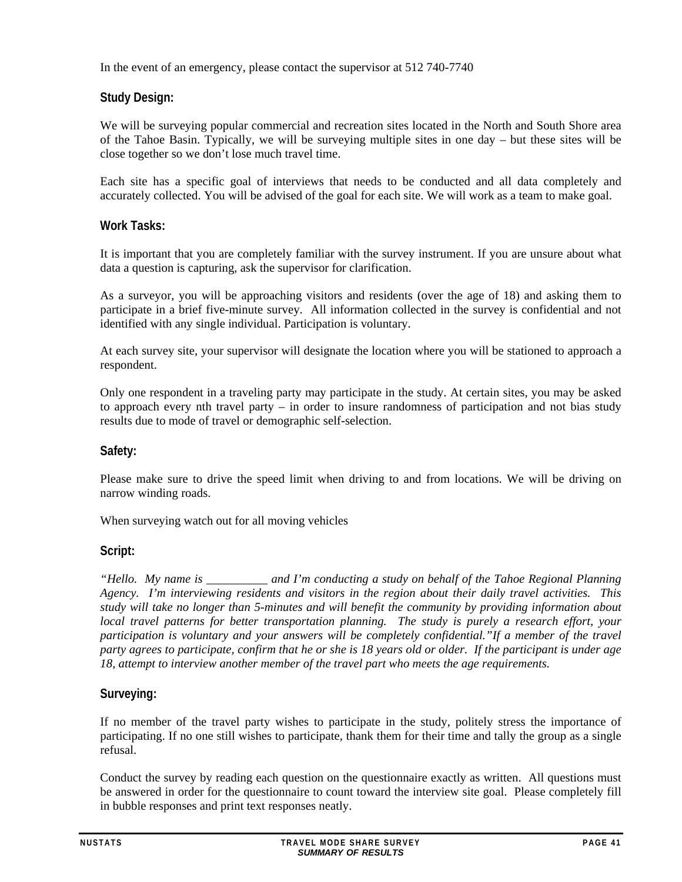In the event of an emergency, please contact the supervisor at 512 740-7740

### Study Design:

We will be surveying popular commercial and recreation sites located in the North and South Shore area of the Tahoe Basin. Typically, we will be surveying multiple sites in one day – but these sites will be close together so we don't lose much travel time.

Each site has a specific goal of interviews that needs to be conducted and all data completely and accurately collected. You will be advised of the goal for each site. We will work as a team to make goal.

### Work Tasks:

It is important that you are completely familiar with the survey instrument. If you are unsure about what data a question is capturing, ask the supervisor for clarification.

As a surveyor, you will be approaching visitors and residents (over the age of 18) and asking them to participate in a brief five-minute survey. All information collected in the survey is confidential and not identified with any single individual. Participation is voluntary.

At each survey site, your supervisor will designate the location where you will be stationed to approach a respondent.

Only one respondent in a traveling party may participate in the study. At certain sites, you may be asked to approach every nth travel party – in order to insure randomness of participation and not bias study results due to mode of travel or demographic self-selection.

### Safety:

Please make sure to drive the speed limit when driving to and from locations. We will be driving on narrow winding roads.

When surveying watch out for all moving vehicles

### Script:

*"Hello. My name is __________ and I'm conducting a study on behalf of the Tahoe Regional Planning Agency. I'm interviewing residents and visitors in the region about their daily travel activities. This study will take no longer than 5-minutes and will benefit the community by providing information about local travel patterns for better transportation planning. The study is purely a research effort, your participation is voluntary and your answers will be completely confidential."If a member of the travel party agrees to participate, confirm that he or she is 18 years old or older. If the participant is under age 18, attempt to interview another member of the travel part who meets the age requirements.*

### Surveying:

If no member of the travel party wishes to participate in the study, politely stress the importance of participating. If no one still wishes to participate, thank them for their time and tally the group as a single refusal.

Conduct the survey by reading each question on the questionnaire exactly as written. All questions must be answered in order for the questionnaire to count toward the interview site goal. Please completely fill in bubble responses and print text responses neatly.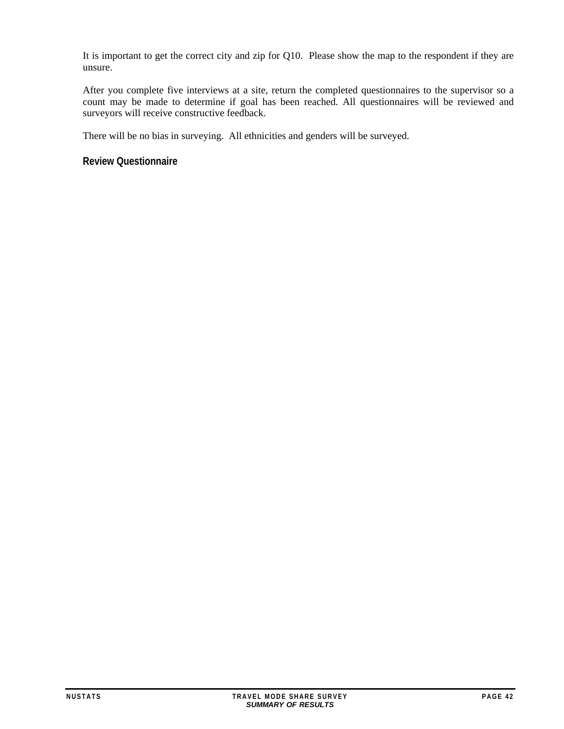It is important to get the correct city and zip for Q10. Please show the map to the respondent if they are unsure.

After you complete five interviews at a site, return the completed questionnaires to the supervisor so a count may be made to determine if goal has been reached. All questionnaires will be reviewed and surveyors will receive constructive feedback.

There will be no bias in surveying. All ethnicities and genders will be surveyed.

### Review Questionnaire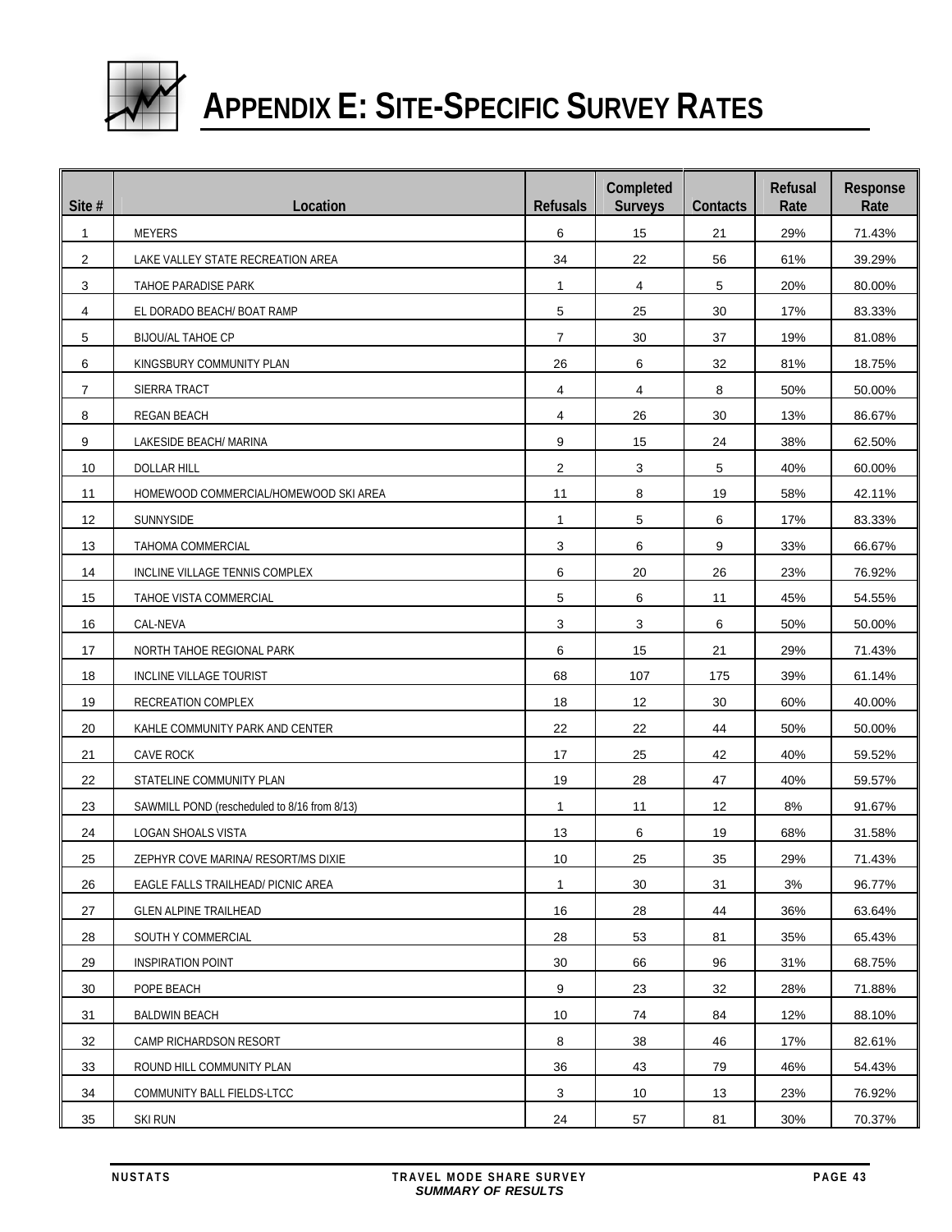# APPENDIX E: SITE-SPECIFIC SURVEY RATES

| Site # | Location | Refusals | Completed Surveys | Contacts | Refusal Rate | Response Rate |
|---|---|---|---|---|---|---|
| 1 | MEYERS | 6 | 15 | 21 | 29% | 71.43% |
| 2 | LAKE VALLEY STATE RECREATION AREA | 34 | 22 | 56 | 61% | 39.29% |
| 3 | TAHOE PARADISE PARK | 1 | 4 | 5 | 20% | 80.00% |
| 4 | EL DORADO BEACH/ BOAT RAMP | 5 | 25 | 30 | 17% | 83.33% |
| 5 | BIJOU/AL TAHOE CP | 7 | 30 | 37 | 19% | 81.08% |
| 6 | KINGSBURY COMMUNITY PLAN | 26 | 6 | 32 | 81% | 18.75% |
| 7 | SIERRA TRACT | 4 | 4 | 8 | 50% | 50.00% |
| 8 | REGAN BEACH | 4 | 26 | 30 | 13% | 86.67% |
| 9 | LAKESIDE BEACH/ MARINA | 9 | 15 | 24 | 38% | 62.50% |
| 10 | DOLLAR HILL | 2 | 3 | 5 | 40% | 60.00% |
| 11 | HOMEWOOD COMMERCIAL/HOMEWOOD SKI AREA | 11 | 8 | 19 | 58% | 42.11% |
| 12 | SUNNYSIDE | 1 | 5 | 6 | 17% | 83.33% |
| 13 | TAHOMA COMMERCIAL | 3 | 6 | 9 | 33% | 66.67% |
| 14 | INCLINE VILLAGE TENNIS COMPLEX | 6 | 20 | 26 | 23% | 76.92% |
| 15 | TAHOE VISTA COMMERCIAL | 5 | 6 | 11 | 45% | 54.55% |
| 16 | CAL-NEVA | 3 | 3 | 6 | 50% | 50.00% |
| 17 | NORTH TAHOE REGIONAL PARK | 6 | 15 | 21 | 29% | 71.43% |
| 18 | INCLINE VILLAGE TOURIST | 68 | 107 | 175 | 39% | 61.14% |
| 19 | RECREATION COMPLEX | 18 | 12 | 30 | 60% | 40.00% |
| 20 | KAHLE COMMUNITY PARK AND CENTER | 22 | 22 | 44 | 50% | 50.00% |
| 21 | CAVE ROCK | 17 | 25 | 42 | 40% | 59.52% |
| 22 | STATELINE COMMUNITY PLAN | 19 | 28 | 47 | 40% | 59.57% |
| 23 | SAWMILL POND (rescheduled to 8/16 from 8/13) | 1 | 11 | 12 | 8% | 91.67% |
| 24 | LOGAN SHOALS VISTA | 13 | 6 | 19 | 68% | 31.58% |
| 25 | ZEPHYR COVE MARINA/ RESORT/MS DIXIE | 10 | 25 | 35 | 29% | 71.43% |
| 26 | EAGLE FALLS TRAILHEAD/ PICNIC AREA | 1 | 30 | 31 | 3% | 96.77% |
| 27 | GLEN ALPINE TRAILHEAD | 16 | 28 | 44 | 36% | 63.64% |
| 28 | SOUTH Y COMMERCIAL | 28 | 53 | 81 | 35% | 65.43% |
| 29 | INSPIRATION POINT | 30 | 66 | 96 | 31% | 68.75% |
| 30 | POPE BEACH | 9 | 23 | 32 | 28% | 71.88% |
| 31 | BALDWIN BEACH | 10 | 74 | 84 | 12% | 88.10% |
| 32 | CAMP RICHARDSON RESORT | 8 | 38 | 46 | 17% | 82.61% |
| 33 | ROUND HILL COMMUNITY PLAN | 36 | 43 | 79 | 46% | 54.43% |
| 34 | COMMUNITY BALL FIELDS-LTCC | 3 | 10 | 13 | 23% | 76.92% |
| 35 | SKI RUN | 24 | 57 | 81 | 30% | 70.37% |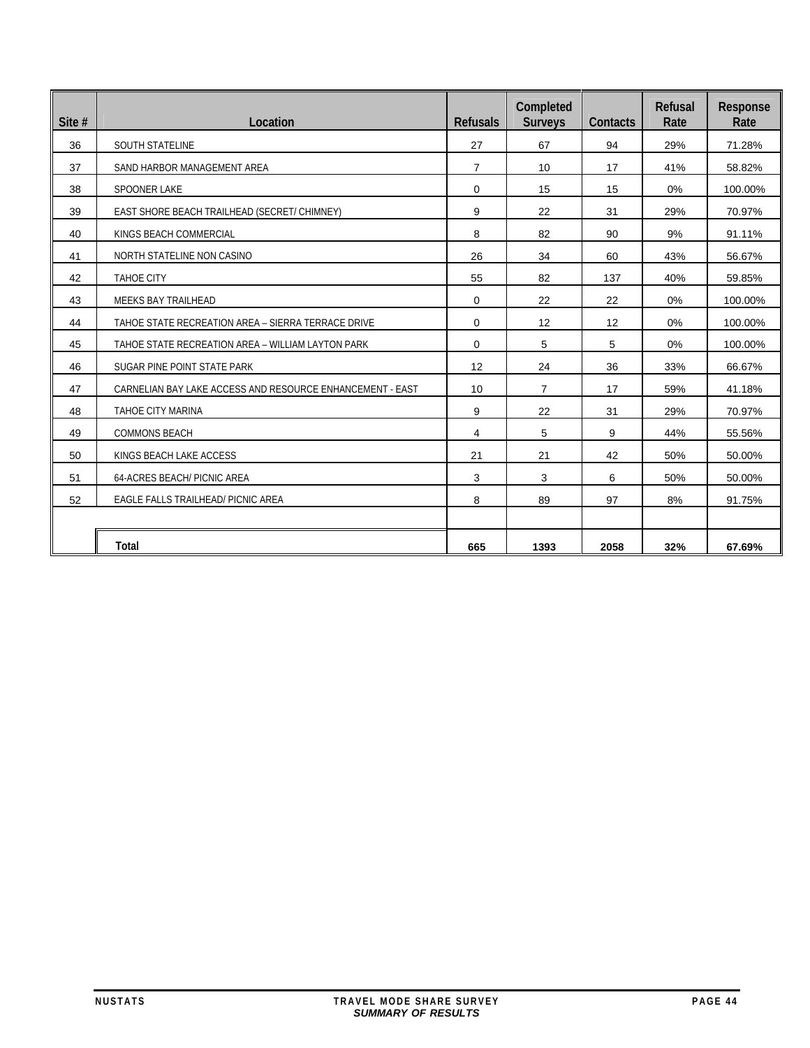| Site # | Location | Refusals | Completed Surveys | Contacts | Refusal Rate | Response Rate |
|---|---|---|---|---|---|---|
| 36 | SOUTH STATELINE | 27 | 67 | 94 | 29% | 71.28% |
| 37 | SAND HARBOR MANAGEMENT AREA | 7 | 10 | 17 | 41% | 58.82% |
| 38 | SPOONER LAKE | 0 | 15 | 15 | 0% | 100.00% |
| 39 | EAST SHORE BEACH TRAILHEAD (SECRET/ CHIMNEY) | 9 | 22 | 31 | 29% | 70.97% |
| 40 | KINGS BEACH COMMERCIAL | 8 | 82 | 90 | 9% | 91.11% |
| 41 | NORTH STATELINE NON CASINO | 26 | 34 | 60 | 43% | 56.67% |
| 42 | TAHOE CITY | 55 | 82 | 137 | 40% | 59.85% |
| 43 | MEEKS BAY TRAILHEAD | 0 | 22 | 22 | 0% | 100.00% |
| 44 | TAHOE STATE RECREATION AREA – SIERRA TERRACE DRIVE | 0 | 12 | 12 | 0% | 100.00% |
| 45 | TAHOE STATE RECREATION AREA – WILLIAM LAYTON PARK | 0 | 5 | 5 | 0% | 100.00% |
| 46 | SUGAR PINE POINT STATE PARK | 12 | 24 | 36 | 33% | 66.67% |
| 47 | CARNELIAN BAY LAKE ACCESS AND RESOURCE ENHANCEMENT - EAST | 10 | 7 | 17 | 59% | 41.18% |
| 48 | TAHOE CITY MARINA | 9 | 22 | 31 | 29% | 70.97% |
| 49 | COMMONS BEACH | 4 | 5 | 9 | 44% | 55.56% |
| 50 | KINGS BEACH LAKE ACCESS | 21 | 21 | 42 | 50% | 50.00% |
| 51 | 64-ACRES BEACH/ PICNIC AREA | 3 | 3 | 6 | 50% | 50.00% |
| 52 | EAGLE FALLS TRAILHEAD/ PICNIC AREA | 8 | 89 | 97 | 8% | 91.75% |
| | | | | | | |
| | **Total** | **665** | **1393** | **2058** | **32%** | **67.69%** |